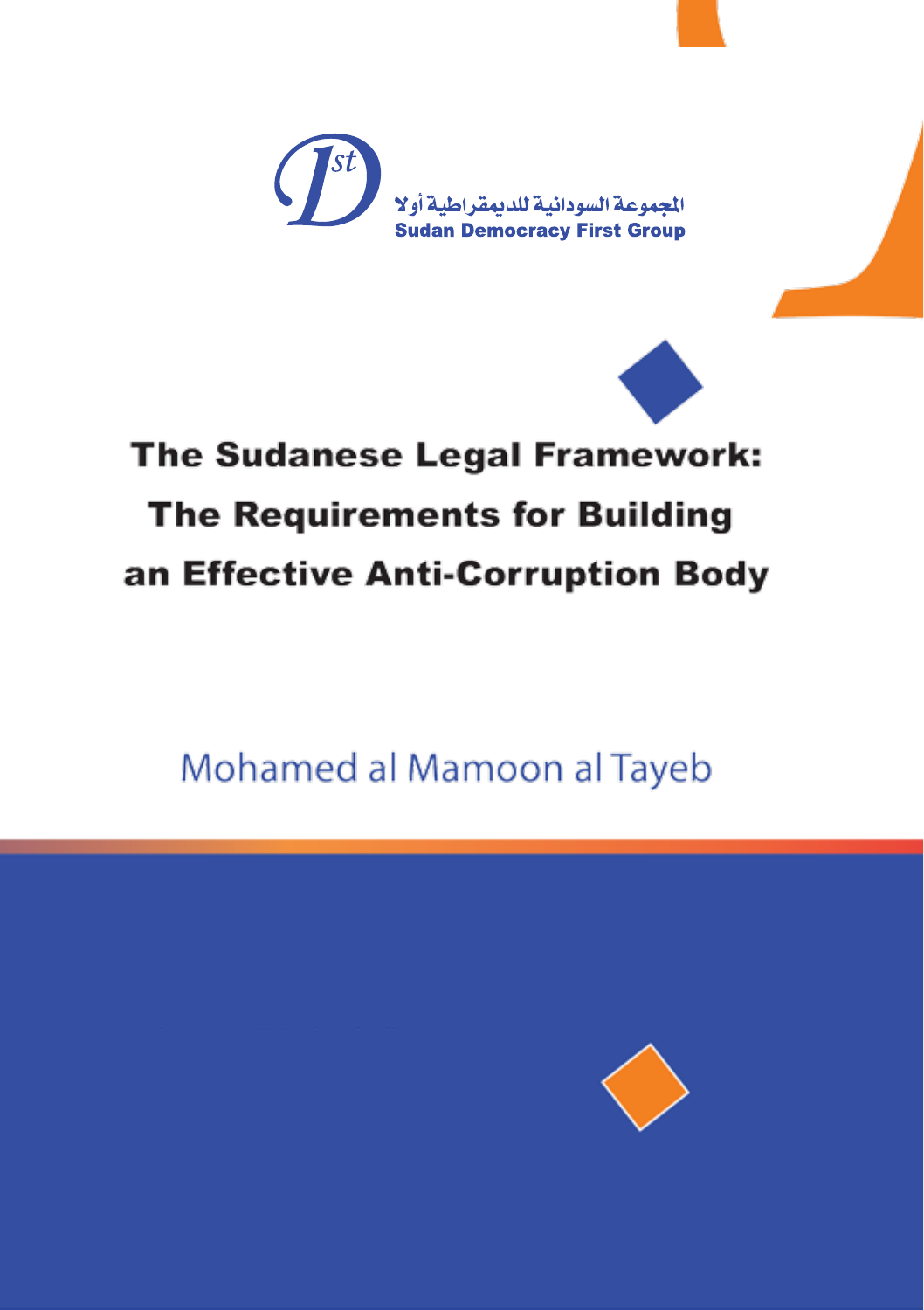المجموعة السودانية للديمقراطية أولا

Sudan Democracy First Group

# The Sudanese Legal Framework: The Requirements for Building an Effective Anti-Corruption Body

Mohamed al Mamoon al Tayeb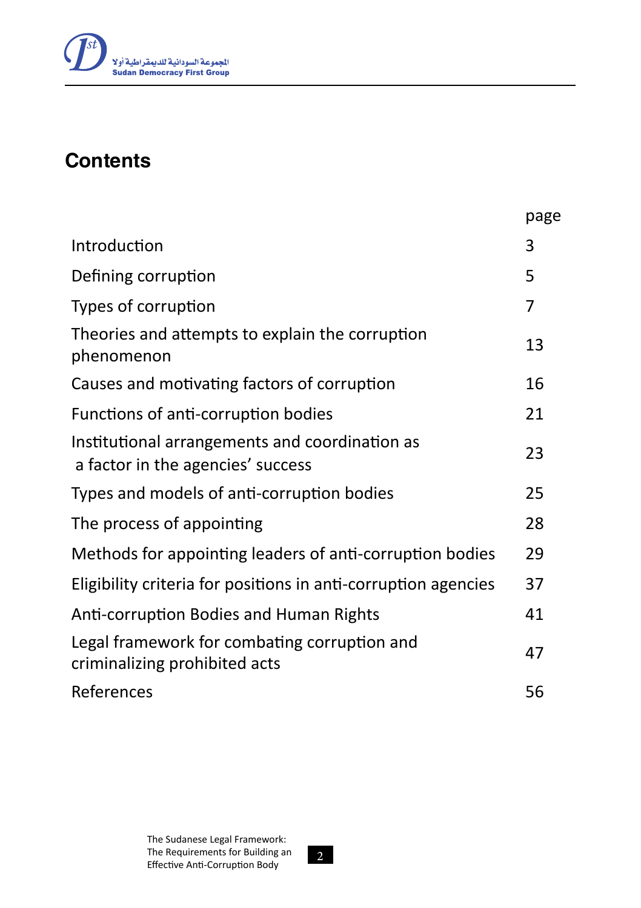## Contents

| | page |
|---|---|
| Introduction | 3 |
| Defining corruption | 5 |
| Types of corruption | 7 |
| Theories and attempts to explain the corruption phenomenon | 13 |
| Causes and motivating factors of corruption | 16 |
| Functions of anti-corruption bodies | 21 |
| Institutional arrangements and coordination as a factor in the agencies' success | 23 |
| Types and models of anti-corruption bodies | 25 |
| The process of appointing | 28 |
| Methods for appointing leaders of anti-corruption bodies | 29 |
| Eligibility criteria for positions in anti-corruption agencies | 37 |
| Anti-corruption Bodies and Human Rights | 41 |
| Legal framework for combating corruption and criminalizing prohibited acts | 47 |
| References | 56 |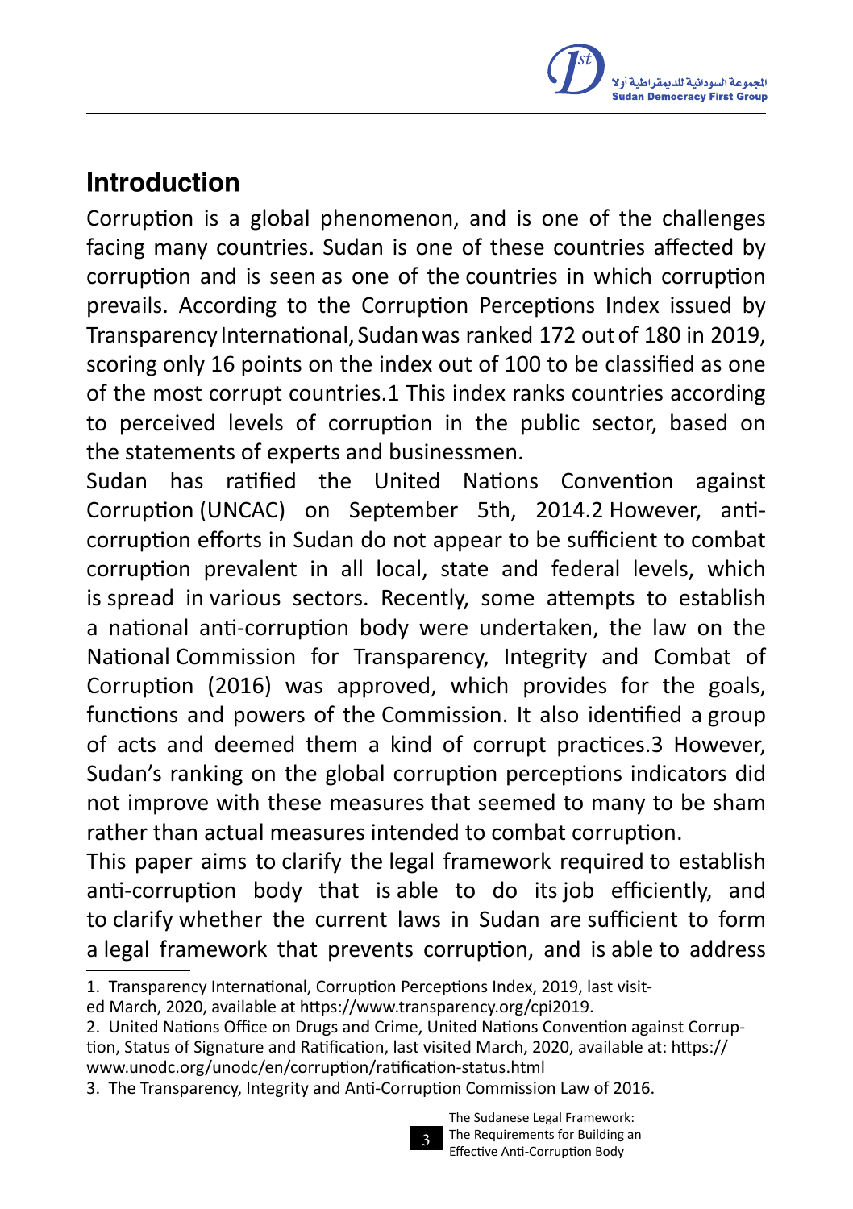## Introduction

Corruption is a global phenomenon, and is one of the challenges facing many countries. Sudan is one of these countries affected by corruption and is seen as one of the countries in which corruption prevails. According to the Corruption Perceptions Index issued by Transparency International, Sudan was ranked 172 out of 180 in 2019, scoring only 16 points on the index out of 100 to be classified as one of the most corrupt countries.[1] This index ranks countries according to perceived levels of corruption in the public sector, based on the statements of experts and businessmen.

Sudan has ratified the United Nations Convention against Corruption (UNCAC) on September 5th, 2014.[2] However, anti-corruption efforts in Sudan do not appear to be sufficient to combat corruption prevalent in all local, state and federal levels, which is spread in various sectors. Recently, some attempts to establish a national anti-corruption body were undertaken, the law on the National Commission for Transparency, Integrity and Combat of Corruption (2016) was approved, which provides for the goals, functions and powers of the Commission. It also identified a group of acts and deemed them a kind of corrupt practices.[3] However, Sudan's ranking on the global corruption perceptions indicators did not improve with these measures that seemed to many to be sham rather than actual measures intended to combat corruption.

This paper aims to clarify the legal framework required to establish anti-corruption body that is able to do its job efficiently, and to clarify whether the current laws in Sudan are sufficient to form a legal framework that prevents corruption, and is able to address

1. Transparency International, Corruption Perceptions Index, 2019, last visited March, 2020, available at https://www.transparency.org/cpi2019.

2. United Nations Office on Drugs and Crime, United Nations Convention against Corruption, Status of Signature and Ratification, last visited March, 2020, available at: https://www.unodc.org/unodc/en/corruption/ratification-status.html

3. The Transparency, Integrity and Anti-Corruption Commission Law of 2016.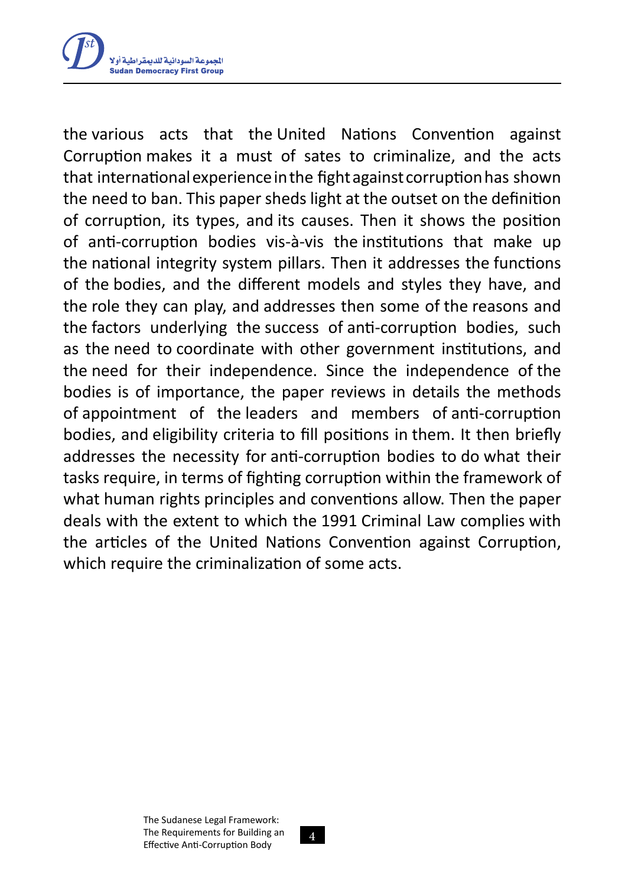the various acts that the United Nations Convention against Corruption makes it a must of sates to criminalize, and the acts that international experience in the fight against corruption has shown the need to ban. This paper sheds light at the outset on the definition of corruption, its types, and its causes. Then it shows the position of anti-corruption bodies vis-à-vis the institutions that make up the national integrity system pillars. Then it addresses the functions of the bodies, and the different models and styles they have, and the role they can play, and addresses then some of the reasons and the factors underlying the success of anti-corruption bodies, such as the need to coordinate with other government institutions, and the need for their independence. Since the independence of the bodies is of importance, the paper reviews in details the methods of appointment of the leaders and members of anti-corruption bodies, and eligibility criteria to fill positions in them. It then briefly addresses the necessity for anti-corruption bodies to do what their tasks require, in terms of fighting corruption within the framework of what human rights principles and conventions allow. Then the paper deals with the extent to which the 1991 Criminal Law complies with the articles of the United Nations Convention against Corruption, which require the criminalization of some acts.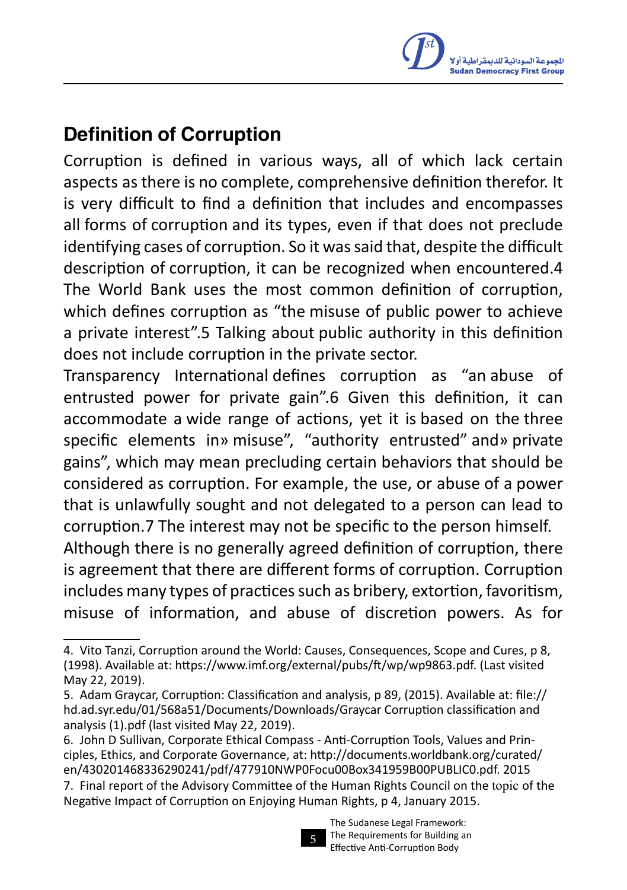## Definition of Corruption

Corruption is defined in various ways, all of which lack certain aspects as there is no complete, comprehensive definition therefor. It is very difficult to find a definition that includes and encompasses all forms of corruption and its types, even if that does not preclude identifying cases of corruption. So it was said that, despite the difficult description of corruption, it can be recognized when encountered.[4] The World Bank uses the most common definition of corruption, which defines corruption as "the misuse of public power to achieve a private interest".[5] Talking about public authority in this definition does not include corruption in the private sector.

Transparency International defines corruption as "an abuse of entrusted power for private gain".[6] Given this definition, it can accommodate a wide range of actions, yet it is based on the three specific elements in» misuse", "authority entrusted" and» private gains", which may mean precluding certain behaviors that should be considered as corruption. For example, the use, or abuse of a power that is unlawfully sought and not delegated to a person can lead to corruption.[7] The interest may not be specific to the person himself.

Although there is no generally agreed definition of corruption, there is agreement that there are different forms of corruption. Corruption includes many types of practices such as bribery, extortion, favoritism, misuse of information, and abuse of discretion powers. As for

---

4. Vito Tanzi, Corruption around the World: Causes, Consequences, Scope and Cures, p 8, (1998). Available at: https://www.imf.org/external/pubs/ft/wp/wp9863.pdf. (Last visited May 22, 2019).

5. Adam Graycar, Corruption: Classification and analysis, p 89, (2015). Available at: file://hd.ad.syr.edu/01/568a51/Documents/Downloads/Graycar Corruption classification and analysis (1).pdf (last visited May 22, 2019).

6. John D Sullivan, Corporate Ethical Compass - Anti-Corruption Tools, Values and Principles, Ethics, and Corporate Governance, at: http://documents.worldbank.org/curated/en/430201468336290241/pdf/477910NWP0Focu00Box341959B00PUBLIC0.pdf. 2015

7. Final report of the Advisory Committee of the Human Rights Council on the topic of the Negative Impact of Corruption on Enjoying Human Rights, p 4, January 2015.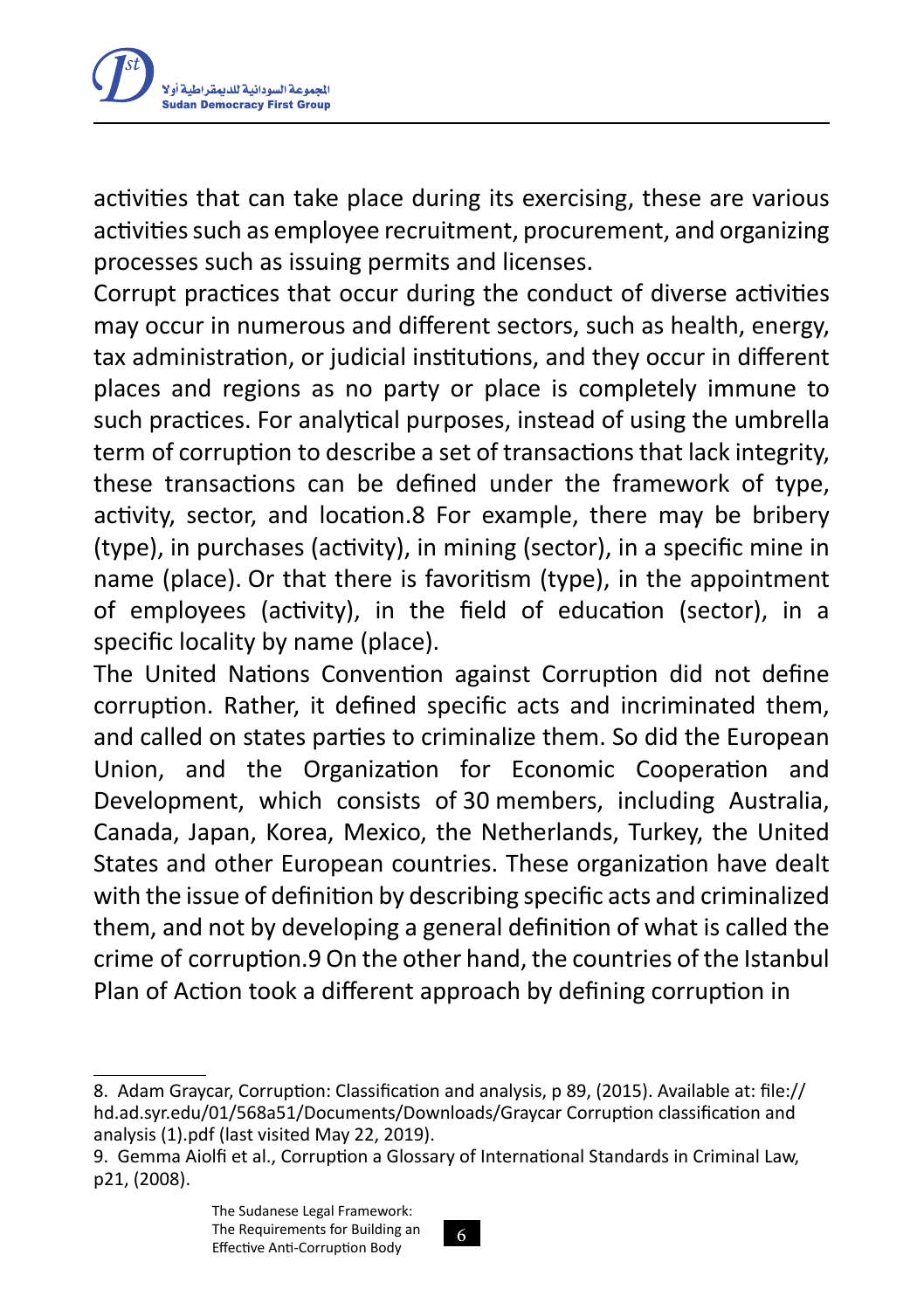activities that can take place during its exercising, these are various activities such as employee recruitment, procurement, and organizing processes such as issuing permits and licenses.

Corrupt practices that occur during the conduct of diverse activities may occur in numerous and different sectors, such as health, energy, tax administration, or judicial institutions, and they occur in different places and regions as no party or place is completely immune to such practices. For analytical purposes, instead of using the umbrella term of corruption to describe a set of transactions that lack integrity, these transactions can be defined under the framework of type, activity, sector, and location.8 For example, there may be bribery (type), in purchases (activity), in mining (sector), in a specific mine in name (place). Or that there is favoritism (type), in the appointment of employees (activity), in the field of education (sector), in a specific locality by name (place).

The United Nations Convention against Corruption did not define corruption. Rather, it defined specific acts and incriminated them, and called on states parties to criminalize them. So did the European Union, and the Organization for Economic Cooperation and Development, which consists of 30 members, including Australia, Canada, Japan, Korea, Mexico, the Netherlands, Turkey, the United States and other European countries. These organization have dealt with the issue of definition by describing specific acts and criminalized them, and not by developing a general definition of what is called the crime of corruption.9 On the other hand, the countries of the Istanbul Plan of Action took a different approach by defining corruption in

---

8. Adam Graycar, Corruption: Classification and analysis, p 89, (2015). Available at: file://hd.ad.syr.edu/01/568a51/Documents/Downloads/Graycar Corruption classification and analysis (1).pdf (last visited May 22, 2019).

9. Gemma Aiolfi et al., Corruption a Glossary of International Standards in Criminal Law, p21, (2008).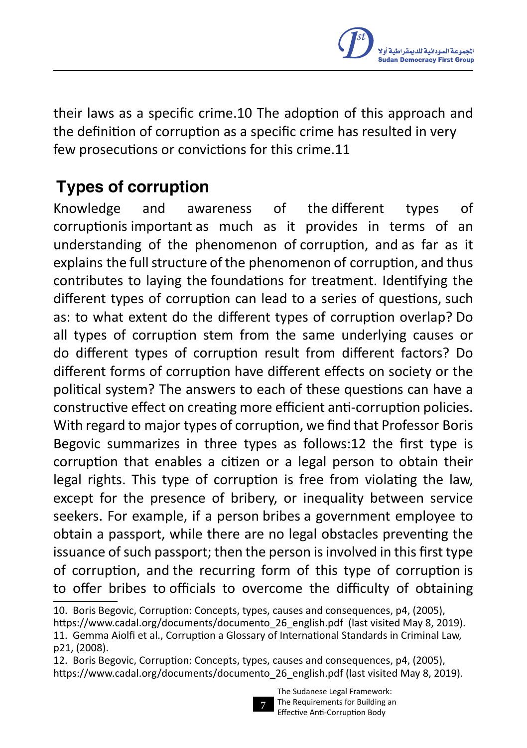their laws as a specific crime.10 The adoption of this approach and the definition of corruption as a specific crime has resulted in very few prosecutions or convictions for this crime.11

## Types of corruption

Knowledge and awareness of the different types of corruptionis important as much as it provides in terms of an understanding of the phenomenon of corruption, and as far as it explains the full structure of the phenomenon of corruption, and thus contributes to laying the foundations for treatment. Identifying the different types of corruption can lead to a series of questions, such as: to what extent do the different types of corruption overlap? Do all types of corruption stem from the same underlying causes or do different types of corruption result from different factors? Do different forms of corruption have different effects on society or the political system? The answers to each of these questions can have a constructive effect on creating more efficient anti-corruption policies. With regard to major types of corruption, we find that Professor Boris Begovic summarizes in three types as follows:12 the first type is corruption that enables a citizen or a legal person to obtain their legal rights. This type of corruption is free from violating the law, except for the presence of bribery, or inequality between service seekers. For example, if a person bribes a government employee to obtain a passport, while there are no legal obstacles preventing the issuance of such passport; then the person is involved in this first type of corruption, and the recurring form of this type of corruption is to offer bribes to officials to overcome the difficulty of obtaining

---

10. Boris Begovic, Corruption: Concepts, types, causes and consequences, p4, (2005), https://www.cadal.org/documents/documento_26_english.pdf (last visited May 8, 2019).
11. Gemma Aiolfi et al., Corruption a Glossary of International Standards in Criminal Law, p21, (2008).
12. Boris Begovic, Corruption: Concepts, types, causes and consequences, p4, (2005), https://www.cadal.org/documents/documento_26_english.pdf (last visited May 8, 2019).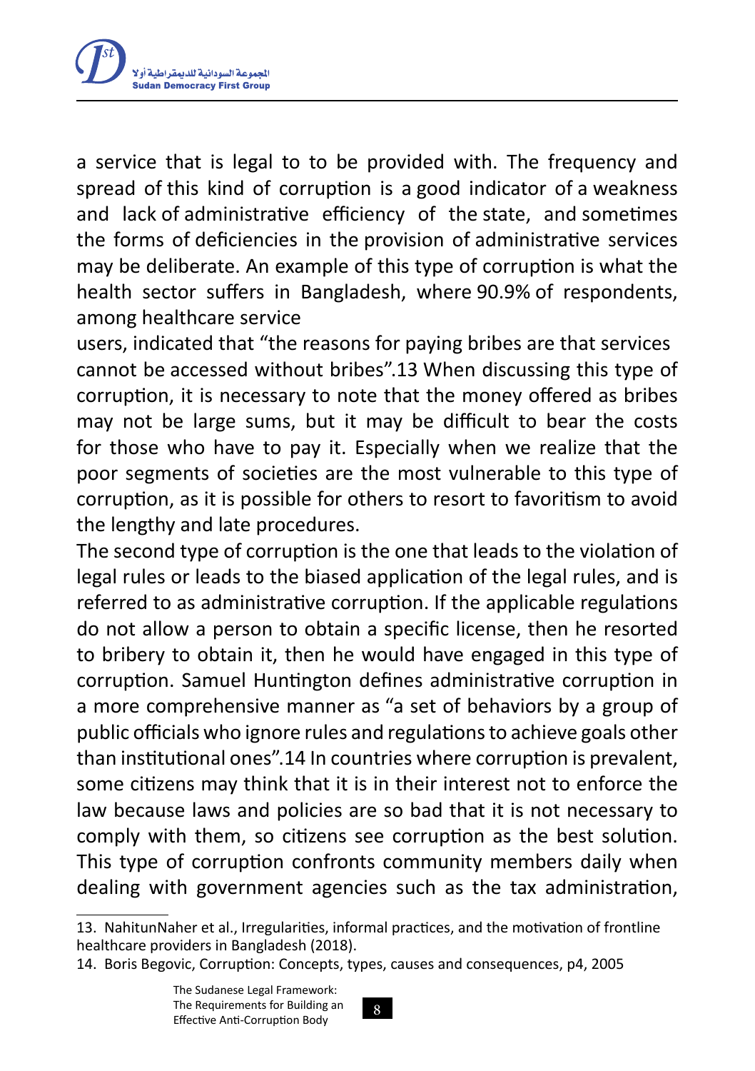a service that is legal to to be provided with. The frequency and spread of this kind of corruption is a good indicator of a weakness and lack of administrative efficiency of the state, and sometimes the forms of deficiencies in the provision of administrative services may be deliberate. An example of this type of corruption is what the health sector suffers in Bangladesh, where 90.9% of respondents, among healthcare service users, indicated that "the reasons for paying bribes are that services cannot be accessed without bribes".[13] When discussing this type of corruption, it is necessary to note that the money offered as bribes may not be large sums, but it may be difficult to bear the costs for those who have to pay it. Especially when we realize that the poor segments of societies are the most vulnerable to this type of corruption, as it is possible for others to resort to favoritism to avoid the lengthy and late procedures.

The second type of corruption is the one that leads to the violation of legal rules or leads to the biased application of the legal rules, and is referred to as administrative corruption. If the applicable regulations do not allow a person to obtain a specific license, then he resorted to bribery to obtain it, then he would have engaged in this type of corruption. Samuel Huntington defines administrative corruption in a more comprehensive manner as "a set of behaviors by a group of public officials who ignore rules and regulations to achieve goals other than institutional ones".[14] In countries where corruption is prevalent, some citizens may think that it is in their interest not to enforce the law because laws and policies are so bad that it is not necessary to comply with them, so citizens see corruption as the best solution. This type of corruption confronts community members daily when dealing with government agencies such as the tax administration,

---

13. NahitunNaher et al., Irregularities, informal practices, and the motivation of frontline healthcare providers in Bangladesh (2018).

14. Boris Begovic, Corruption: Concepts, types, causes and consequences, p4, 2005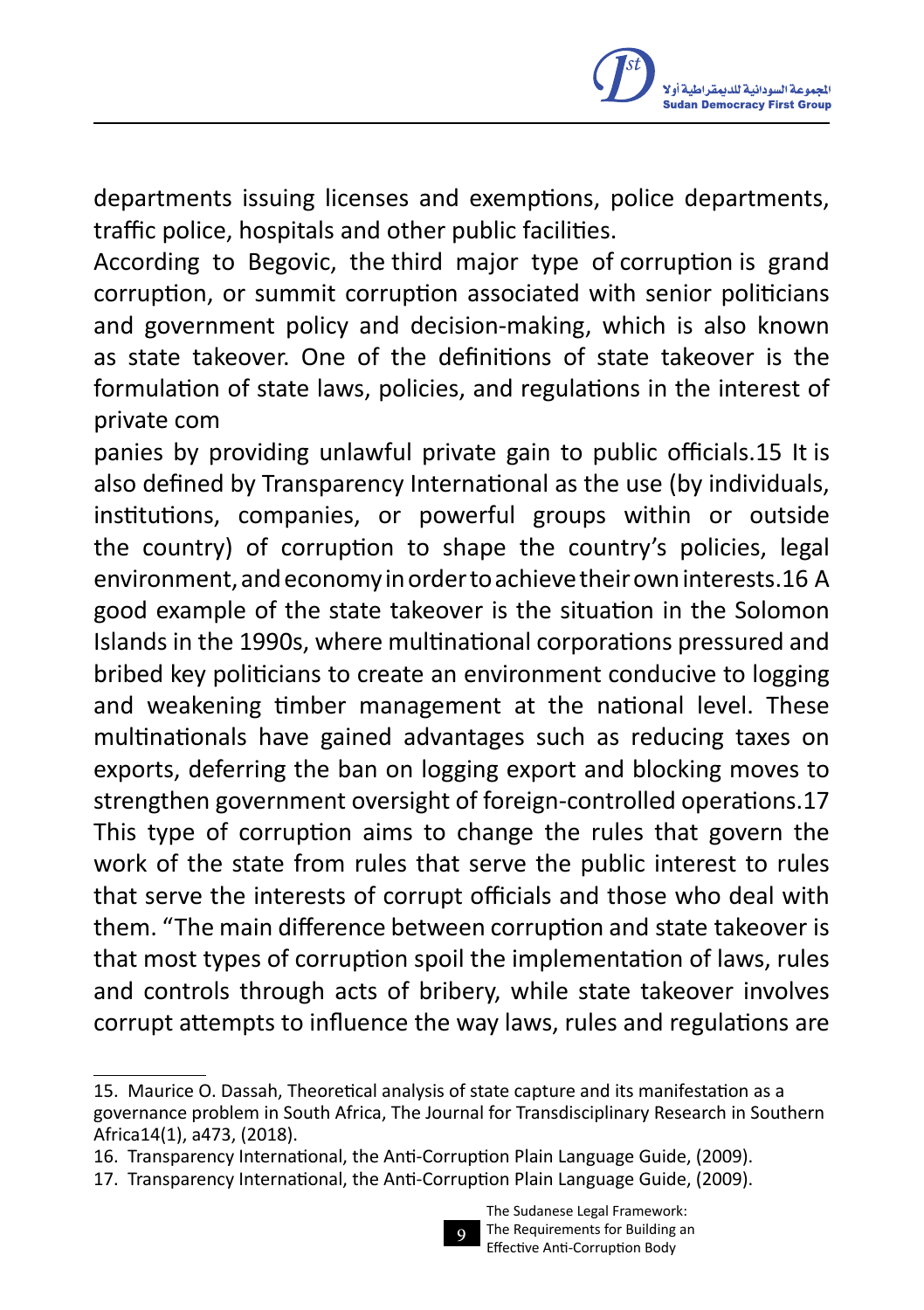departments issuing licenses and exemptions, police departments, traffic police, hospitals and other public facilities.

According to Begovic, the third major type of corruption is grand corruption, or summit corruption associated with senior politicians and government policy and decision-making, which is also known as state takeover. One of the definitions of state takeover is the formulation of state laws, policies, and regulations in the interest of private com

panies by providing unlawful private gain to public officials.[15] It is also defined by Transparency International as the use (by individuals, institutions, companies, or powerful groups within or outside the country) of corruption to shape the country's policies, legal environment, and economy in order to achieve their own interests.[16] A good example of the state takeover is the situation in the Solomon Islands in the 1990s, where multinational corporations pressured and bribed key politicians to create an environment conducive to logging and weakening timber management at the national level. These multinationals have gained advantages such as reducing taxes on exports, deferring the ban on logging export and blocking moves to strengthen government oversight of foreign-controlled operations.[17] This type of corruption aims to change the rules that govern the work of the state from rules that serve the public interest to rules that serve the interests of corrupt officials and those who deal with them. "The main difference between corruption and state takeover is that most types of corruption spoil the implementation of laws, rules and controls through acts of bribery, while state takeover involves corrupt attempts to influence the way laws, rules and regulations are

---

15. Maurice O. Dassah, Theoretical analysis of state capture and its manifestation as a governance problem in South Africa, The Journal for Transdisciplinary Research in Southern Africa14(1), a473, (2018).
16. Transparency International, the Anti-Corruption Plain Language Guide, (2009).
17. Transparency International, the Anti-Corruption Plain Language Guide, (2009).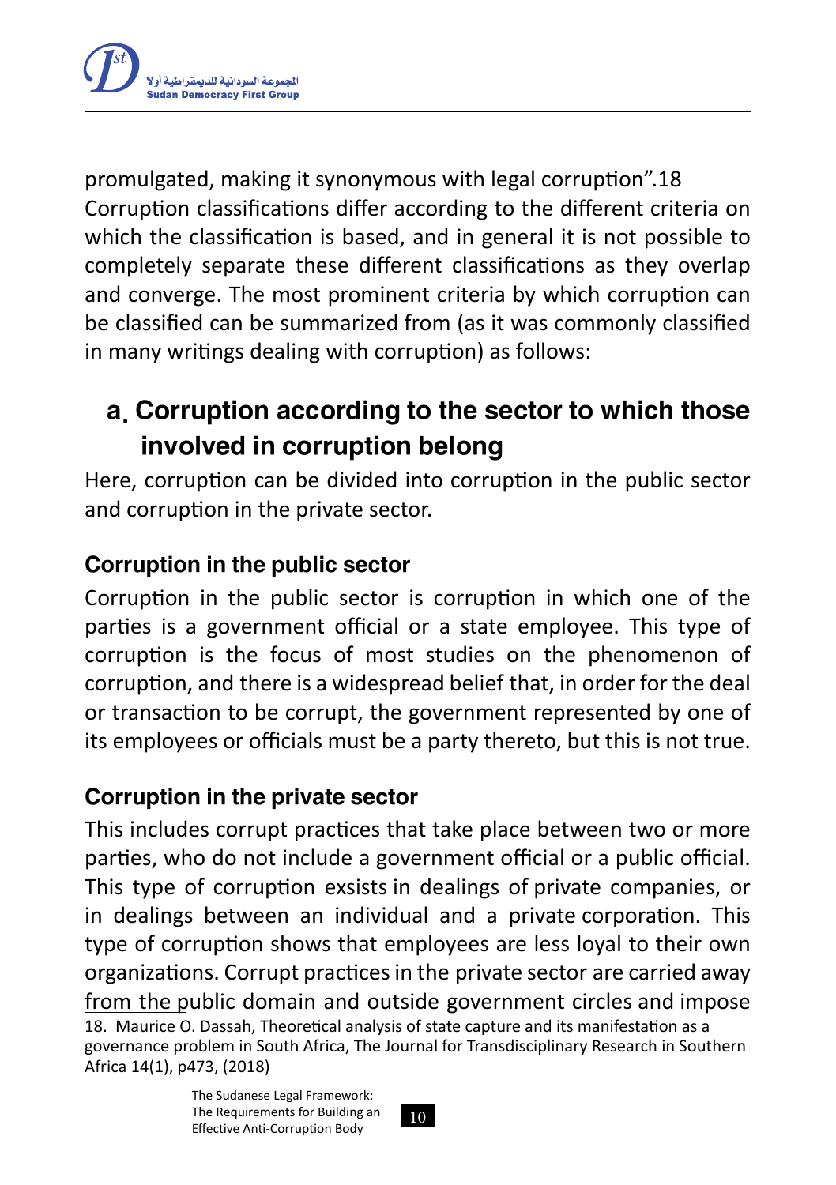promulgated, making it synonymous with legal corruption".18

Corruption classifications differ according to the different criteria on which the classification is based, and in general it is not possible to completely separate these different classifications as they overlap and converge. The most prominent criteria by which corruption can be classified can be summarized from (as it was commonly classified in many writings dealing with corruption) as follows:

## a. Corruption according to the sector to which those involved in corruption belong

Here, corruption can be divided into corruption in the public sector and corruption in the private sector.

### Corruption in the public sector

Corruption in the public sector is corruption in which one of the parties is a government official or a state employee. This type of corruption is the focus of most studies on the phenomenon of corruption, and there is a widespread belief that, in order for the deal or transaction to be corrupt, the government represented by one of its employees or officials must be a party thereto, but this is not true.

### Corruption in the private sector

This includes corrupt practices that take place between two or more parties, who do not include a government official or a public official. This type of corruption exsists in dealings of private companies, or in dealings between an individual and a private corporation. This type of corruption shows that employees are less loyal to their own organizations. Corrupt practices in the private sector are carried away from the public domain and outside government circles and impose

18. Maurice O. Dassah, Theoretical analysis of state capture and its manifestation as a governance problem in South Africa, The Journal for Transdisciplinary Research in Southern Africa 14(1), p473, (2018)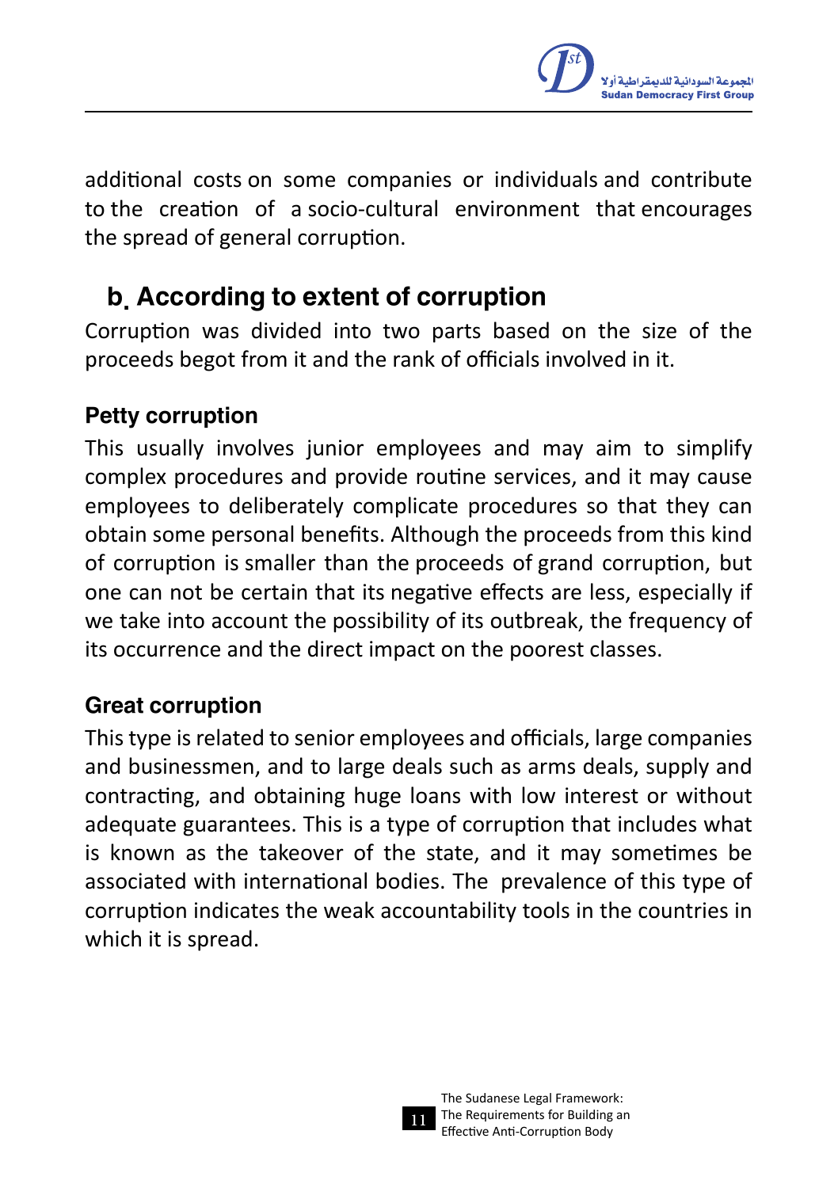additional costs on some companies or individuals and contribute to the creation of a socio-cultural environment that encourages the spread of general corruption.

## b. According to extent of corruption

Corruption was divided into two parts based on the size of the proceeds begot from it and the rank of officials involved in it.

### Petty corruption

This usually involves junior employees and may aim to simplify complex procedures and provide routine services, and it may cause employees to deliberately complicate procedures so that they can obtain some personal benefits. Although the proceeds from this kind of corruption is smaller than the proceeds of grand corruption, but one can not be certain that its negative effects are less, especially if we take into account the possibility of its outbreak, the frequency of its occurrence and the direct impact on the poorest classes.

### Great corruption

This type is related to senior employees and officials, large companies and businessmen, and to large deals such as arms deals, supply and contracting, and obtaining huge loans with low interest or without adequate guarantees. This is a type of corruption that includes what is known as the takeover of the state, and it may sometimes be associated with international bodies. The prevalence of this type of corruption indicates the weak accountability tools in the countries in which it is spread.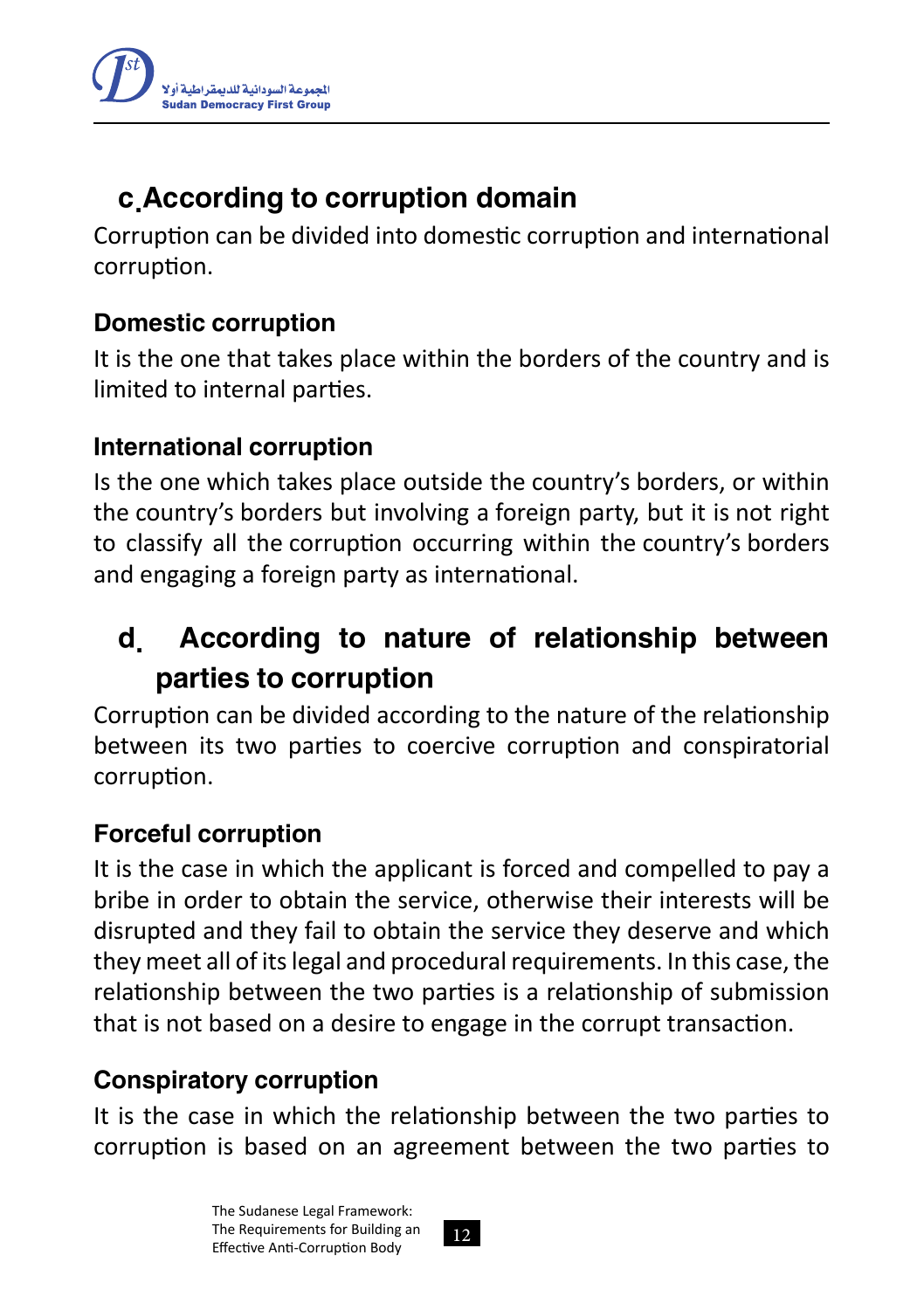## c. According to corruption domain

Corruption can be divided into domestic corruption and international corruption.

### Domestic corruption

It is the one that takes place within the borders of the country and is limited to internal parties.

### International corruption

Is the one which takes place outside the country's borders, or within the country's borders but involving a foreign party, but it is not right to classify all the corruption occurring within the country's borders and engaging a foreign party as international.

## d. According to nature of relationship between parties to corruption

Corruption can be divided according to the nature of the relationship between its two parties to coercive corruption and conspiratorial corruption.

### Forceful corruption

It is the case in which the applicant is forced and compelled to pay a bribe in order to obtain the service, otherwise their interests will be disrupted and they fail to obtain the service they deserve and which they meet all of its legal and procedural requirements. In this case, the relationship between the two parties is a relationship of submission that is not based on a desire to engage in the corrupt transaction.

### Conspiratory corruption

It is the case in which the relationship between the two parties to corruption is based on an agreement between the two parties to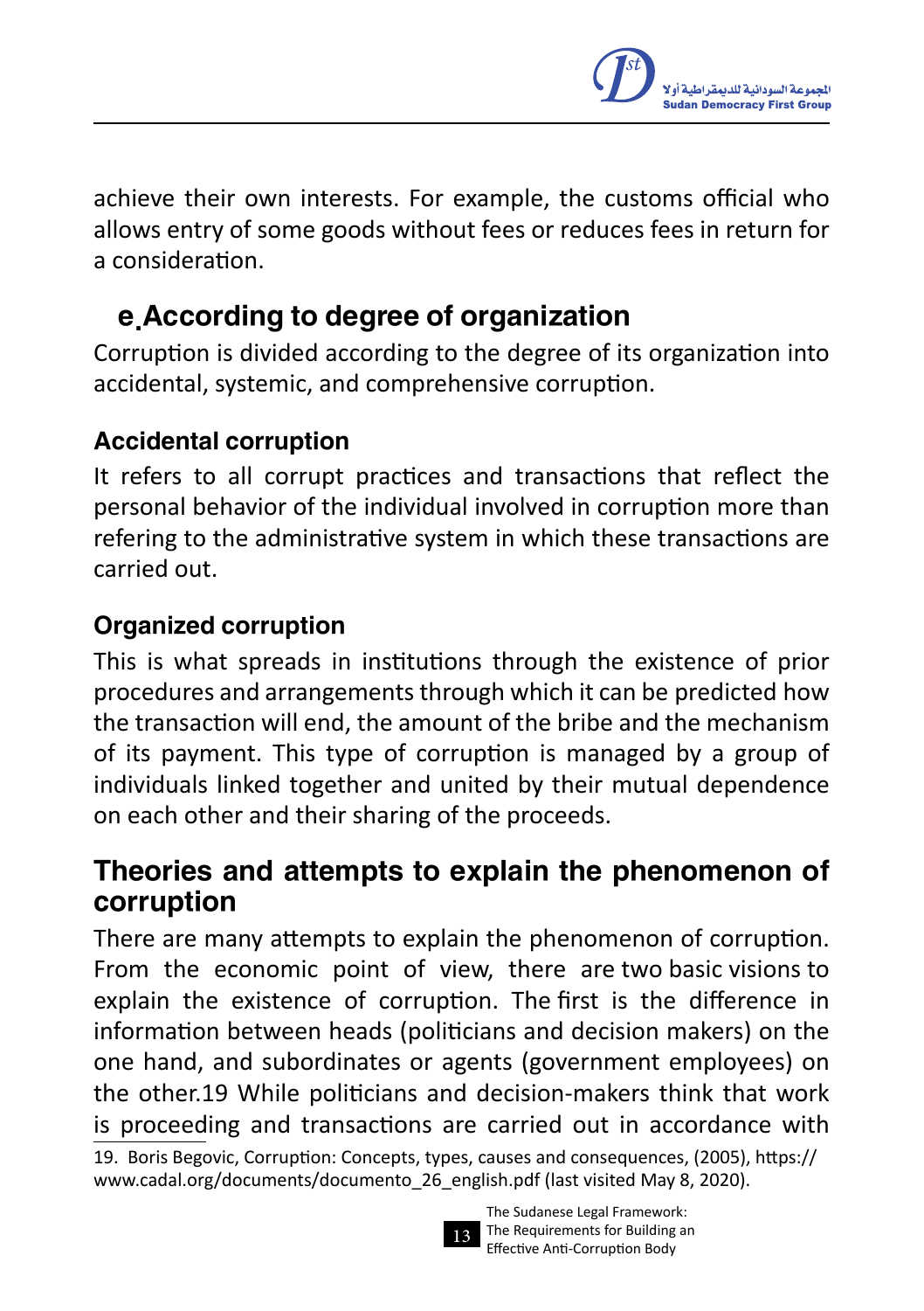achieve their own interests. For example, the customs official who allows entry of some goods without fees or reduces fees in return for a consideration.

## e. According to degree of organization

Corruption is divided according to the degree of its organization into accidental, systemic, and comprehensive corruption.

### Accidental corruption

It refers to all corrupt practices and transactions that reflect the personal behavior of the individual involved in corruption more than refering to the administrative system in which these transactions are carried out.

### Organized corruption

This is what spreads in institutions through the existence of prior procedures and arrangements through which it can be predicted how the transaction will end, the amount of the bribe and the mechanism of its payment. This type of corruption is managed by a group of individuals linked together and united by their mutual dependence on each other and their sharing of the proceeds.

## Theories and attempts to explain the phenomenon of corruption

There are many attempts to explain the phenomenon of corruption. From the economic point of view, there are two basic visions to explain the existence of corruption. The first is the difference in information between heads (politicians and decision makers) on the one hand, and subordinates or agents (government employees) on the other.19 While politicians and decision-makers think that work is proceeding and transactions are carried out in accordance with

19. Boris Begovic, Corruption: Concepts, types, causes and consequences, (2005), https://www.cadal.org/documents/documento_26_english.pdf (last visited May 8, 2020).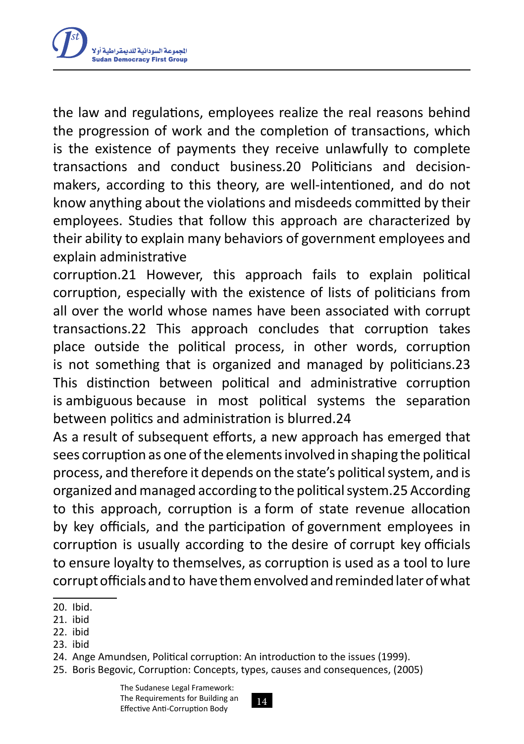the law and regulations, employees realize the real reasons behind the progression of work and the completion of transactions, which is the existence of payments they receive unlawfully to complete transactions and conduct business.[20] Politicians and decision-makers, according to this theory, are well-intentioned, and do not know anything about the violations and misdeeds committed by their employees. Studies that follow this approach are characterized by their ability to explain many behaviors of government employees and explain administrative corruption.[21] However, this approach fails to explain political corruption, especially with the existence of lists of politicians from all over the world whose names have been associated with corrupt transactions.[22] This approach concludes that corruption takes place outside the political process, in other words, corruption is not something that is organized and managed by politicians.[23] This distinction between political and administrative corruption is ambiguous because in most political systems the separation between politics and administration is blurred.[24]

As a result of subsequent efforts, a new approach has emerged that sees corruption as one of the elements involved in shaping the political process, and therefore it depends on the state's political system, and is organized and managed according to the political system.[25] According to this approach, corruption is a form of state revenue allocation by key officials, and the participation of government employees in corruption is usually according to the desire of corrupt key officials to ensure loyalty to themselves, as corruption is used as a tool to lure corrupt officials and to have them envolved and reminded later of what

---

20. Ibid.
21. ibid
22. ibid
23. ibid
24. Ange Amundsen, Political corruption: An introduction to the issues (1999).
25. Boris Begovic, Corruption: Concepts, types, causes and consequences, (2005)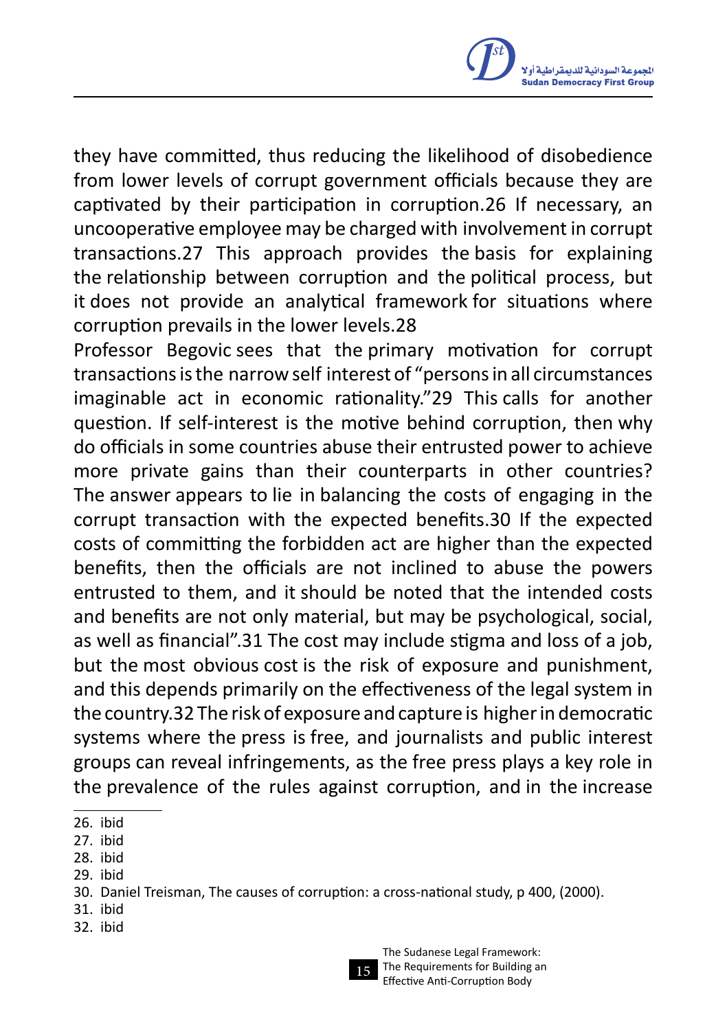they have committed, thus reducing the likelihood of disobedience from lower levels of corrupt government officials because they are captivated by their participation in corruption.26 If necessary, an uncooperative employee may be charged with involvement in corrupt transactions.27 This approach provides the basis for explaining the relationship between corruption and the political process, but it does not provide an analytical framework for situations where corruption prevails in the lower levels.28

Professor Begovic sees that the primary motivation for corrupt transactions is the narrow self interest of "persons in all circumstances imaginable act in economic rationality."29 This calls for another question. If self-interest is the motive behind corruption, then why do officials in some countries abuse their entrusted power to achieve more private gains than their counterparts in other countries? The answer appears to lie in balancing the costs of engaging in the corrupt transaction with the expected benefits.30 If the expected costs of committing the forbidden act are higher than the expected benefits, then the officials are not inclined to abuse the powers entrusted to them, and it should be noted that the intended costs and benefits are not only material, but may be psychological, social, as well as financial".31 The cost may include stigma and loss of a job, but the most obvious cost is the risk of exposure and punishment, and this depends primarily on the effectiveness of the legal system in the country.32 The risk of exposure and capture is higher in democratic systems where the press is free, and journalists and public interest groups can reveal infringements, as the free press plays a key role in the prevalence of the rules against corruption, and in the increase

---

26. ibid
27. ibid
28. ibid
29. ibid
30. Daniel Treisman, The causes of corruption: a cross-national study, p 400, (2000).
31. ibid
32. ibid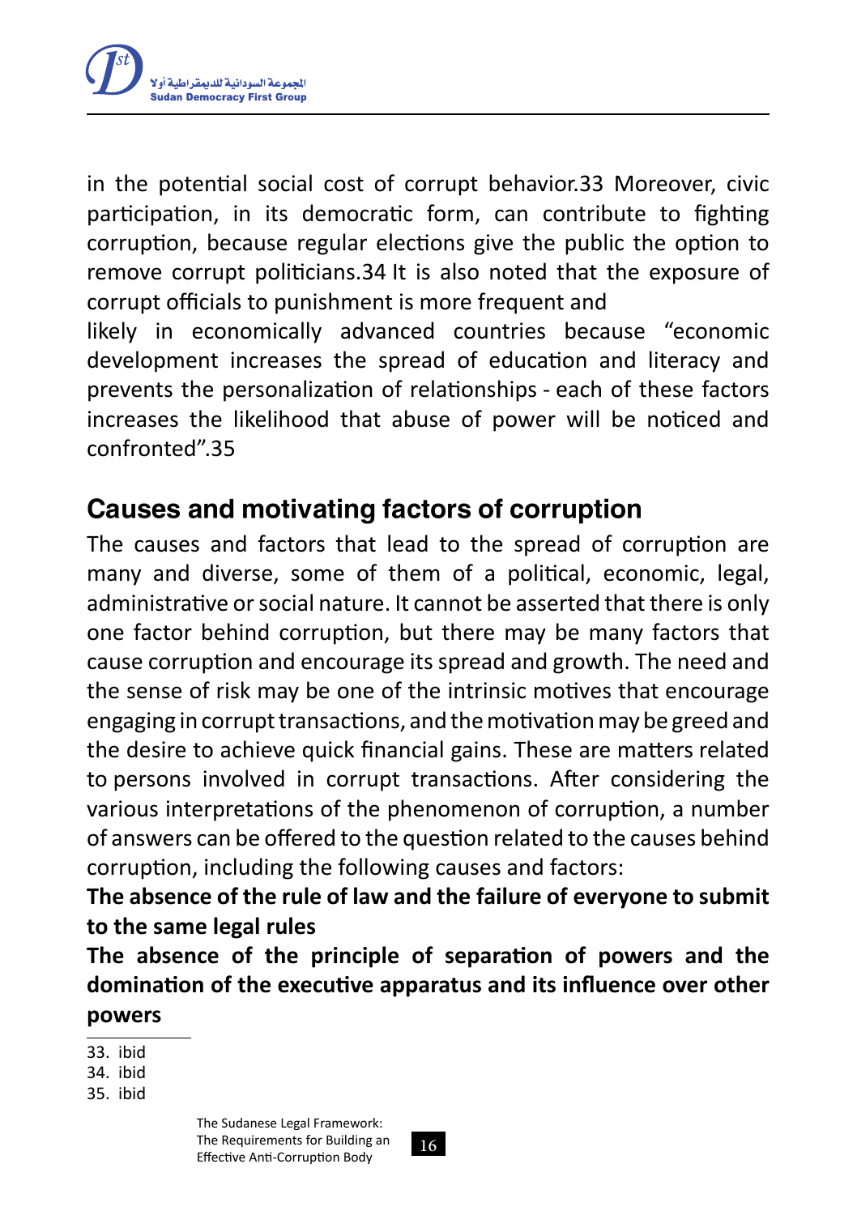in the potential social cost of corrupt behavior.[33] Moreover, civic participation, in its democratic form, can contribute to fighting corruption, because regular elections give the public the option to remove corrupt politicians.[34] It is also noted that the exposure of corrupt officials to punishment is more frequent and likely in economically advanced countries because "economic development increases the spread of education and literacy and prevents the personalization of relationships - each of these factors increases the likelihood that abuse of power will be noticed and confronted".[35]

## Causes and motivating factors of corruption

The causes and factors that lead to the spread of corruption are many and diverse, some of them of a political, economic, legal, administrative or social nature. It cannot be asserted that there is only one factor behind corruption, but there may be many factors that cause corruption and encourage its spread and growth. The need and the sense of risk may be one of the intrinsic motives that encourage engaging in corrupt transactions, and the motivation may be greed and the desire to achieve quick financial gains. These are matters related to persons involved in corrupt transactions. After considering the various interpretations of the phenomenon of corruption, a number of answers can be offered to the question related to the causes behind corruption, including the following causes and factors:

**The absence of the rule of law and the failure of everyone to submit to the same legal rules**

**The absence of the principle of separation of powers and the domination of the executive apparatus and its influence over other powers**

---

33. ibid
34. ibid
35. ibid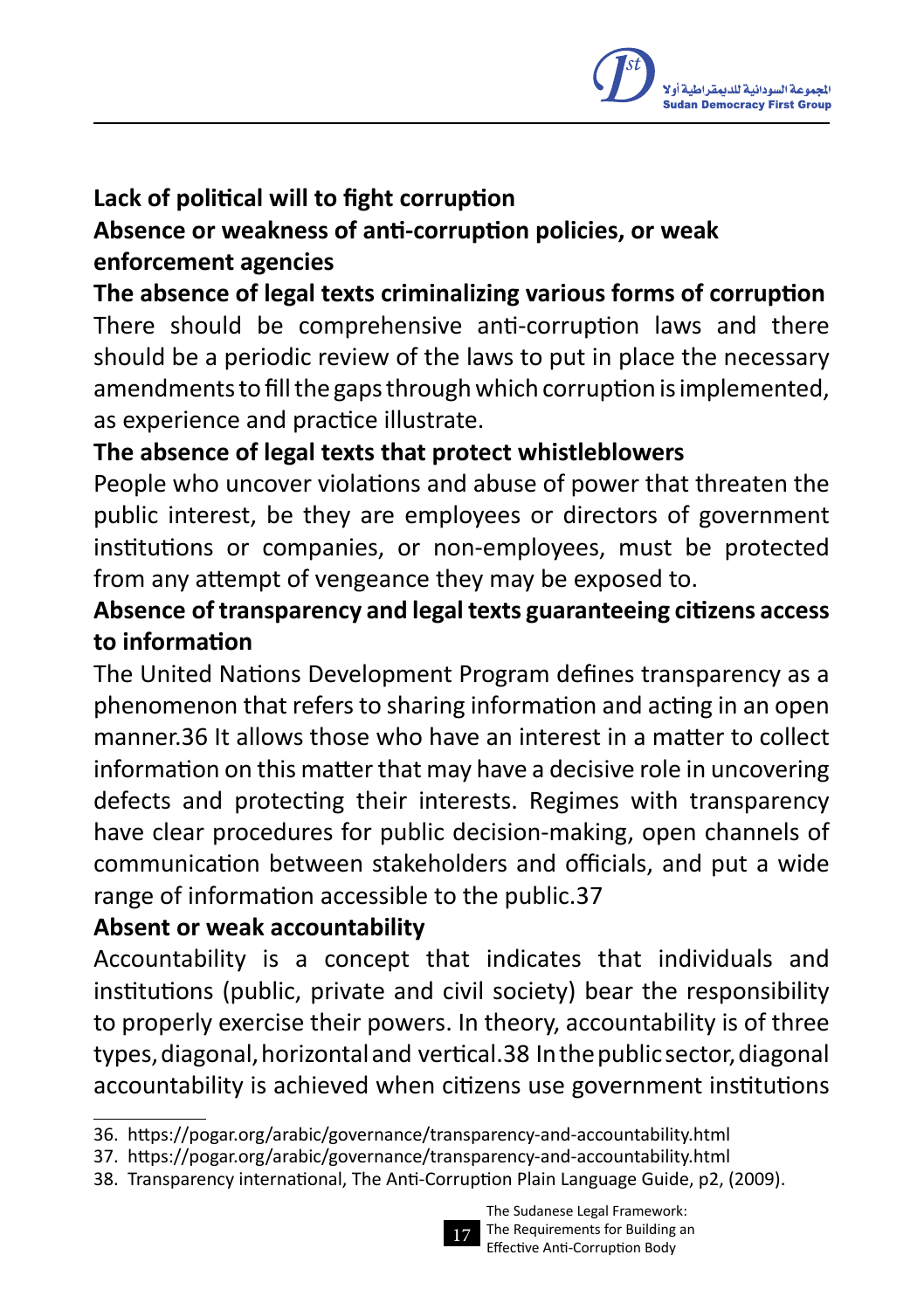**Lack of political will to fight corruption**

**Absence or weakness of anti-corruption policies, or weak enforcement agencies**

**The absence of legal texts criminalizing various forms of corruption**

There should be comprehensive anti-corruption laws and there should be a periodic review of the laws to put in place the necessary amendments to fill the gaps through which corruption is implemented, as experience and practice illustrate.

**The absence of legal texts that protect whistleblowers**

People who uncover violations and abuse of power that threaten the public interest, be they are employees or directors of government institutions or companies, or non-employees, must be protected from any attempt of vengeance they may be exposed to.

**Absence of transparency and legal texts guaranteeing citizens access to information**

The United Nations Development Program defines transparency as a phenomenon that refers to sharing information and acting in an open manner.36 It allows those who have an interest in a matter to collect information on this matter that may have a decisive role in uncovering defects and protecting their interests. Regimes with transparency have clear procedures for public decision-making, open channels of communication between stakeholders and officials, and put a wide range of information accessible to the public.37

**Absent or weak accountability**

Accountability is a concept that indicates that individuals and institutions (public, private and civil society) bear the responsibility to properly exercise their powers. In theory, accountability is of three types, diagonal, horizontal and vertical.38 In the public sector, diagonal accountability is achieved when citizens use government institutions

---

36. https://pogar.org/arabic/governance/transparency-and-accountability.html
37. https://pogar.org/arabic/governance/transparency-and-accountability.html
38. Transparency international, The Anti-Corruption Plain Language Guide, p2, (2009).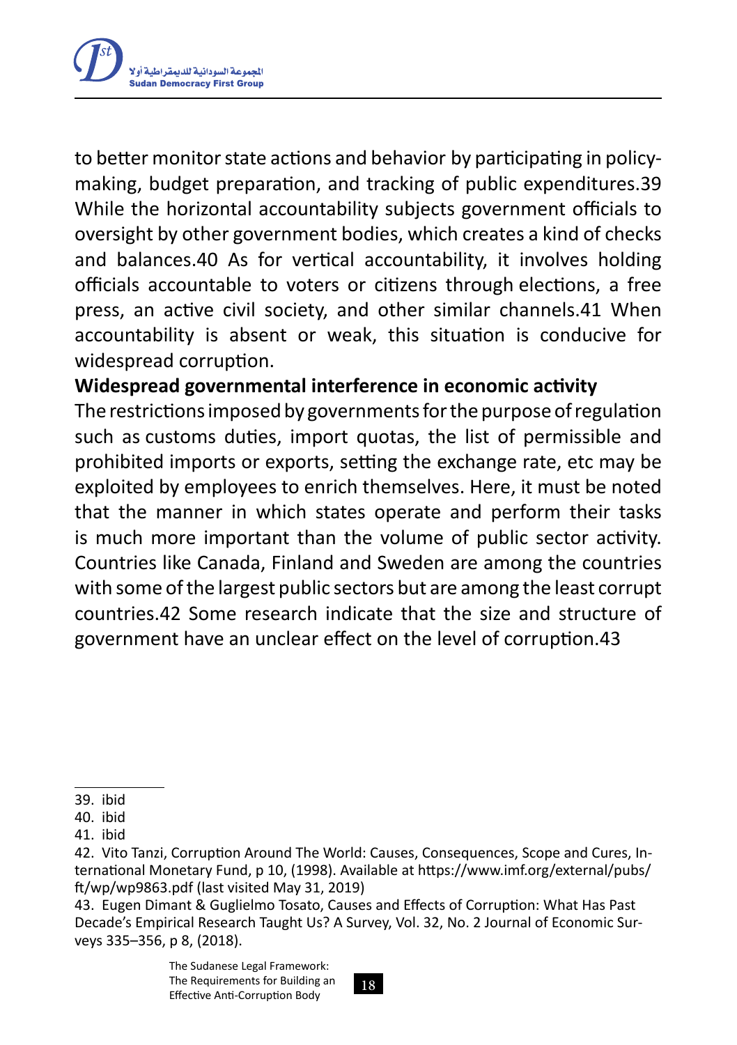to better monitor state actions and behavior by participating in policy-making, budget preparation, and tracking of public expenditures.[39] While the horizontal accountability subjects government officials to oversight by other government bodies, which creates a kind of checks and balances.[40] As for vertical accountability, it involves holding officials accountable to voters or citizens through elections, a free press, an active civil society, and other similar channels.[41] When accountability is absent or weak, this situation is conducive for widespread corruption.

**Widespread governmental interference in economic activity**

The restrictions imposed by governments for the purpose of regulation such as customs duties, import quotas, the list of permissible and prohibited imports or exports, setting the exchange rate, etc may be exploited by employees to enrich themselves. Here, it must be noted that the manner in which states operate and perform their tasks is much more important than the volume of public sector activity. Countries like Canada, Finland and Sweden are among the countries with some of the largest public sectors but are among the least corrupt countries.[42] Some research indicate that the size and structure of government have an unclear effect on the level of corruption.[43]

---

39. ibid
40. ibid
41. ibid
42. Vito Tanzi, Corruption Around The World: Causes, Consequences, Scope and Cures, International Monetary Fund, p 10, (1998). Available at https://www.imf.org/external/pubs/ft/wp/wp9863.pdf (last visited May 31, 2019)
43. Eugen Dimant & Guglielmo Tosato, Causes and Effects of Corruption: What Has Past Decade's Empirical Research Taught Us? A Survey, Vol. 32, No. 2 Journal of Economic Surveys 335–356, p 8, (2018).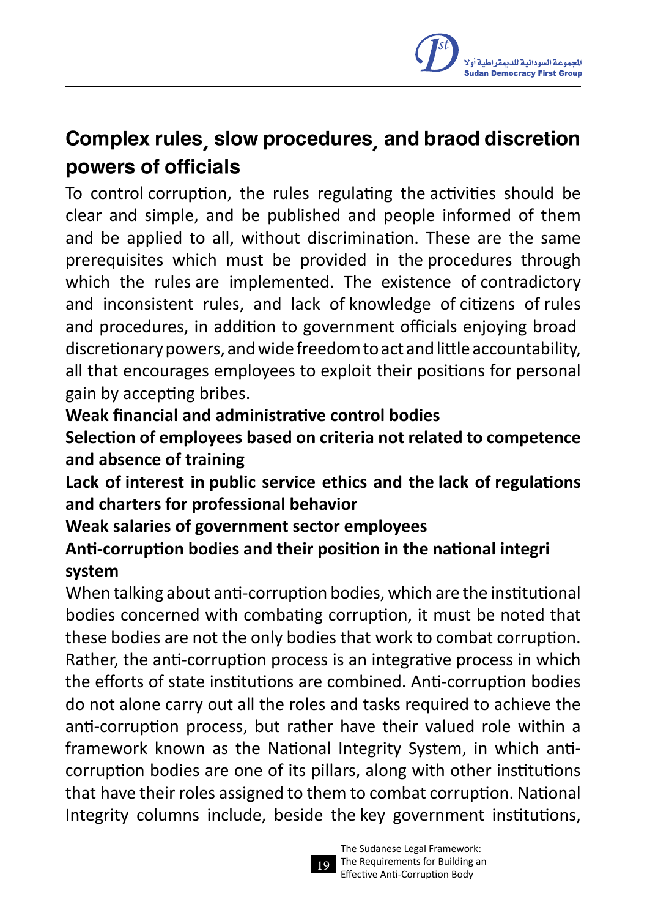## Complex rules, slow procedures, and braod discretion powers of officials

To control corruption, the rules regulating the activities should be clear and simple, and be published and people informed of them and be applied to all, without discrimination. These are the same prerequisites which must be provided in the procedures through which the rules are implemented. The existence of contradictory and inconsistent rules, and lack of knowledge of citizens of rules and procedures, in addition to government officials enjoying broad discretionary powers, and wide freedom to act and little accountability, all that encourages employees to exploit their positions for personal gain by accepting bribes.

**Weak financial and administrative control bodies**

**Selection of employees based on criteria not related to competence and absence of training**

**Lack of interest in public service ethics and the lack of regulations and charters for professional behavior**

**Weak salaries of government sector employees**

**Anti-corruption bodies and their position in the national integri system**

When talking about anti-corruption bodies, which are the institutional bodies concerned with combating corruption, it must be noted that these bodies are not the only bodies that work to combat corruption. Rather, the anti-corruption process is an integrative process in which the efforts of state institutions are combined. Anti-corruption bodies do not alone carry out all the roles and tasks required to achieve the anti-corruption process, but rather have their valued role within a framework known as the National Integrity System, in which anti-corruption bodies are one of its pillars, along with other institutions that have their roles assigned to them to combat corruption. National Integrity columns include, beside the key government institutions,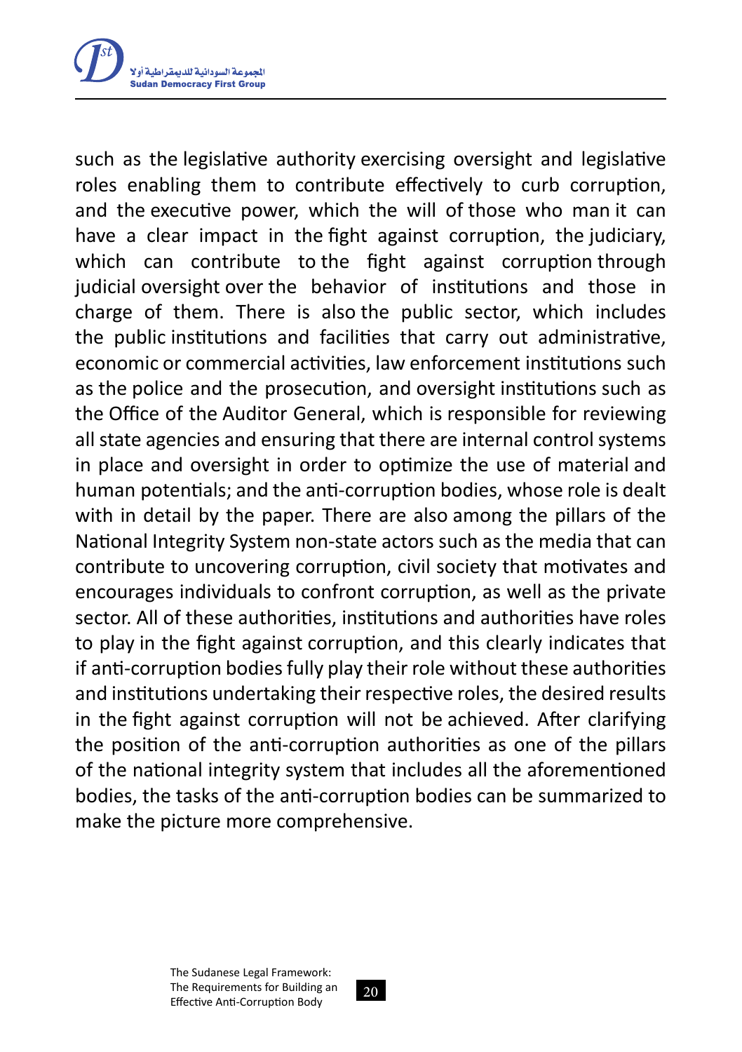such as the legislative authority exercising oversight and legislative roles enabling them to contribute effectively to curb corruption, and the executive power, which the will of those who man it can have a clear impact in the fight against corruption, the judiciary, which can contribute to the fight against corruption through judicial oversight over the behavior of institutions and those in charge of them. There is also the public sector, which includes the public institutions and facilities that carry out administrative, economic or commercial activities, law enforcement institutions such as the police and the prosecution, and oversight institutions such as the Office of the Auditor General, which is responsible for reviewing all state agencies and ensuring that there are internal control systems in place and oversight in order to optimize the use of material and human potentials; and the anti-corruption bodies, whose role is dealt with in detail by the paper. There are also among the pillars of the National Integrity System non-state actors such as the media that can contribute to uncovering corruption, civil society that motivates and encourages individuals to confront corruption, as well as the private sector. All of these authorities, institutions and authorities have roles to play in the fight against corruption, and this clearly indicates that if anti-corruption bodies fully play their role without these authorities and institutions undertaking their respective roles, the desired results in the fight against corruption will not be achieved. After clarifying the position of the anti-corruption authorities as one of the pillars of the national integrity system that includes all the aforementioned bodies, the tasks of the anti-corruption bodies can be summarized to make the picture more comprehensive.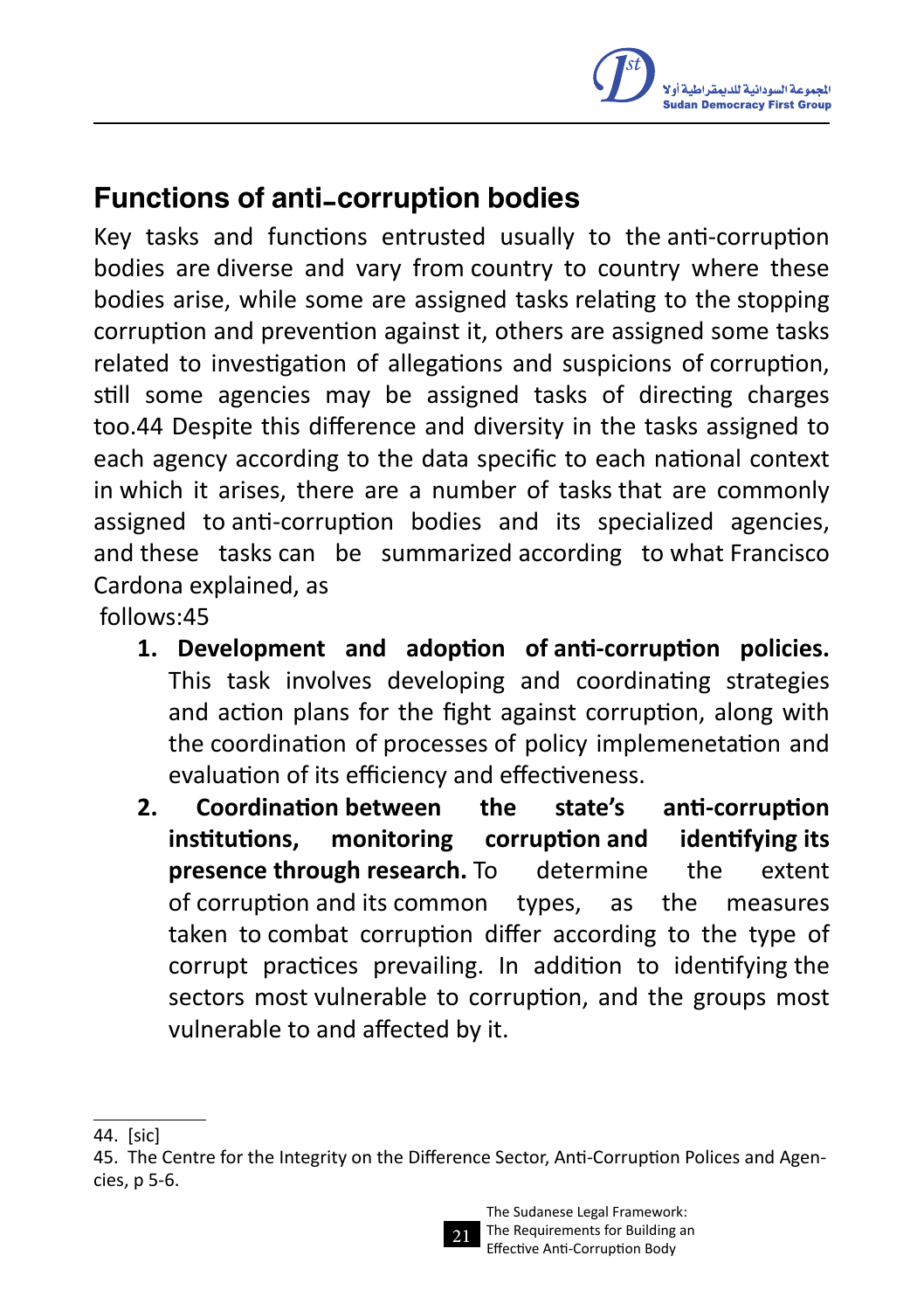## Functions of anti-corruption bodies

Key tasks and functions entrusted usually to the anti-corruption bodies are diverse and vary from country to country where these bodies arise, while some are assigned tasks relating to the stopping corruption and prevention against it, others are assigned some tasks related to investigation of allegations and suspicions of corruption, still some agencies may be assigned tasks of directing charges too.[44] Despite this difference and diversity in the tasks assigned to each agency according to the data specific to each national context in which it arises, there are a number of tasks that are commonly assigned to anti-corruption bodies and its specialized agencies, and these tasks can be summarized according to what Francisco Cardona explained, as follows:[45]

1. **Development and adoption of anti-corruption policies.** This task involves developing and coordinating strategies and action plans for the fight against corruption, along with the coordination of processes of policy implemenetation and evaluation of its efficiency and effectiveness.
2. **Coordination between the state's anti-corruption institutions, monitoring corruption and identifying its presence through research.** To determine the extent of corruption and its common types, as the measures taken to combat corruption differ according to the type of corrupt practices prevailing. In addition to identifying the sectors most vulnerable to corruption, and the groups most vulnerable to and affected by it.

---

44. [sic]

45. The Centre for the Integrity on the Difference Sector, Anti-Corruption Polices and Agencies, p 5-6.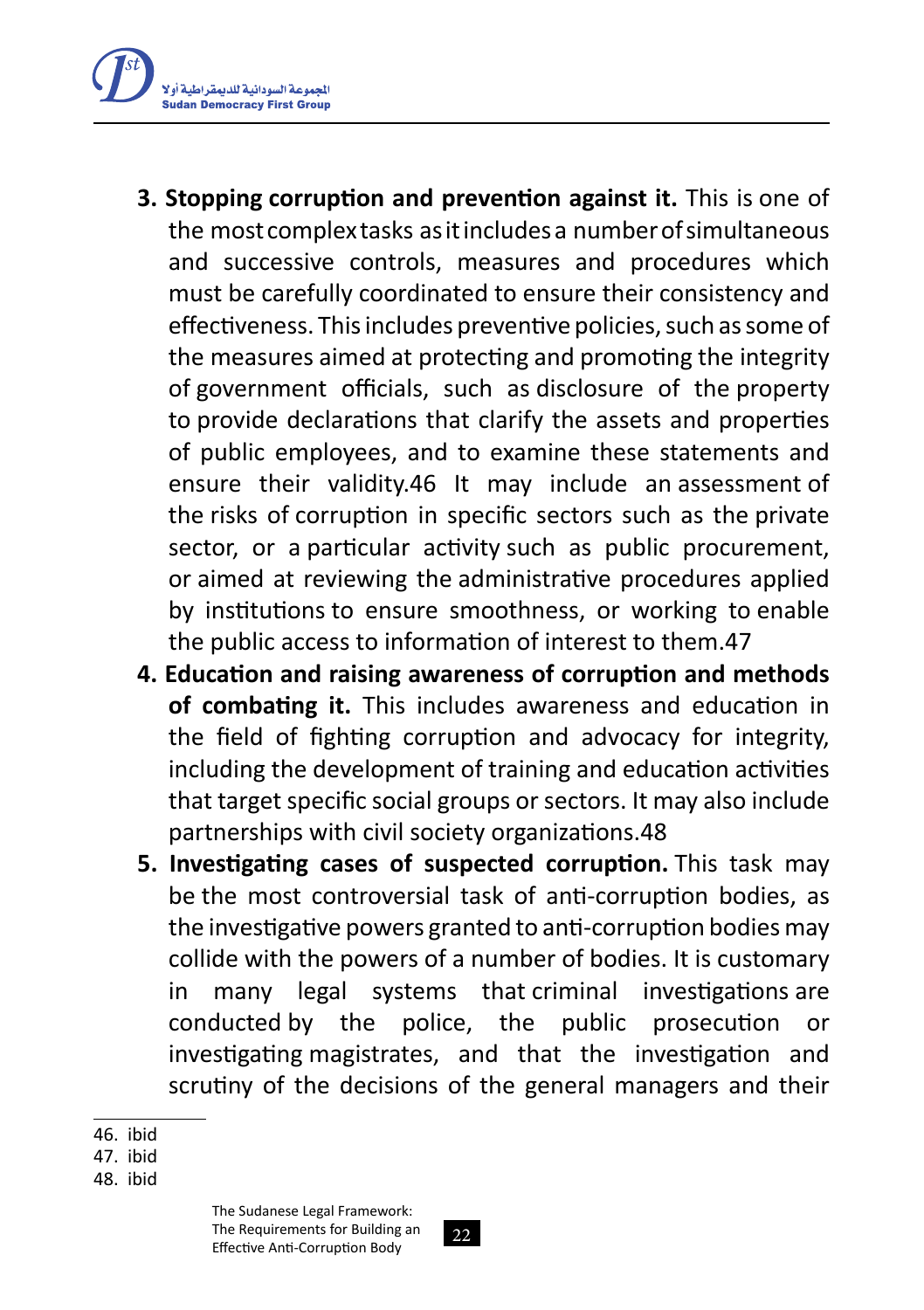3. **Stopping corruption and prevention against it.** This is one of the most complex tasks as it includes a number of simultaneous and successive controls, measures and procedures which must be carefully coordinated to ensure their consistency and effectiveness. This includes preventive policies, such as some of the measures aimed at protecting and promoting the integrity of government officials, such as disclosure of the property to provide declarations that clarify the assets and properties of public employees, and to examine these statements and ensure their validity.46 It may include an assessment of the risks of corruption in specific sectors such as the private sector, or a particular activity such as public procurement, or aimed at reviewing the administrative procedures applied by institutions to ensure smoothness, or working to enable the public access to information of interest to them.47
4. **Education and raising awareness of corruption and methods of combating it.** This includes awareness and education in the field of fighting corruption and advocacy for integrity, including the development of training and education activities that target specific social groups or sectors. It may also include partnerships with civil society organizations.48
5. **Investigating cases of suspected corruption.** This task may be the most controversial task of anti-corruption bodies, as the investigative powers granted to anti-corruption bodies may collide with the powers of a number of bodies. It is customary in many legal systems that criminal investigations are conducted by the police, the public prosecution or investigating magistrates, and that the investigation and scrutiny of the decisions of the general managers and their

46. ibid
47. ibid
48. ibid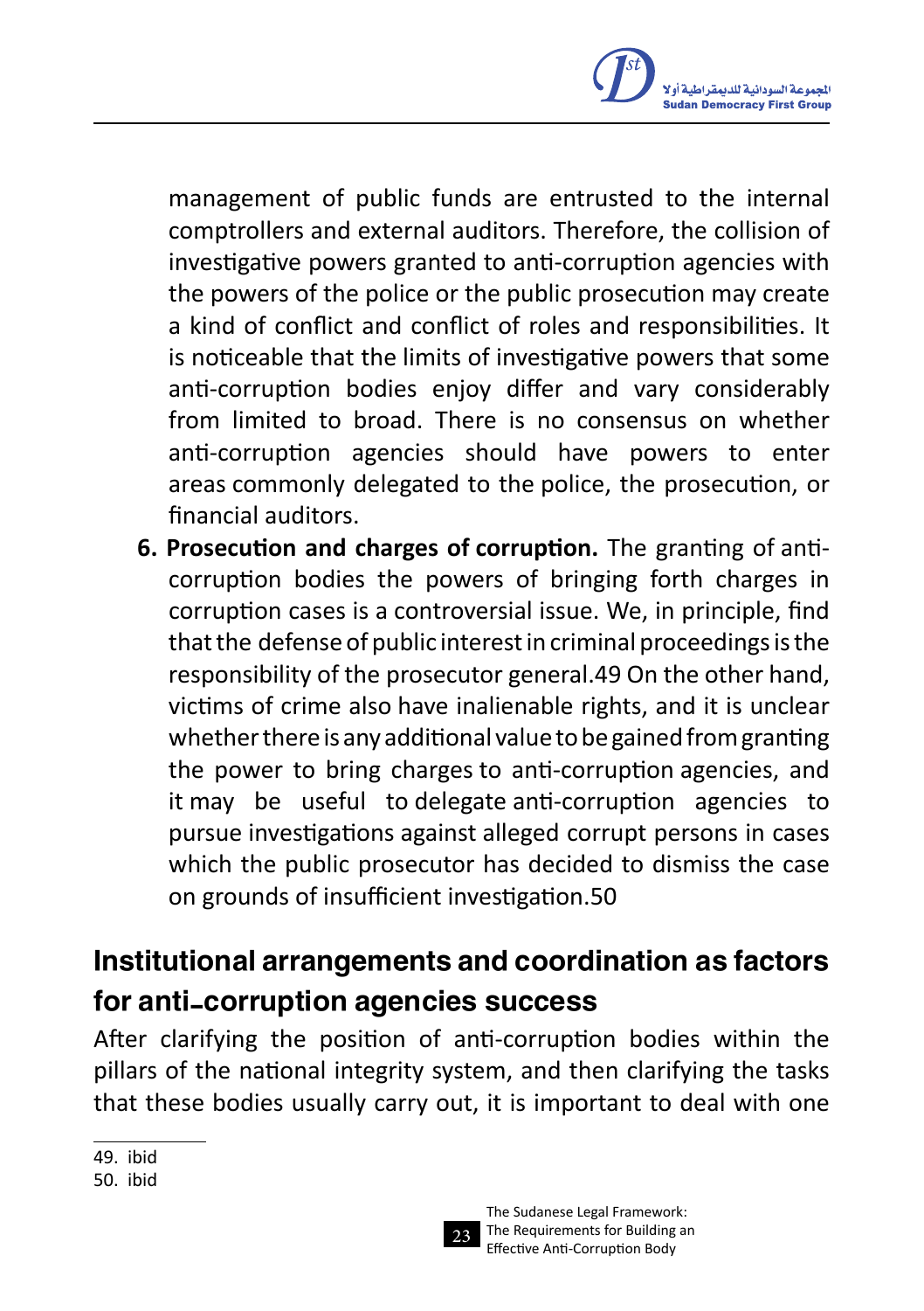management of public funds are entrusted to the internal comptrollers and external auditors. Therefore, the collision of investigative powers granted to anti-corruption agencies with the powers of the police or the public prosecution may create a kind of conflict and conflict of roles and responsibilities. It is noticeable that the limits of investigative powers that some anti-corruption bodies enjoy differ and vary considerably from limited to broad. There is no consensus on whether anti-corruption agencies should have powers to enter areas commonly delegated to the police, the prosecution, or financial auditors.

6. **Prosecution and charges of corruption.** The granting of anti-corruption bodies the powers of bringing forth charges in corruption cases is a controversial issue. We, in principle, find that the defense of public interest in criminal proceedings is the responsibility of the prosecutor general.[49] On the other hand, victims of crime also have inalienable rights, and it is unclear whether there is any additional value to be gained from granting the power to bring charges to anti-corruption agencies, and it may be useful to delegate anti-corruption agencies to pursue investigations against alleged corrupt persons in cases which the public prosecutor has decided to dismiss the case on grounds of insufficient investigation.[50]

## Institutional arrangements and coordination as factors for anti-corruption agencies success

After clarifying the position of anti-corruption bodies within the pillars of the national integrity system, and then clarifying the tasks that these bodies usually carry out, it is important to deal with one

---

49. ibid
50. ibid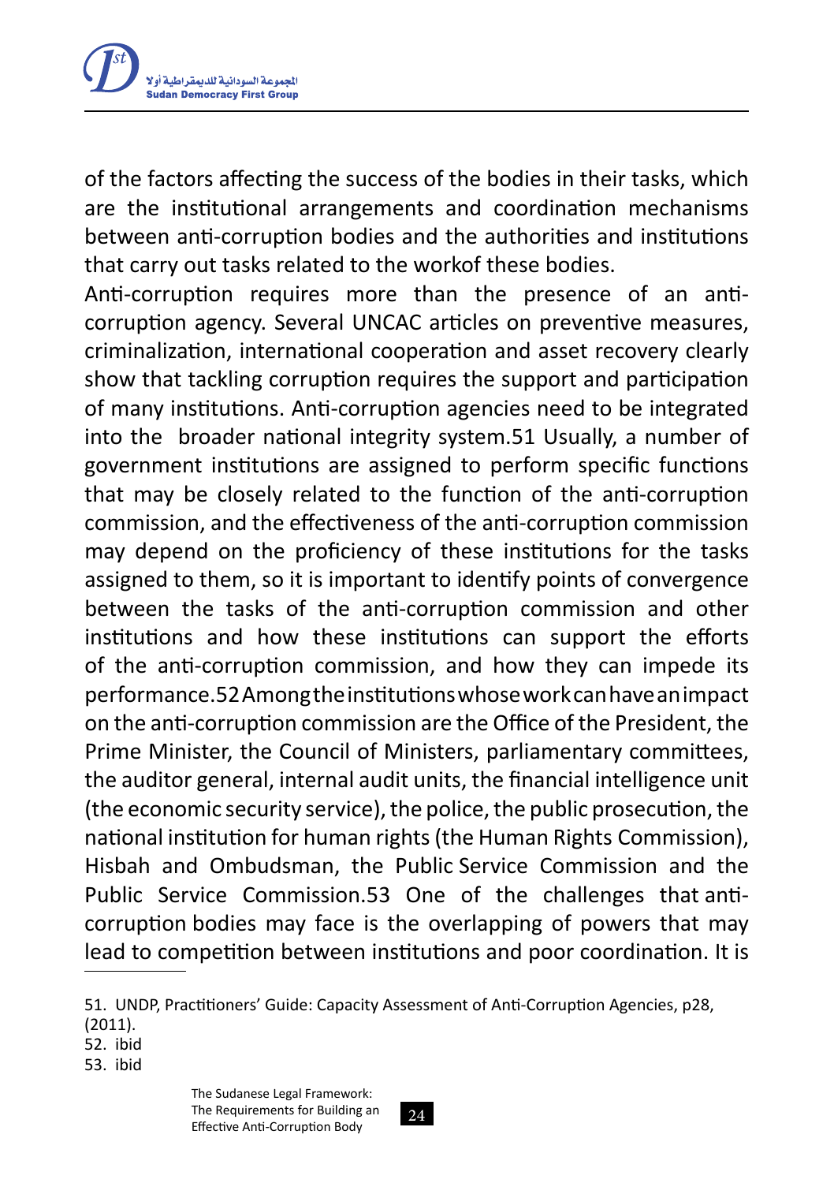of the factors affecting the success of the bodies in their tasks, which are the institutional arrangements and coordination mechanisms between anti-corruption bodies and the authorities and institutions that carry out tasks related to the workof these bodies.

Anti-corruption requires more than the presence of an anti-corruption agency. Several UNCAC articles on preventive measures, criminalization, international cooperation and asset recovery clearly show that tackling corruption requires the support and participation of many institutions. Anti-corruption agencies need to be integrated into the broader national integrity system.[51] Usually, a number of government institutions are assigned to perform specific functions that may be closely related to the function of the anti-corruption commission, and the effectiveness of the anti-corruption commission may depend on the proficiency of these institutions for the tasks assigned to them, so it is important to identify points of convergence between the tasks of the anti-corruption commission and other institutions and how these institutions can support the efforts of the anti-corruption commission, and how they can impede its performance.[52] Among the institutions whose work can have an impact on the anti-corruption commission are the Office of the President, the Prime Minister, the Council of Ministers, parliamentary committees, the auditor general, internal audit units, the financial intelligence unit (the economic security service), the police, the public prosecution, the national institution for human rights (the Human Rights Commission), Hisbah and Ombudsman, the Public Service Commission and the Public Service Commission.[53] One of the challenges that anti-corruption bodies may face is the overlapping of powers that may lead to competition between institutions and poor coordination. It is

---

51. UNDP, Practitioners' Guide: Capacity Assessment of Anti-Corruption Agencies, p28, (2011).
52. ibid
53. ibid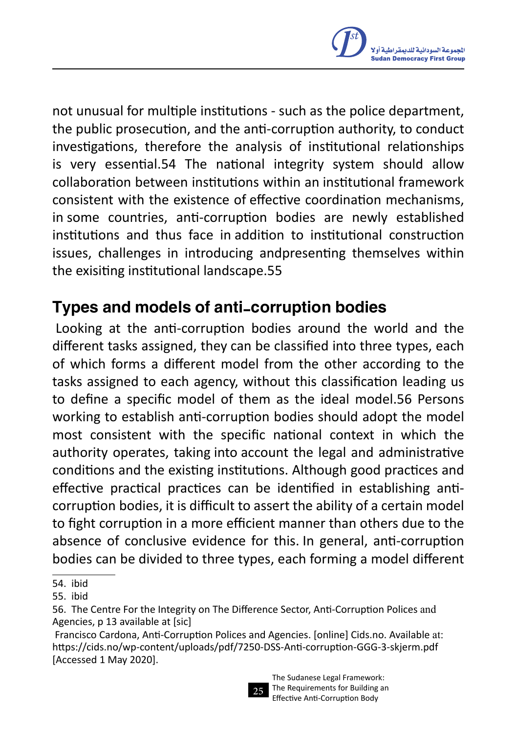not unusual for multiple institutions - such as the police department, the public prosecution, and the anti-corruption authority, to conduct investigations, therefore the analysis of institutional relationships is very essential.54 The national integrity system should allow collaboration between institutions within an institutional framework consistent with the existence of effective coordination mechanisms, in some countries, anti-corruption bodies are newly established institutions and thus face in addition to institutional construction issues, challenges in introducing andpresenting themselves within the exisiting institutional landscape.55

## Types and models of anti-corruption bodies

Looking at the anti-corruption bodies around the world and the different tasks assigned, they can be classified into three types, each of which forms a different model from the other according to the tasks assigned to each agency, without this classification leading us to define a specific model of them as the ideal model.56 Persons working to establish anti-corruption bodies should adopt the model most consistent with the specific national context in which the authority operates, taking into account the legal and administrative conditions and the existing institutions. Although good practices and effective practical practices can be identified in establishing anti-corruption bodies, it is difficult to assert the ability of a certain model to fight corruption in a more efficient manner than others due to the absence of conclusive evidence for this. In general, anti-corruption bodies can be divided to three types, each forming a model different

---

54. ibid

55. ibid

56. The Centre For the Integrity on The Difference Sector, Anti-Corruption Polices and Agencies, p 13 available at [sic]

Francisco Cardona, Anti-Corruption Polices and Agencies. [online] Cids.no. Available at: https://cids.no/wp-content/uploads/pdf/7250-DSS-Anti-corruption-GGG-3-skjerm.pdf [Accessed 1 May 2020].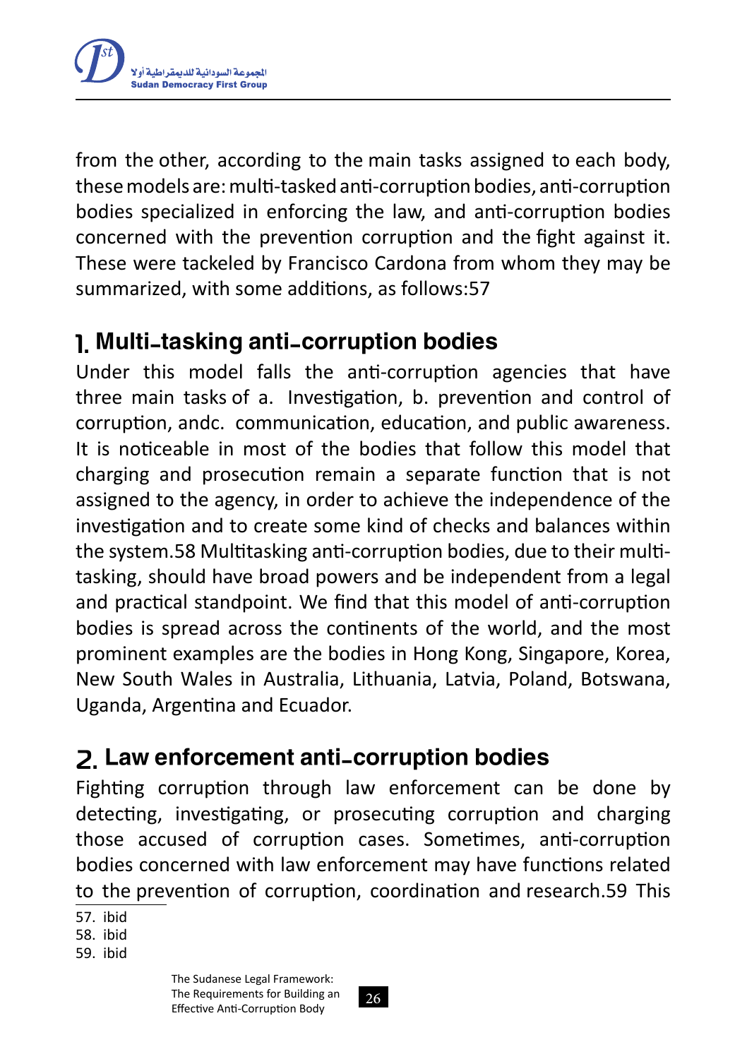from the other, according to the main tasks assigned to each body, these models are: multi-tasked anti-corruption bodies, anti-corruption bodies specialized in enforcing the law, and anti-corruption bodies concerned with the prevention corruption and the fight against it. These were tackeled by Francisco Cardona from whom they may be summarized, with some additions, as follows:[57]

## 1. Multi-tasking anti-corruption bodies

Under this model falls the anti-corruption agencies that have three main tasks of a. Investigation, b. prevention and control of corruption, andc. communication, education, and public awareness. It is noticeable in most of the bodies that follow this model that charging and prosecution remain a separate function that is not assigned to the agency, in order to achieve the independence of the investigation and to create some kind of checks and balances within the system.[58] Multitasking anti-corruption bodies, due to their multi-tasking, should have broad powers and be independent from a legal and practical standpoint. We find that this model of anti-corruption bodies is spread across the continents of the world, and the most prominent examples are the bodies in Hong Kong, Singapore, Korea, New South Wales in Australia, Lithuania, Latvia, Poland, Botswana, Uganda, Argentina and Ecuador.

## 2. Law enforcement anti-corruption bodies

Fighting corruption through law enforcement can be done by detecting, investigating, or prosecuting corruption and charging those accused of corruption cases. Sometimes, anti-corruption bodies concerned with law enforcement may have functions related to the prevention of corruption, coordination and research.[59] This

57. ibid
58. ibid
59. ibid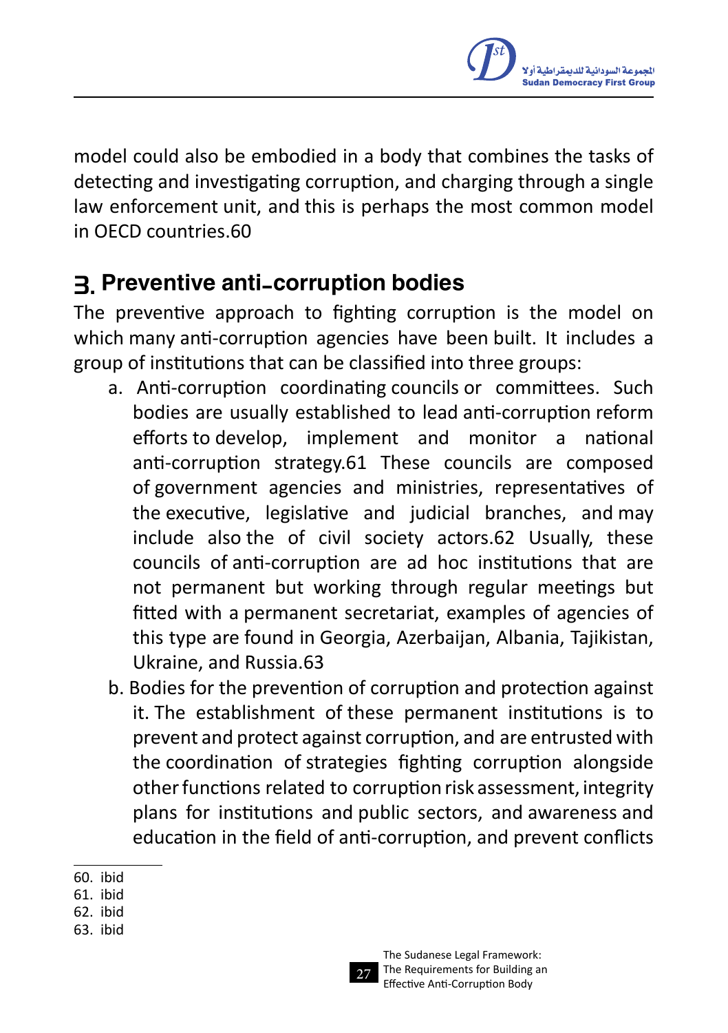model could also be embodied in a body that combines the tasks of detecting and investigating corruption, and charging through a single law enforcement unit, and this is perhaps the most common model in OECD countries.60

## 3. Preventive anti-corruption bodies

The preventive approach to fighting corruption is the model on which many anti-corruption agencies have been built. It includes a group of institutions that can be classified into three groups:

a. Anti-corruption coordinating councils or committees. Such bodies are usually established to lead anti-corruption reform efforts to develop, implement and monitor a national anti-corruption strategy.61 These councils are composed of government agencies and ministries, representatives of the executive, legislative and judicial branches, and may include also the of civil society actors.62 Usually, these councils of anti-corruption are ad hoc institutions that are not permanent but working through regular meetings but fitted with a permanent secretariat, examples of agencies of this type are found in Georgia, Azerbaijan, Albania, Tajikistan, Ukraine, and Russia.63

b. Bodies for the prevention of corruption and protection against it. The establishment of these permanent institutions is to prevent and protect against corruption, and are entrusted with the coordination of strategies fighting corruption alongside other functions related to corruption risk assessment, integrity plans for institutions and public sectors, and awareness and education in the field of anti-corruption, and prevent conflicts

---

60. ibid
61. ibid
62. ibid
63. ibid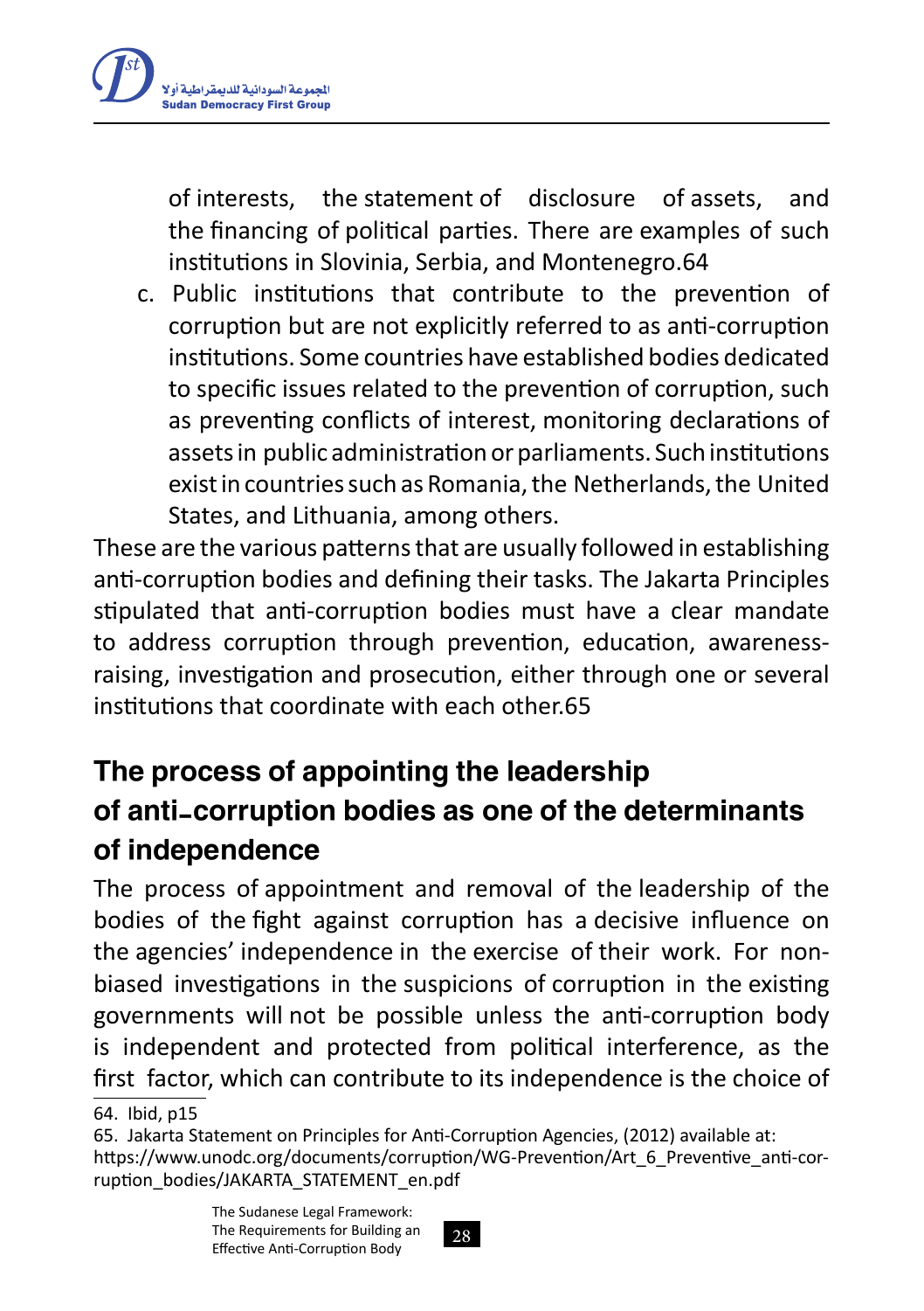of interests, the statement of disclosure of assets, and the financing of political parties. There are examples of such institutions in Slovinia, Serbia, and Montenegro.64

c. Public institutions that contribute to the prevention of corruption but are not explicitly referred to as anti-corruption institutions. Some countries have established bodies dedicated to specific issues related to the prevention of corruption, such as preventing conflicts of interest, monitoring declarations of assets in public administration or parliaments. Such institutions exist in countries such as Romania, the Netherlands, the United States, and Lithuania, among others.

These are the various patterns that are usually followed in establishing anti-corruption bodies and defining their tasks. The Jakarta Principles stipulated that anti-corruption bodies must have a clear mandate to address corruption through prevention, education, awareness-raising, investigation and prosecution, either through one or several institutions that coordinate with each other.65

## The process of appointing the leadership of anti-corruption bodies as one of the determinants of independence

The process of appointment and removal of the leadership of the bodies of the fight against corruption has a decisive influence on the agencies' independence in the exercise of their work. For non-biased investigations in the suspicions of corruption in the existing governments will not be possible unless the anti-corruption body is independent and protected from political interference, as the first factor, which can contribute to its independence is the choice of

---

64. Ibid, p15

65. Jakarta Statement on Principles for Anti-Corruption Agencies, (2012) available at: https://www.unodc.org/documents/corruption/WG-Prevention/Art_6_Preventive_anti-corruption_bodies/JAKARTA_STATEMENT_en.pdf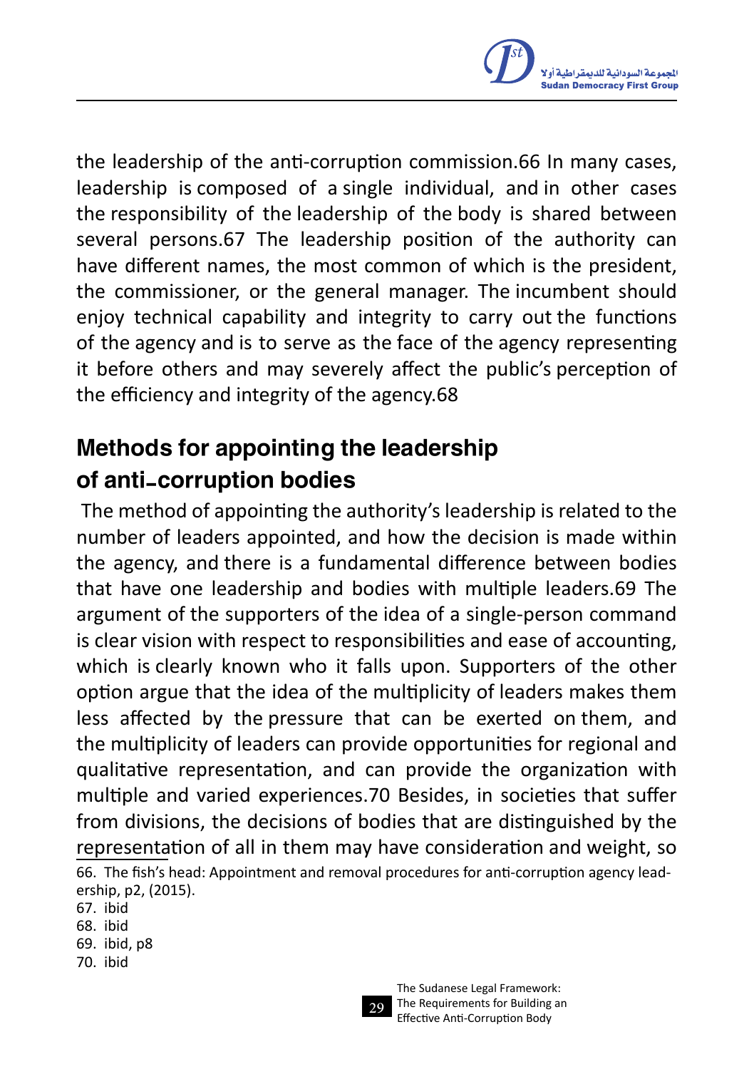the leadership of the anti-corruption commission.66 In many cases, leadership is composed of a single individual, and in other cases the responsibility of the leadership of the body is shared between several persons.67 The leadership position of the authority can have different names, the most common of which is the president, the commissioner, or the general manager. The incumbent should enjoy technical capability and integrity to carry out the functions of the agency and is to serve as the face of the agency representing it before others and may severely affect the public's perception of the efficiency and integrity of the agency.68

## Methods for appointing the leadership of anti-corruption bodies

The method of appointing the authority's leadership is related to the number of leaders appointed, and how the decision is made within the agency, and there is a fundamental difference between bodies that have one leadership and bodies with multiple leaders.69 The argument of the supporters of the idea of a single-person command is clear vision with respect to responsibilities and ease of accounting, which is clearly known who it falls upon. Supporters of the other option argue that the idea of the multiplicity of leaders makes them less affected by the pressure that can be exerted on them, and the multiplicity of leaders can provide opportunities for regional and qualitative representation, and can provide the organization with multiple and varied experiences.70 Besides, in societies that suffer from divisions, the decisions of bodies that are distinguished by the representation of all in them may have consideration and weight, so

66. The fish's head: Appointment and removal procedures for anti-corruption agency leadership, p2, (2015).
67. ibid
68. ibid
69. ibid, p8
70. ibid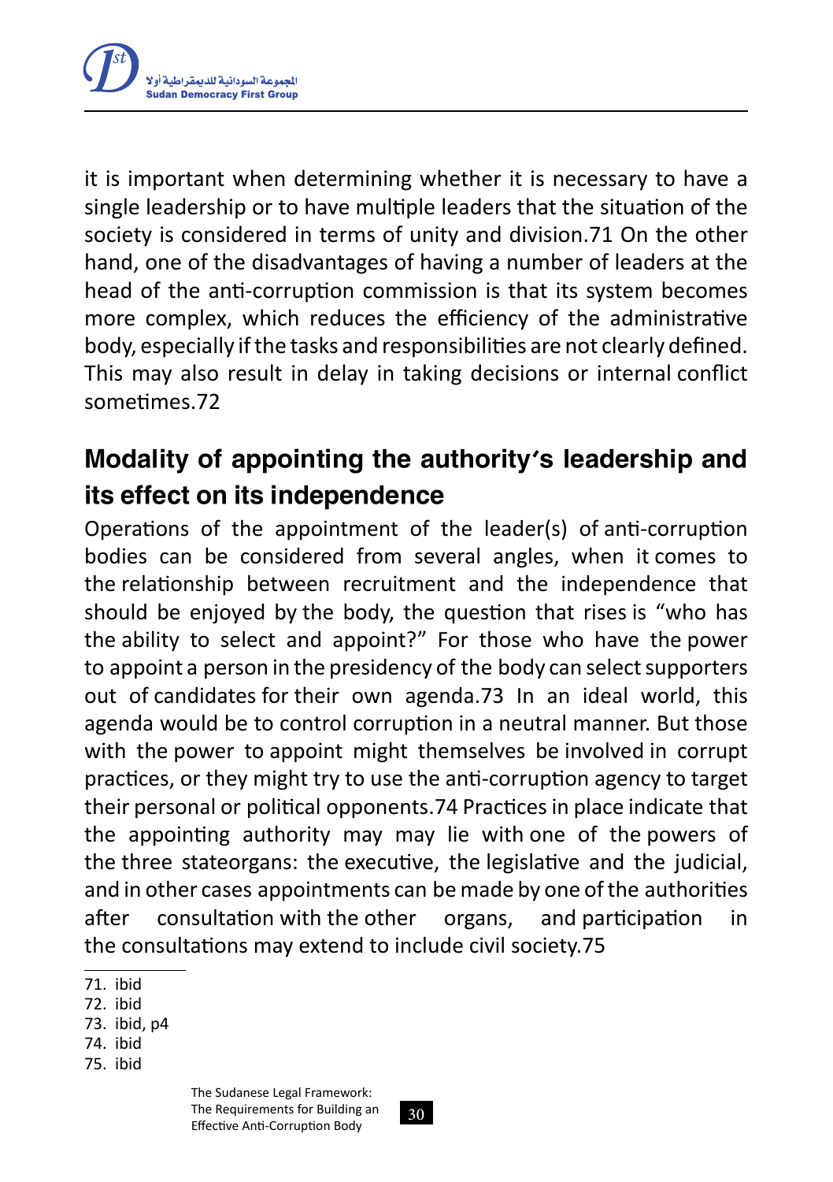it is important when determining whether it is necessary to have a single leadership or to have multiple leaders that the situation of the society is considered in terms of unity and division.[71] On the other hand, one of the disadvantages of having a number of leaders at the head of the anti-corruption commission is that its system becomes more complex, which reduces the efficiency of the administrative body, especially if the tasks and responsibilities are not clearly defined. This may also result in delay in taking decisions or internal conflict sometimes.[72]

## Modality of appointing the authority's leadership and its effect on its independence

Operations of the appointment of the leader(s) of anti-corruption bodies can be considered from several angles, when it comes to the relationship between recruitment and the independence that should be enjoyed by the body, the question that rises is "who has the ability to select and appoint?" For those who have the power to appoint a person in the presidency of the body can select supporters out of candidates for their own agenda.[73] In an ideal world, this agenda would be to control corruption in a neutral manner. But those with the power to appoint might themselves be involved in corrupt practices, or they might try to use the anti-corruption agency to target their personal or political opponents.[74] Practices in place indicate that the appointing authority may may lie with one of the powers of the three stateorgans: the executive, the legislative and the judicial, and in other cases appointments can be made by one of the authorities after consultation with the other organs, and participation in the consultations may extend to include civil society.[75]

---

71. ibid
72. ibid
73. ibid, p4
74. ibid
75. ibid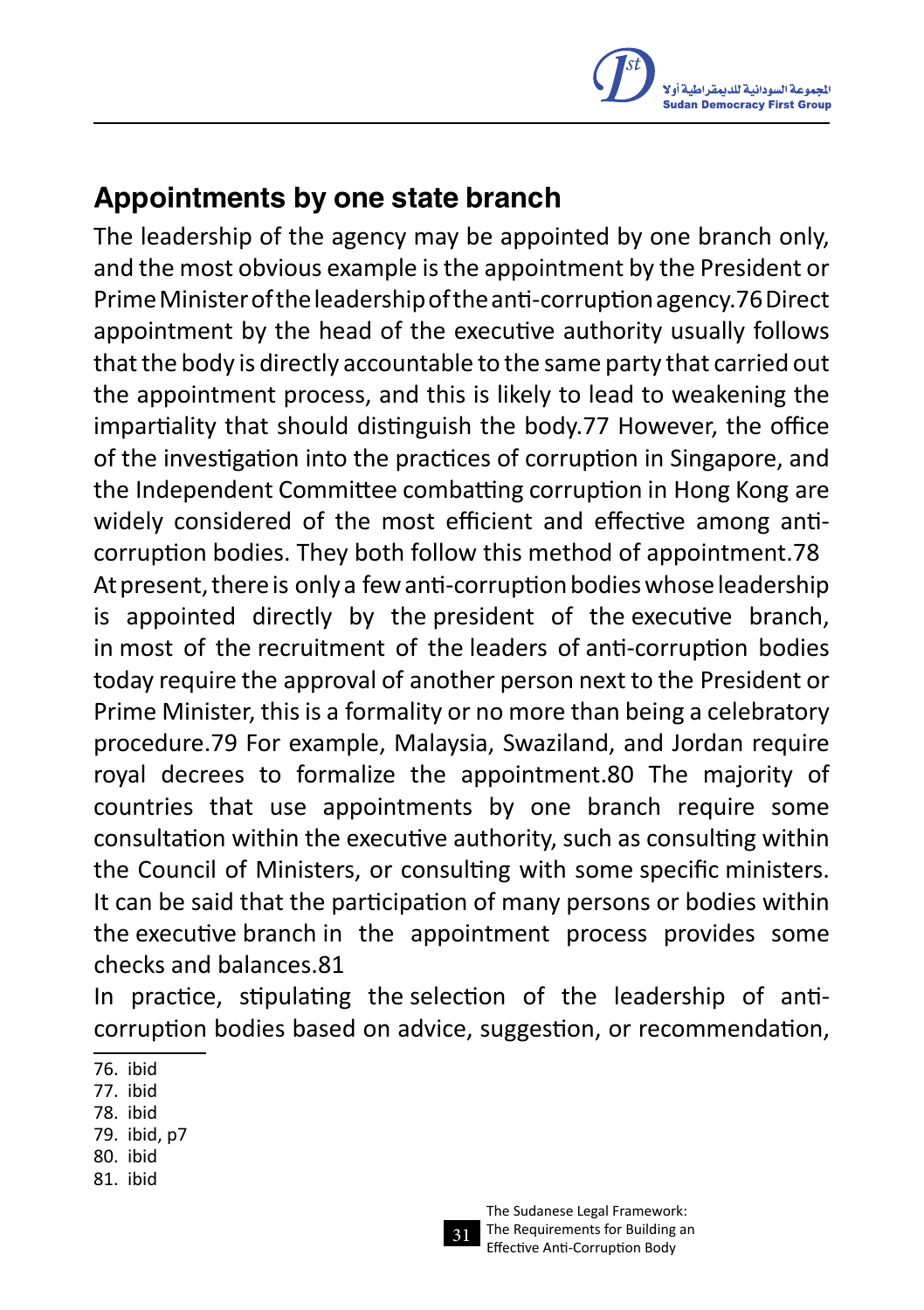## Appointments by one state branch

The leadership of the agency may be appointed by one branch only, and the most obvious example is the appointment by the President or Prime Minister of the leadership of the anti-corruption agency.[76] Direct appointment by the head of the executive authority usually follows that the body is directly accountable to the same party that carried out the appointment process, and this is likely to lead to weakening the impartiality that should distinguish the body.[77] However, the office of the investigation into the practices of corruption in Singapore, and the Independent Committee combatting corruption in Hong Kong are widely considered of the most efficient and effective among anti-corruption bodies. They both follow this method of appointment.[78]
At present, there is only a few anti-corruption bodies whose leadership is appointed directly by the president of the executive branch, in most of the recruitment of the leaders of anti-corruption bodies today require the approval of another person next to the President or Prime Minister, this is a formality or no more than being a celebratory procedure.[79] For example, Malaysia, Swaziland, and Jordan require royal decrees to formalize the appointment.[80] The majority of countries that use appointments by one branch require some consultation within the executive authority, such as consulting within the Council of Ministers, or consulting with some specific ministers. It can be said that the participation of many persons or bodies within the executive branch in the appointment process provides some checks and balances.[81]
In practice, stipulating the selection of the leadership of anti-corruption bodies based on advice, suggestion, or recommendation,

76. ibid
77. ibid
78. ibid
79. ibid, p7
80. ibid
81. ibid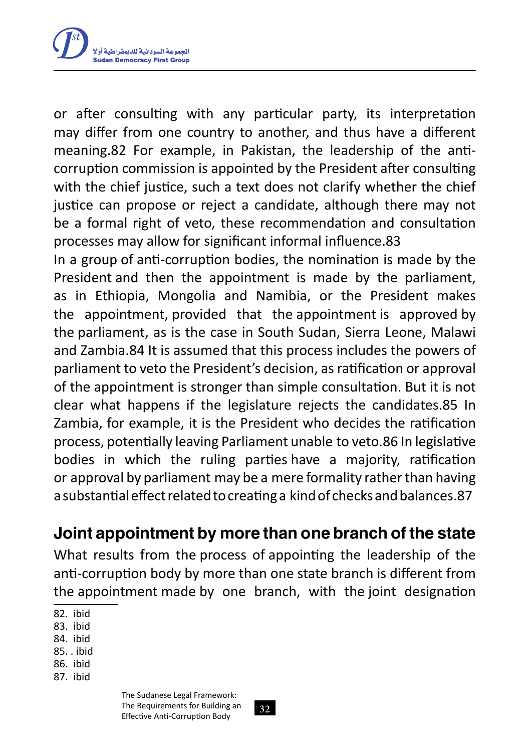or after consulting with any particular party, its interpretation may differ from one country to another, and thus have a different meaning.[82] For example, in Pakistan, the leadership of the anti-corruption commission is appointed by the President after consulting with the chief justice, such a text does not clarify whether the chief justice can propose or reject a candidate, although there may not be a formal right of veto, these recommendation and consultation processes may allow for significant informal influence.[83]

In a group of anti-corruption bodies, the nomination is made by the President and then the appointment is made by the parliament, as in Ethiopia, Mongolia and Namibia, or the President makes the appointment, provided that the appointment is approved by the parliament, as is the case in South Sudan, Sierra Leone, Malawi and Zambia.[84] It is assumed that this process includes the powers of parliament to veto the President's decision, as ratification or approval of the appointment is stronger than simple consultation. But it is not clear what happens if the legislature rejects the candidates.[85] In Zambia, for example, it is the President who decides the ratification process, potentially leaving Parliament unable to veto.[86] In legislative bodies in which the ruling parties have a majority, ratification or approval by parliament may be a mere formality rather than having a substantial effect related to creating a kind of checks and balances.[87]

## Joint appointment by more than one branch of the state

What results from the process of appointing the leadership of the anti-corruption body by more than one state branch is different from the appointment made by one branch, with the joint designation

82. ibid
83. ibid
84. ibid
85. . ibid
86. ibid
87. ibid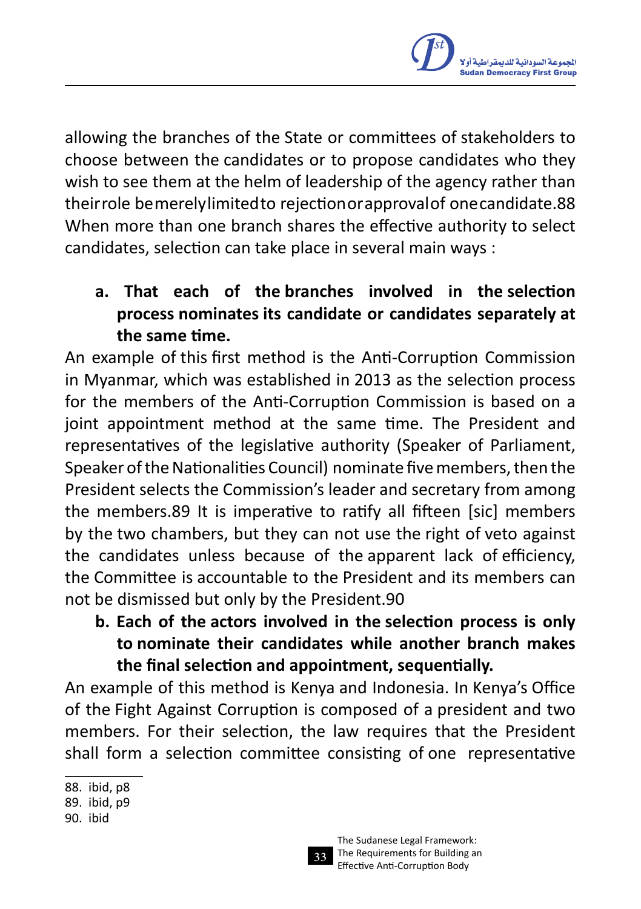allowing the branches of the State or committees of stakeholders to choose between the candidates or to propose candidates who they wish to see them at the helm of leadership of the agency rather than their role be merely limited to rejection or approval of one candidate.88 When more than one branch shares the effective authority to select candidates, selection can take place in several main ways :

**a. That each of the branches involved in the selection process nominates its candidate or candidates separately at the same time.**

An example of this first method is the Anti-Corruption Commission in Myanmar, which was established in 2013 as the selection process for the members of the Anti-Corruption Commission is based on a joint appointment method at the same time. The President and representatives of the legislative authority (Speaker of Parliament, Speaker of the Nationalities Council) nominate five members, then the President selects the Commission's leader and secretary from among the members.89 It is imperative to ratify all fifteen [sic] members by the two chambers, but they can not use the right of veto against the candidates unless because of the apparent lack of efficiency, the Committee is accountable to the President and its members can not be dismissed but only by the President.90

**b. Each of the actors involved in the selection process is only to nominate their candidates while another branch makes the final selection and appointment, sequentially.**

An example of this method is Kenya and Indonesia. In Kenya's Office of the Fight Against Corruption is composed of a president and two members. For their selection, the law requires that the President shall form a selection committee consisting of one representative

---

88. ibid, p8
89. ibid, p9
90. ibid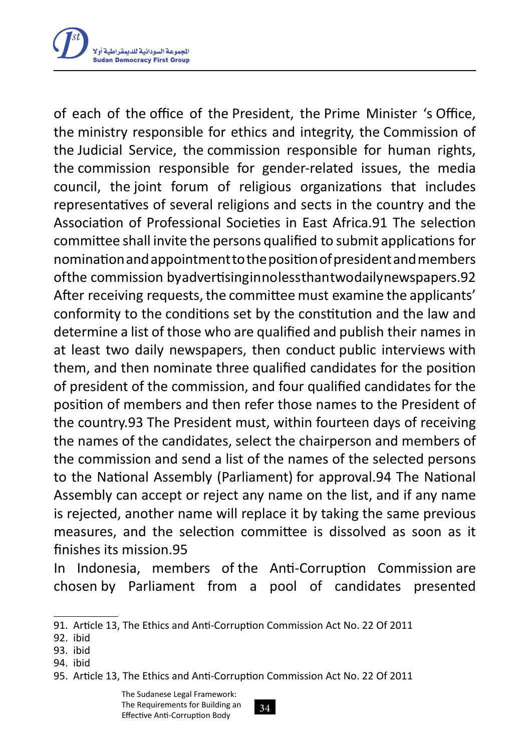of each of the office of the President, the Prime Minister 's Office, the ministry responsible for ethics and integrity, the Commission of the Judicial Service, the commission responsible for human rights, the commission responsible for gender-related issues, the media council, the joint forum of religious organizations that includes representatives of several religions and sects in the country and the Association of Professional Societies in East Africa.[91] The selection committee shall invite the persons qualified to submit applications for nomination and appointment to the position of president and members ofthe commission byadvertisinginnolessthantwodailynewspapers.[92] After receiving requests, the committee must examine the applicants' conformity to the conditions set by the constitution and the law and determine a list of those who are qualified and publish their names in at least two daily newspapers, then conduct public interviews with them, and then nominate three qualified candidates for the position of president of the commission, and four qualified candidates for the position of members and then refer those names to the President of the country.[93] The President must, within fourteen days of receiving the names of the candidates, select the chairperson and members of the commission and send a list of the names of the selected persons to the National Assembly (Parliament) for approval.[94] The National Assembly can accept or reject any name on the list, and if any name is rejected, another name will replace it by taking the same previous measures, and the selection committee is dissolved as soon as it finishes its mission.[95]

In Indonesia, members of the Anti-Corruption Commission are chosen by Parliament from a pool of candidates presented

---

91. Article 13, The Ethics and Anti-Corruption Commission Act No. 22 Of 2011
92. ibid
93. ibid
94. ibid
95. Article 13, The Ethics and Anti-Corruption Commission Act No. 22 Of 2011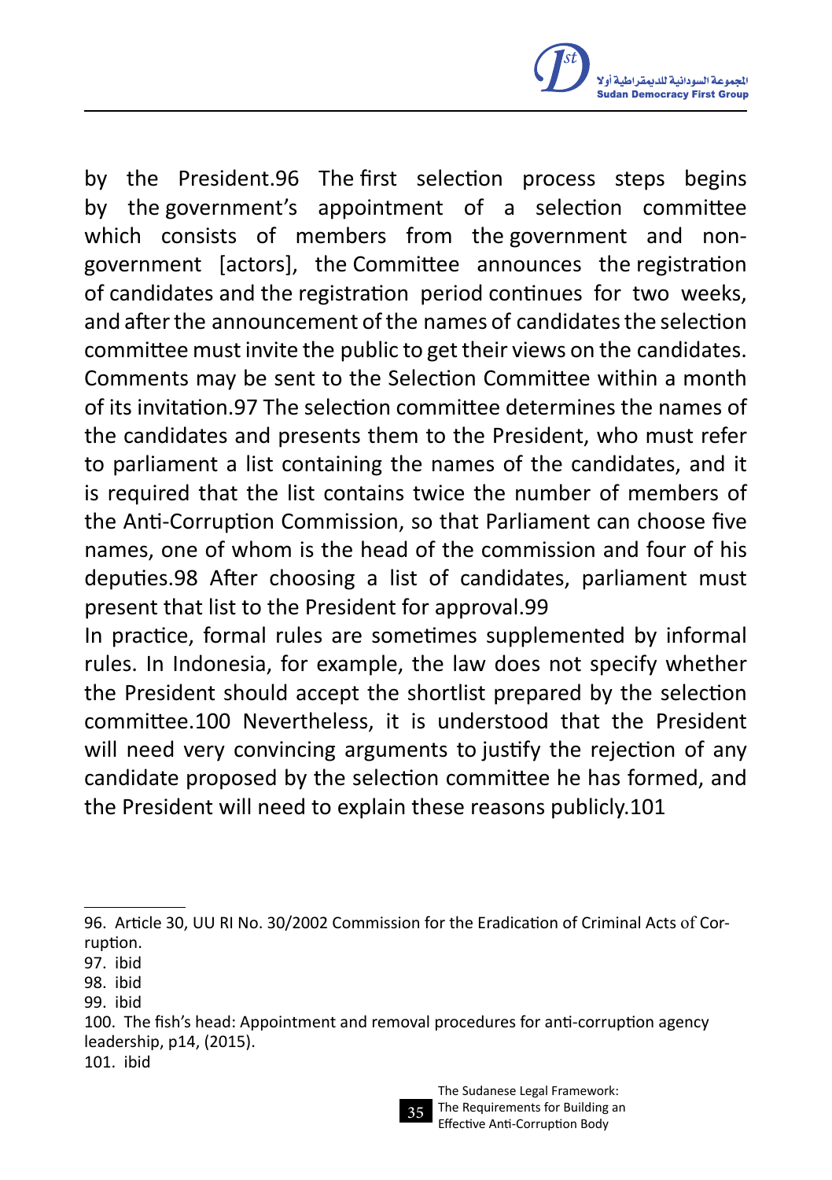by the President.[96] The first selection process steps begins by the government's appointment of a selection committee which consists of members from the government and non-government [actors], the Committee announces the registration of candidates and the registration period continues for two weeks, and after the announcement of the names of candidates the selection committee must invite the public to get their views on the candidates. Comments may be sent to the Selection Committee within a month of its invitation.[97] The selection committee determines the names of the candidates and presents them to the President, who must refer to parliament a list containing the names of the candidates, and it is required that the list contains twice the number of members of the Anti-Corruption Commission, so that Parliament can choose five names, one of whom is the head of the commission and four of his deputies.[98] After choosing a list of candidates, parliament must present that list to the President for approval.[99]

In practice, formal rules are sometimes supplemented by informal rules. In Indonesia, for example, the law does not specify whether the President should accept the shortlist prepared by the selection committee.[100] Nevertheless, it is understood that the President will need very convincing arguments to justify the rejection of any candidate proposed by the selection committee he has formed, and the President will need to explain these reasons publicly.[101]

---

96. Article 30, UU RI No. 30/2002 Commission for the Eradication of Criminal Acts of Corruption.
97. ibid
98. ibid
99. ibid
100. The fish's head: Appointment and removal procedures for anti-corruption agency leadership, p14, (2015).
101. ibid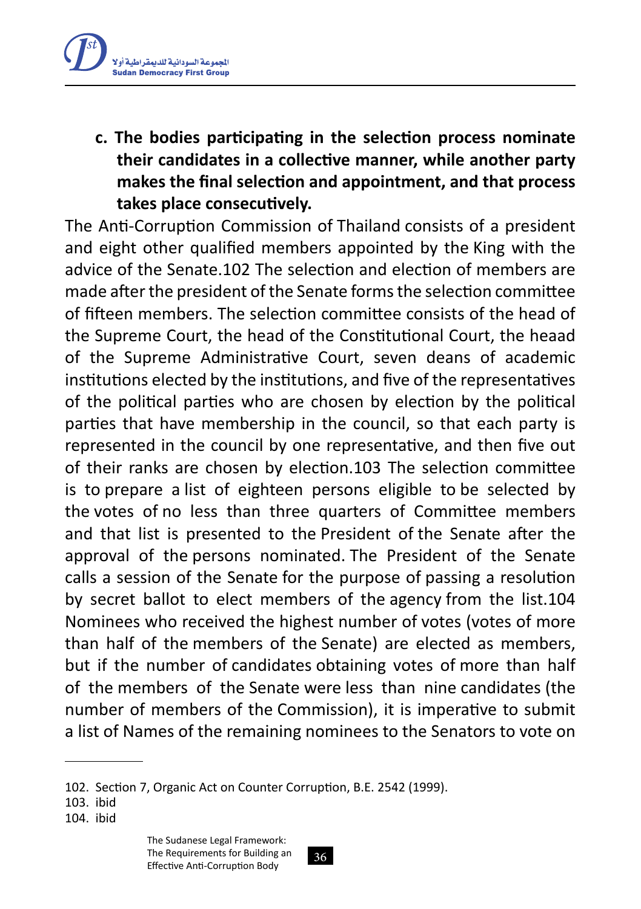**c. The bodies participating in the selection process nominate their candidates in a collective manner, while another party makes the final selection and appointment, and that process takes place consecutively.**

The Anti-Corruption Commission of Thailand consists of a president and eight other qualified members appointed by the King with the advice of the Senate.[102] The selection and election of members are made after the president of the Senate forms the selection committee of fifteen members. The selection committee consists of the head of the Supreme Court, the head of the Constitutional Court, the heaad of the Supreme Administrative Court, seven deans of academic institutions elected by the institutions, and five of the representatives of the political parties who are chosen by election by the political parties that have membership in the council, so that each party is represented in the council by one representative, and then five out of their ranks are chosen by election.[103] The selection committee is to prepare a list of eighteen persons eligible to be selected by the votes of no less than three quarters of Committee members and that list is presented to the President of the Senate after the approval of the persons nominated. The President of the Senate calls a session of the Senate for the purpose of passing a resolution by secret ballot to elect members of the agency from the list.[104] Nominees who received the highest number of votes (votes of more than half of the members of the Senate) are elected as members, but if the number of candidates obtaining votes of more than half of the members of the Senate were less than nine candidates (the number of members of the Commission), it is imperative to submit a list of Names of the remaining nominees to the Senators to vote on

---

102. Section 7, Organic Act on Counter Corruption, B.E. 2542 (1999).
103. ibid
104. ibid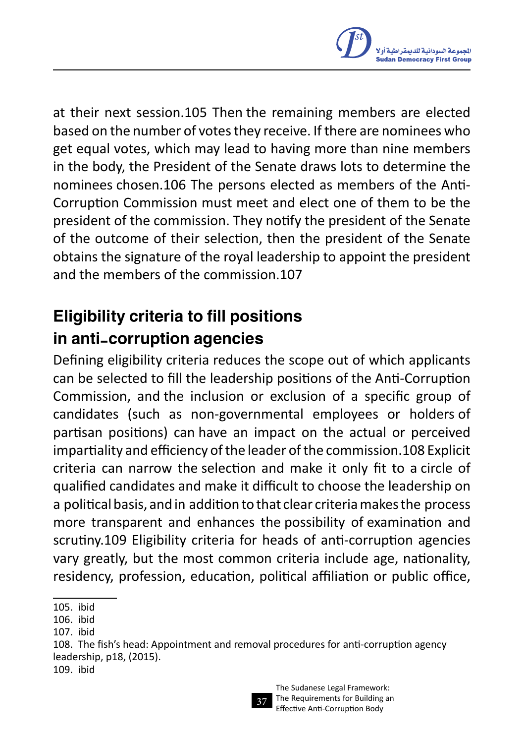at their next session.105 Then the remaining members are elected based on the number of votes they receive. If there are nominees who get equal votes, which may lead to having more than nine members in the body, the President of the Senate draws lots to determine the nominees chosen.106 The persons elected as members of the Anti-Corruption Commission must meet and elect one of them to be the president of the commission. They notify the president of the Senate of the outcome of their selection, then the president of the Senate obtains the signature of the royal leadership to appoint the president and the members of the commission.107

## Eligibility criteria to fill positions in anti-corruption agencies

Defining eligibility criteria reduces the scope out of which applicants can be selected to fill the leadership positions of the Anti-Corruption Commission, and the inclusion or exclusion of a specific group of candidates (such as non-governmental employees or holders of partisan positions) can have an impact on the actual or perceived impartiality and efficiency of the leader of the commission.108 Explicit criteria can narrow the selection and make it only fit to a circle of qualified candidates and make it difficult to choose the leadership on a political basis, and in addition to that clear criteria makes the process more transparent and enhances the possibility of examination and scrutiny.109 Eligibility criteria for heads of anti-corruption agencies vary greatly, but the most common criteria include age, nationality, residency, profession, education, political affiliation or public office,

---

105. ibid
106. ibid
107. ibid
108. The fish's head: Appointment and removal procedures for anti-corruption agency leadership, p18, (2015).
109. ibid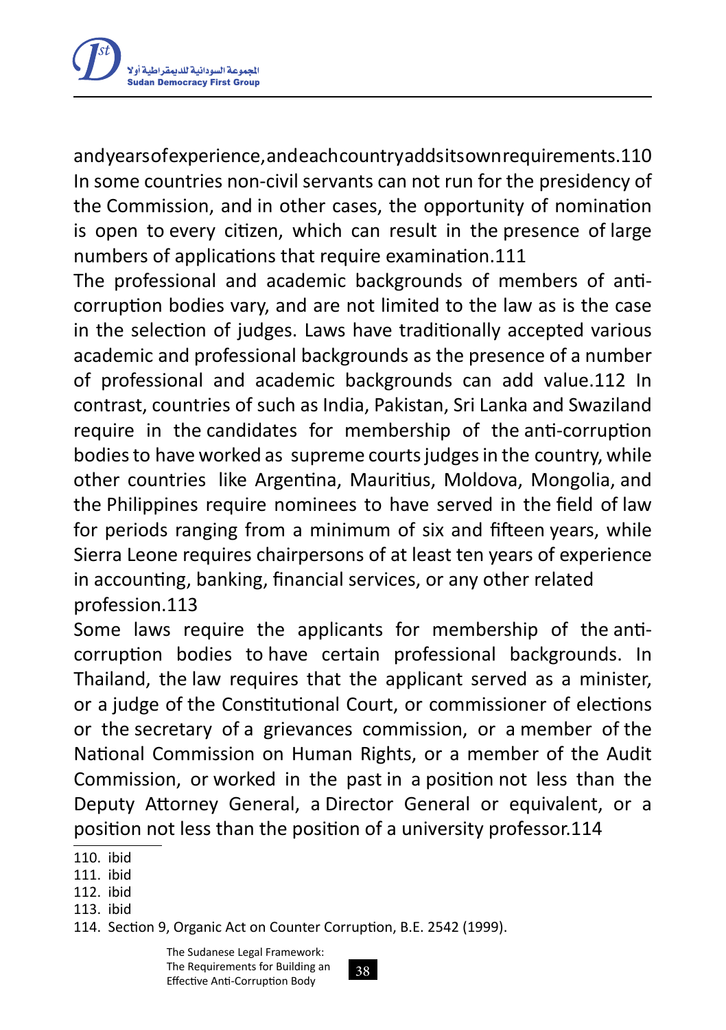and years of experience, and each country adds its own requirements.[110] In some countries non-civil servants can not run for the presidency of the Commission, and in other cases, the opportunity of nomination is open to every citizen, which can result in the presence of large numbers of applications that require examination.[111]

The professional and academic backgrounds of members of anti-corruption bodies vary, and are not limited to the law as is the case in the selection of judges. Laws have traditionally accepted various academic and professional backgrounds as the presence of a number of professional and academic backgrounds can add value.[112] In contrast, countries of such as India, Pakistan, Sri Lanka and Swaziland require in the candidates for membership of the anti-corruption bodies to have worked as supreme courts judges in the country, while other countries like Argentina, Mauritius, Moldova, Mongolia, and the Philippines require nominees to have served in the field of law for periods ranging from a minimum of six and fifteen years, while Sierra Leone requires chairpersons of at least ten years of experience in accounting, banking, financial services, or any other related profession.[113]

Some laws require the applicants for membership of the anti-corruption bodies to have certain professional backgrounds. In Thailand, the law requires that the applicant served as a minister, or a judge of the Constitutional Court, or commissioner of elections or the secretary of a grievances commission, or a member of the National Commission on Human Rights, or a member of the Audit Commission, or worked in the past in a position not less than the Deputy Attorney General, a Director General or equivalent, or a position not less than the position of a university professor.[114]

---

110. ibid
111. ibid
112. ibid
113. ibid
114. Section 9, Organic Act on Counter Corruption, B.E. 2542 (1999).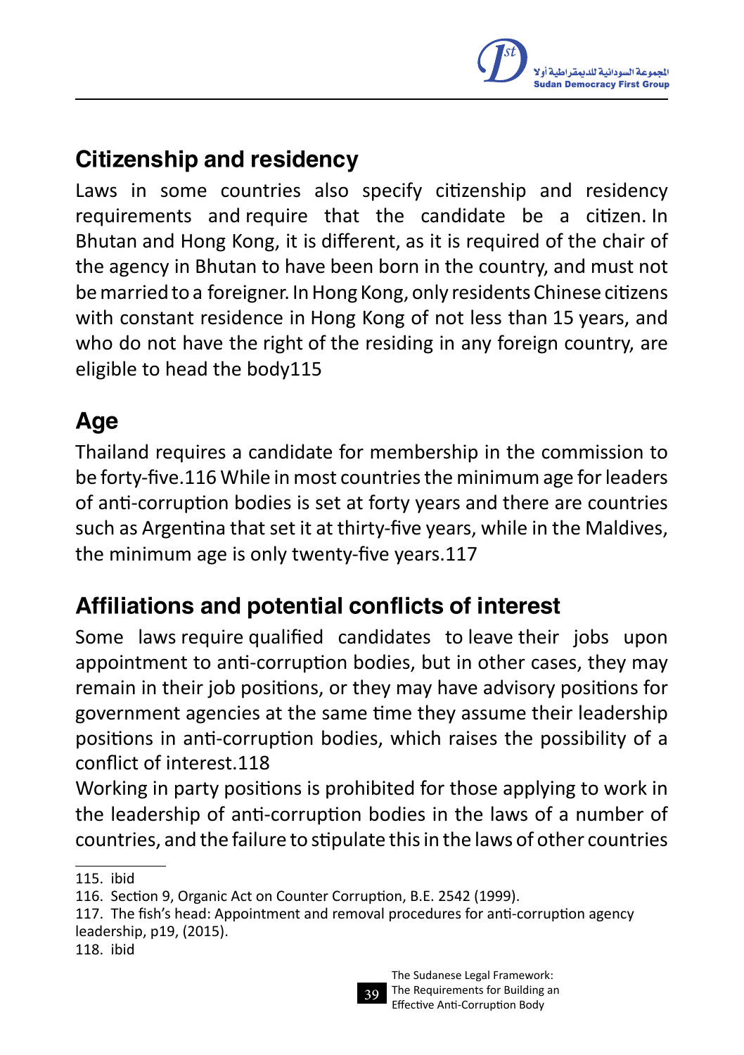## Citizenship and residency

Laws in some countries also specify citizenship and residency requirements and require that the candidate be a citizen. In Bhutan and Hong Kong, it is different, as it is required of the chair of the agency in Bhutan to have been born in the country, and must not be married to a foreigner. In Hong Kong, only residents Chinese citizens with constant residence in Hong Kong of not less than 15 years, and who do not have the right of the residing in any foreign country, are eligible to head the body[115]

## Age

Thailand requires a candidate for membership in the commission to be forty-five.[116] While in most countries the minimum age for leaders of anti-corruption bodies is set at forty years and there are countries such as Argentina that set it at thirty-five years, while in the Maldives, the minimum age is only twenty-five years.[117]

## Affiliations and potential conflicts of interest

Some laws require qualified candidates to leave their jobs upon appointment to anti-corruption bodies, but in other cases, they may remain in their job positions, or they may have advisory positions for government agencies at the same time they assume their leadership positions in anti-corruption bodies, which raises the possibility of a conflict of interest.[118]

Working in party positions is prohibited for those applying to work in the leadership of anti-corruption bodies in the laws of a number of countries, and the failure to stipulate this in the laws of other countries

---

115. ibid
116. Section 9, Organic Act on Counter Corruption, B.E. 2542 (1999).
117. The fish's head: Appointment and removal procedures for anti-corruption agency leadership, p19, (2015).
118. ibid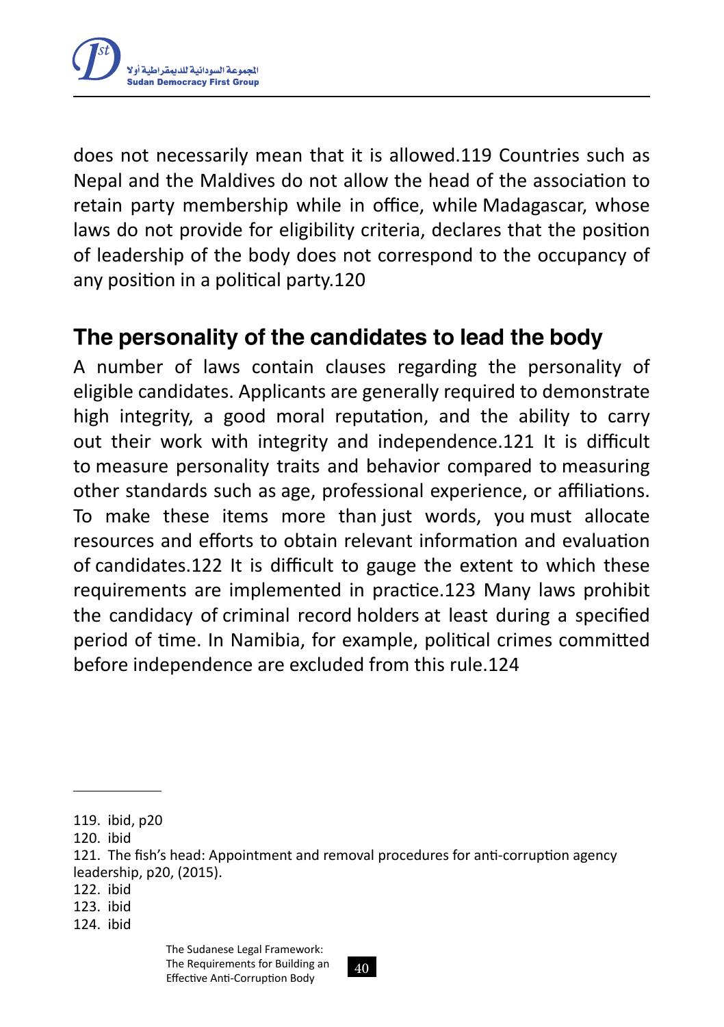does not necessarily mean that it is allowed.[119] Countries such as Nepal and the Maldives do not allow the head of the association to retain party membership while in office, while Madagascar, whose laws do not provide for eligibility criteria, declares that the position of leadership of the body does not correspond to the occupancy of any position in a political party.[120]

## The personality of the candidates to lead the body

A number of laws contain clauses regarding the personality of eligible candidates. Applicants are generally required to demonstrate high integrity, a good moral reputation, and the ability to carry out their work with integrity and independence.[121] It is difficult to measure personality traits and behavior compared to measuring other standards such as age, professional experience, or affiliations. To make these items more than just words, you must allocate resources and efforts to obtain relevant information and evaluation of candidates.[122] It is difficult to gauge the extent to which these requirements are implemented in practice.[123] Many laws prohibit the candidacy of criminal record holders at least during a specified period of time. In Namibia, for example, political crimes committed before independence are excluded from this rule.[124]

---

119. ibid, p20
120. ibid
121. The fish's head: Appointment and removal procedures for anti-corruption agency leadership, p20, (2015).
122. ibid
123. ibid
124. ibid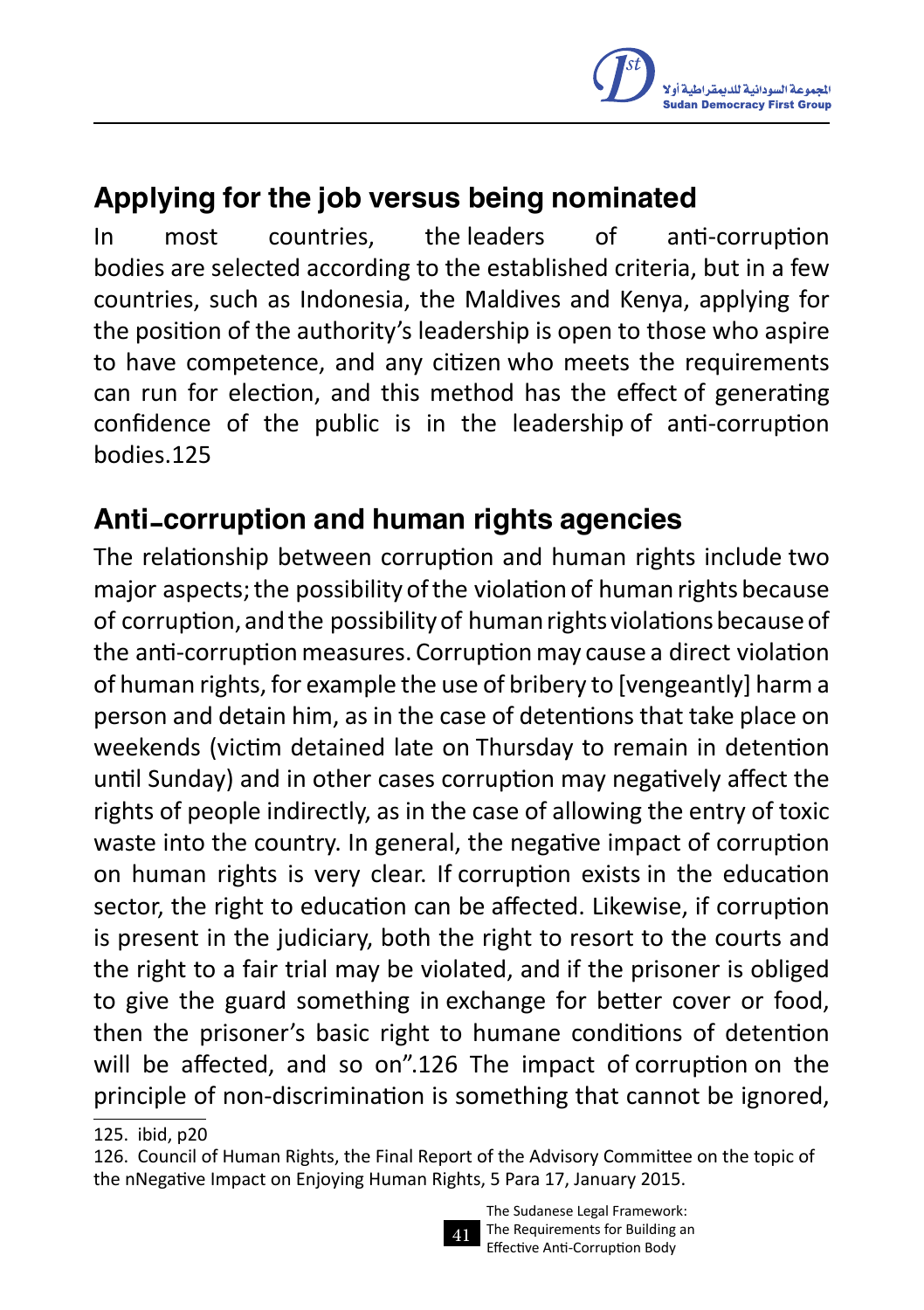## Applying for the job versus being nominated

In most countries, the leaders of anti-corruption bodies are selected according to the established criteria, but in a few countries, such as Indonesia, the Maldives and Kenya, applying for the position of the authority's leadership is open to those who aspire to have competence, and any citizen who meets the requirements can run for election, and this method has the effect of generating confidence of the public is in the leadership of anti-corruption bodies.125

## Anti-corruption and human rights agencies

The relationship between corruption and human rights include two major aspects; the possibility of the violation of human rights because of corruption, and the possibility of human rights violations because of the anti-corruption measures. Corruption may cause a direct violation of human rights, for example the use of bribery to [vengeantly] harm a person and detain him, as in the case of detentions that take place on weekends (victim detained late on Thursday to remain in detention until Sunday) and in other cases corruption may negatively affect the rights of people indirectly, as in the case of allowing the entry of toxic waste into the country. In general, the negative impact of corruption on human rights is very clear. If corruption exists in the education sector, the right to education can be affected. Likewise, if corruption is present in the judiciary, both the right to resort to the courts and the right to a fair trial may be violated, and if the prisoner is obliged to give the guard something in exchange for better cover or food, then the prisoner's basic right to humane conditions of detention will be affected, and so on".126 The impact of corruption on the principle of non-discrimination is something that cannot be ignored,

---

125. ibid, p20

126. Council of Human Rights, the Final Report of the Advisory Committee on the topic of the nNegative Impact on Enjoying Human Rights, 5 Para 17, January 2015.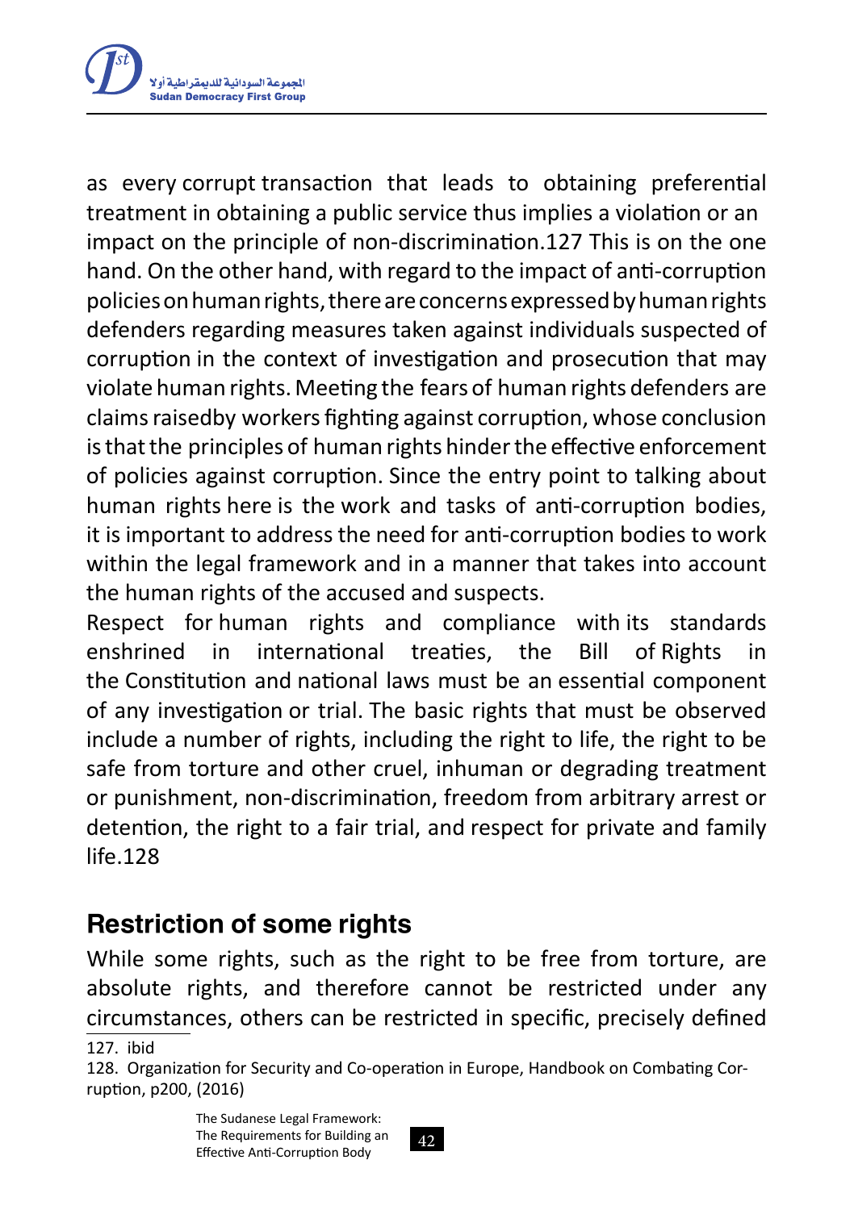as every corrupt transaction that leads to obtaining preferential treatment in obtaining a public service thus implies a violation or an impact on the principle of non-discrimination.[127] This is on the one hand. On the other hand, with regard to the impact of anti-corruption policies on human rights, there are concerns expressed by human rights defenders regarding measures taken against individuals suspected of corruption in the context of investigation and prosecution that may violate human rights. Meeting the fears of human rights defenders are claims raisedby workers fighting against corruption, whose conclusion is that the principles of human rights hinder the effective enforcement of policies against corruption. Since the entry point to talking about human rights here is the work and tasks of anti-corruption bodies, it is important to address the need for anti-corruption bodies to work within the legal framework and in a manner that takes into account the human rights of the accused and suspects.

Respect for human rights and compliance with its standards enshrined in international treaties, the Bill of Rights in the Constitution and national laws must be an essential component of any investigation or trial. The basic rights that must be observed include a number of rights, including the right to life, the right to be safe from torture and other cruel, inhuman or degrading treatment or punishment, non-discrimination, freedom from arbitrary arrest or detention, the right to a fair trial, and respect for private and family life.[128]

## Restriction of some rights

While some rights, such as the right to be free from torture, are absolute rights, and therefore cannot be restricted under any circumstances, others can be restricted in specific, precisely defined

127. ibid

128. Organization for Security and Co-operation in Europe, Handbook on Combating Corruption, p200, (2016)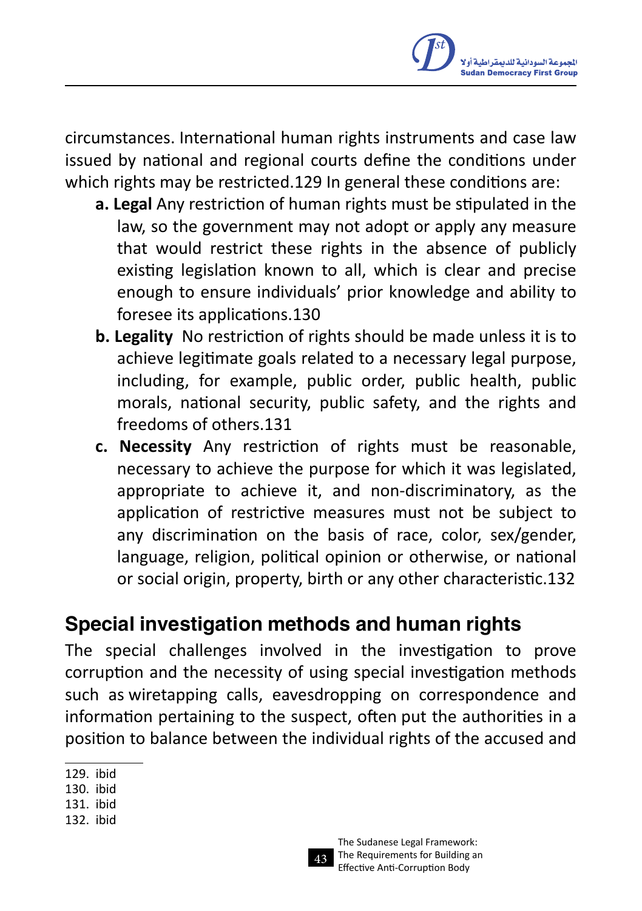circumstances. International human rights instruments and case law issued by national and regional courts define the conditions under which rights may be restricted.[129] In general these conditions are:

- **a. Legal** Any restriction of human rights must be stipulated in the law, so the government may not adopt or apply any measure that would restrict these rights in the absence of publicly existing legislation known to all, which is clear and precise enough to ensure individuals' prior knowledge and ability to foresee its applications.[130]
- **b. Legality** No restriction of rights should be made unless it is to achieve legitimate goals related to a necessary legal purpose, including, for example, public order, public health, public morals, national security, public safety, and the rights and freedoms of others.[131]
- **c. Necessity** Any restriction of rights must be reasonable, necessary to achieve the purpose for which it was legislated, appropriate to achieve it, and non-discriminatory, as the application of restrictive measures must not be subject to any discrimination on the basis of race, color, sex/gender, language, religion, political opinion or otherwise, or national or social origin, property, birth or any other characteristic.[132]

## Special investigation methods and human rights

The special challenges involved in the investigation to prove corruption and the necessity of using special investigation methods such as wiretapping calls, eavesdropping on correspondence and information pertaining to the suspect, often put the authorities in a position to balance between the individual rights of the accused and

---

129. ibid
130. ibid
131. ibid
132. ibid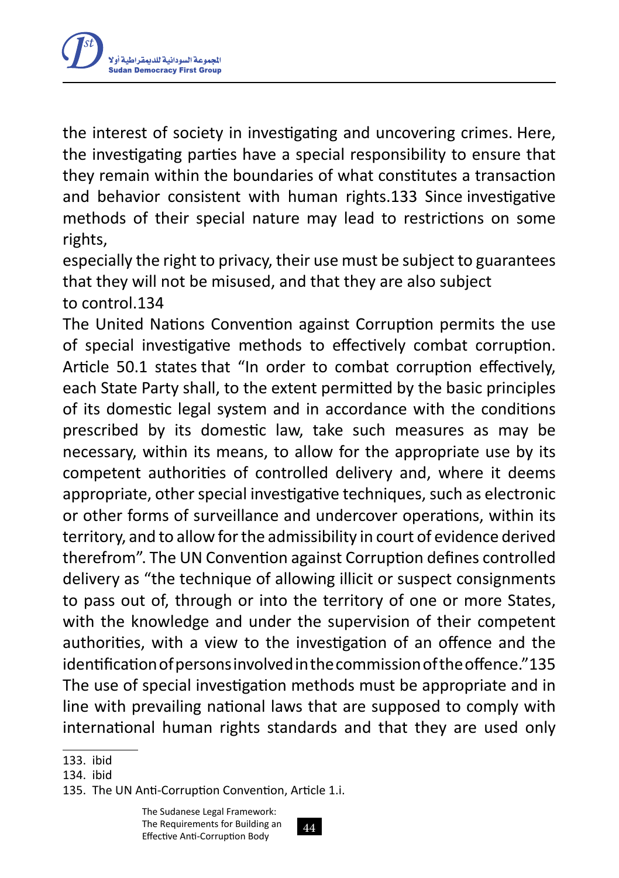the interest of society in investigating and uncovering crimes. Here, the investigating parties have a special responsibility to ensure that they remain within the boundaries of what constitutes a transaction and behavior consistent with human rights.[133] Since investigative methods of their special nature may lead to restrictions on some rights, especially the right to privacy, their use must be subject to guarantees that they will not be misused, and that they are also subject to control.[134]

The United Nations Convention against Corruption permits the use of special investigative methods to effectively combat corruption. Article 50.1 states that "In order to combat corruption effectively, each State Party shall, to the extent permitted by the basic principles of its domestic legal system and in accordance with the conditions prescribed by its domestic law, take such measures as may be necessary, within its means, to allow for the appropriate use by its competent authorities of controlled delivery and, where it deems appropriate, other special investigative techniques, such as electronic or other forms of surveillance and undercover operations, within its territory, and to allow for the admissibility in court of evidence derived therefrom". The UN Convention against Corruption defines controlled delivery as "the technique of allowing illicit or suspect consignments to pass out of, through or into the territory of one or more States, with the knowledge and under the supervision of their competent authorities, with a view to the investigation of an offence and the identification of persons involved in the commission of the offence."[135] The use of special investigation methods must be appropriate and in line with prevailing national laws that are supposed to comply with international human rights standards and that they are used only

---

133. ibid
134. ibid
135. The UN Anti-Corruption Convention, Article 1.i.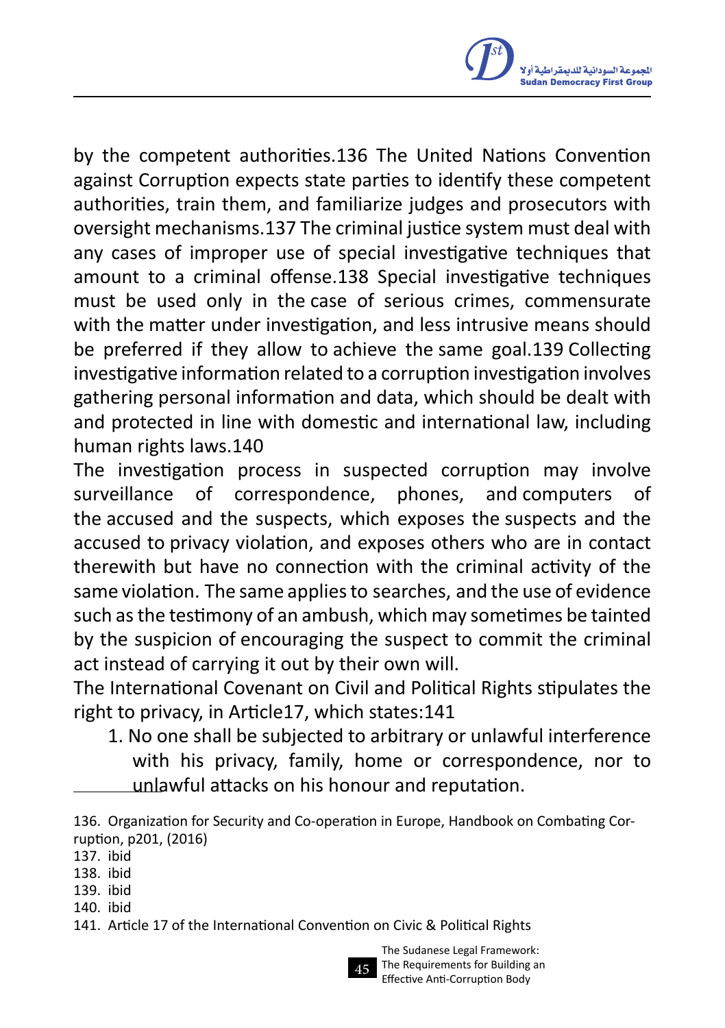by the competent authorities.[136] The United Nations Convention against Corruption expects state parties to identify these competent authorities, train them, and familiarize judges and prosecutors with oversight mechanisms.[137] The criminal justice system must deal with any cases of improper use of special investigative techniques that amount to a criminal offense.[138] Special investigative techniques must be used only in the case of serious crimes, commensurate with the matter under investigation, and less intrusive means should be preferred if they allow to achieve the same goal.[139] Collecting investigative information related to a corruption investigation involves gathering personal information and data, which should be dealt with and protected in line with domestic and international law, including human rights laws.[140]

The investigation process in suspected corruption may involve surveillance of correspondence, phones, and computers of the accused and the suspects, which exposes the suspects and the accused to privacy violation, and exposes others who are in contact therewith but have no connection with the criminal activity of the same violation. The same applies to searches, and the use of evidence such as the testimony of an ambush, which may sometimes be tainted by the suspicion of encouraging the suspect to commit the criminal act instead of carrying it out by their own will.

The International Covenant on Civil and Political Rights stipulates the right to privacy, in Article17, which states:[141]

1. No one shall be subjected to arbitrary or unlawful interference with his privacy, family, home or correspondence, nor to unlawful attacks on his honour and reputation.

---

136. Organization for Security and Co-operation in Europe, Handbook on Combating Corruption, p201, (2016)
137. ibid
138. ibid
139. ibid
140. ibid
141. Article 17 of the International Convention on Civic & Political Rights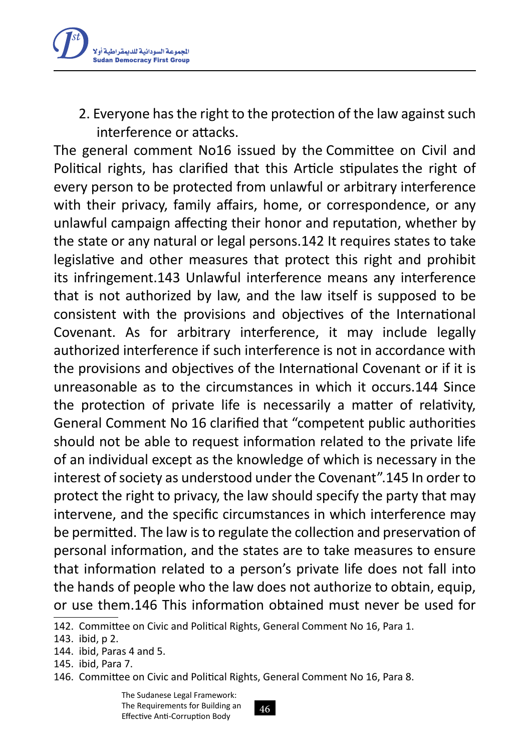2. Everyone has the right to the protection of the law against such interference or attacks.

The general comment No16 issued by the Committee on Civil and Political rights, has clarified that this Article stipulates the right of every person to be protected from unlawful or arbitrary interference with their privacy, family affairs, home, or correspondence, or any unlawful campaign affecting their honor and reputation, whether by the state or any natural or legal persons.[142] It requires states to take legislative and other measures that protect this right and prohibit its infringement.[143] Unlawful interference means any interference that is not authorized by law, and the law itself is supposed to be consistent with the provisions and objectives of the International Covenant. As for arbitrary interference, it may include legally authorized interference if such interference is not in accordance with the provisions and objectives of the International Covenant or if it is unreasonable as to the circumstances in which it occurs.[144] Since the protection of private life is necessarily a matter of relativity, General Comment No 16 clarified that "competent public authorities should not be able to request information related to the private life of an individual except as the knowledge of which is necessary in the interest of society as understood under the Covenant".[145] In order to protect the right to privacy, the law should specify the party that may intervene, and the specific circumstances in which interference may be permitted. The law is to regulate the collection and preservation of personal information, and the states are to take measures to ensure that information related to a person's private life does not fall into the hands of people who the law does not authorize to obtain, equip, or use them.[146] This information obtained must never be used for

---

142. Committee on Civic and Political Rights, General Comment No 16, Para 1.
143. ibid, p 2.
144. ibid, Paras 4 and 5.
145. ibid, Para 7.
146. Committee on Civic and Political Rights, General Comment No 16, Para 8.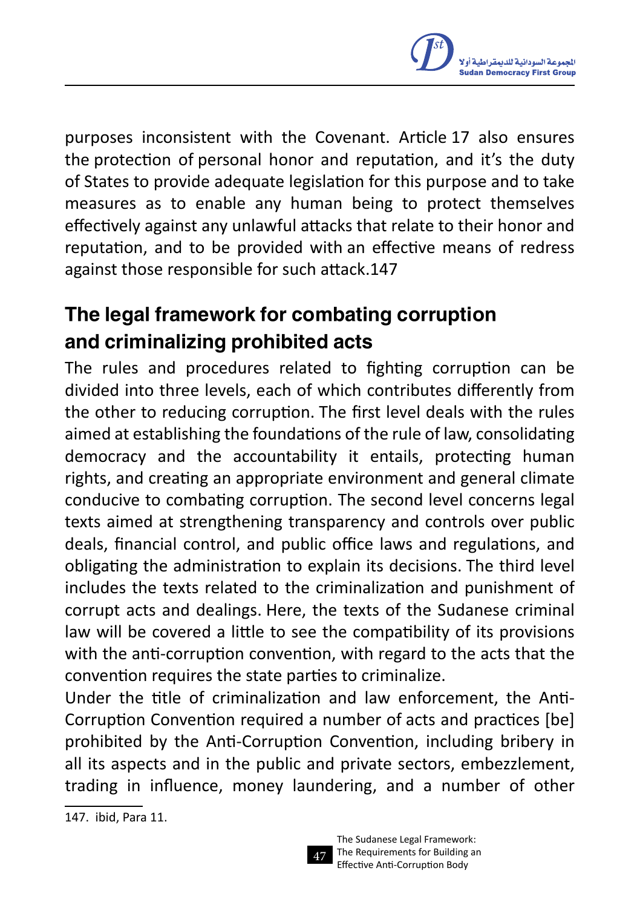purposes inconsistent with the Covenant. Article 17 also ensures the protection of personal honor and reputation, and it's the duty of States to provide adequate legislation for this purpose and to take measures as to enable any human being to protect themselves effectively against any unlawful attacks that relate to their honor and reputation, and to be provided with an effective means of redress against those responsible for such attack.147

## The legal framework for combating corruption and criminalizing prohibited acts

The rules and procedures related to fighting corruption can be divided into three levels, each of which contributes differently from the other to reducing corruption. The first level deals with the rules aimed at establishing the foundations of the rule of law, consolidating democracy and the accountability it entails, protecting human rights, and creating an appropriate environment and general climate conducive to combating corruption. The second level concerns legal texts aimed at strengthening transparency and controls over public deals, financial control, and public office laws and regulations, and obligating the administration to explain its decisions. The third level includes the texts related to the criminalization and punishment of corrupt acts and dealings. Here, the texts of the Sudanese criminal law will be covered a little to see the compatibility of its provisions with the anti-corruption convention, with regard to the acts that the convention requires the state parties to criminalize.

Under the title of criminalization and law enforcement, the Anti-Corruption Convention required a number of acts and practices [be] prohibited by the Anti-Corruption Convention, including bribery in all its aspects and in the public and private sectors, embezzlement, trading in influence, money laundering, and a number of other

---

147. ibid, Para 11.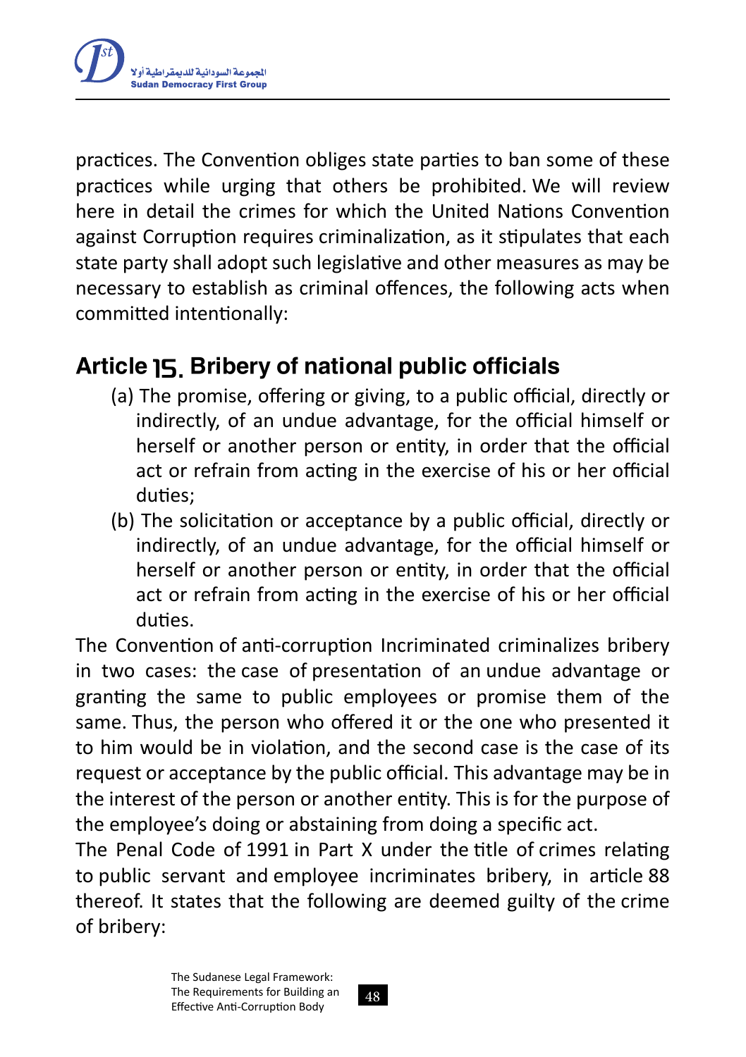practices. The Convention obliges state parties to ban some of these practices while urging that others be prohibited. We will review here in detail the crimes for which the United Nations Convention against Corruption requires criminalization, as it stipulates that each state party shall adopt such legislative and other measures as may be necessary to establish as criminal offences, the following acts when committed intentionally:

## Article 15. Bribery of national public officials

(a) The promise, offering or giving, to a public official, directly or indirectly, of an undue advantage, for the official himself or herself or another person or entity, in order that the official act or refrain from acting in the exercise of his or her official duties;

(b) The solicitation or acceptance by a public official, directly or indirectly, of an undue advantage, for the official himself or herself or another person or entity, in order that the official act or refrain from acting in the exercise of his or her official duties.

The Convention of anti-corruption Incriminated criminalizes bribery in two cases: the case of presentation of an undue advantage or granting the same to public employees or promise them of the same. Thus, the person who offered it or the one who presented it to him would be in violation, and the second case is the case of its request or acceptance by the public official. This advantage may be in the interest of the person or another entity. This is for the purpose of the employee's doing or abstaining from doing a specific act.

The Penal Code of 1991 in Part X under the title of crimes relating to public servant and employee incriminates bribery, in article 88 thereof. It states that the following are deemed guilty of the crime of bribery: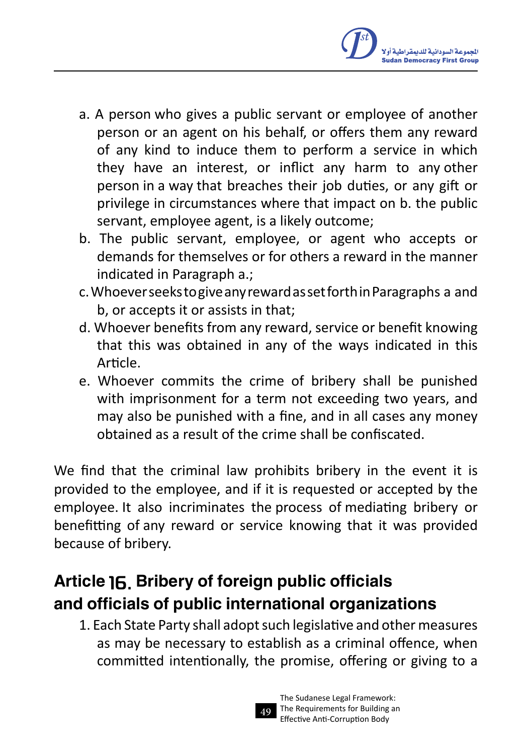a. A person who gives a public servant or employee of another person or an agent on his behalf, or offers them any reward of any kind to induce them to perform a service in which they have an interest, or inflict any harm to any other person in a way that breaches their job duties, or any gift or privilege in circumstances where that impact on b. the public servant, employee agent, is a likely outcome;

b. The public servant, employee, or agent who accepts or demands for themselves or for others a reward in the manner indicated in Paragraph a.;

c. Whoever seeks to give any reward as set forth in Paragraphs a and b, or accepts it or assists in that;

d. Whoever benefits from any reward, service or benefit knowing that this was obtained in any of the ways indicated in this Article.

e. Whoever commits the crime of bribery shall be punished with imprisonment for a term not exceeding two years, and may also be punished with a fine, and in all cases any money obtained as a result of the crime shall be confiscated.

We find that the criminal law prohibits bribery in the event it is provided to the employee, and if it is requested or accepted by the employee. It also incriminates the process of mediating bribery or benefitting of any reward or service knowing that it was provided because of bribery.

## Article 16. Bribery of foreign public officials and officials of public international organizations

1. Each State Party shall adopt such legislative and other measures as may be necessary to establish as a criminal offence, when committed intentionally, the promise, offering or giving to a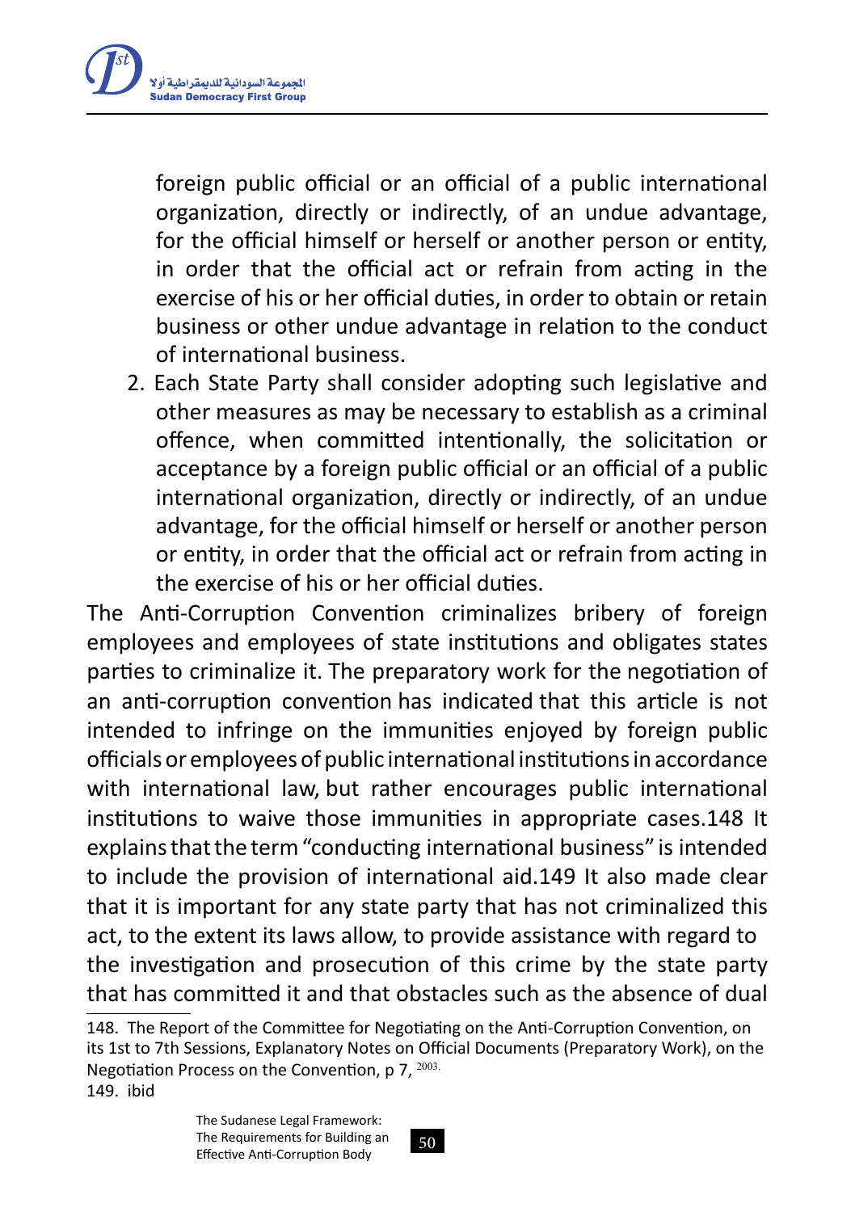foreign public official or an official of a public international organization, directly or indirectly, of an undue advantage, for the official himself or herself or another person or entity, in order that the official act or refrain from acting in the exercise of his or her official duties, in order to obtain or retain business or other undue advantage in relation to the conduct of international business.

2. Each State Party shall consider adopting such legislative and other measures as may be necessary to establish as a criminal offence, when committed intentionally, the solicitation or acceptance by a foreign public official or an official of a public international organization, directly or indirectly, of an undue advantage, for the official himself or herself or another person or entity, in order that the official act or refrain from acting in the exercise of his or her official duties.

The Anti-Corruption Convention criminalizes bribery of foreign employees and employees of state institutions and obligates states parties to criminalize it. The preparatory work for the negotiation of an anti-corruption convention has indicated that this article is not intended to infringe on the immunities enjoyed by foreign public officials or employees of public international institutions in accordance with international law, but rather encourages public international institutions to waive those immunities in appropriate cases.148 It explains that the term "conducting international business" is intended to include the provision of international aid.149 It also made clear that it is important for any state party that has not criminalized this act, to the extent its laws allow, to provide assistance with regard to the investigation and prosecution of this crime by the state party that has committed it and that obstacles such as the absence of dual

148. The Report of the Committee for Negotiating on the Anti-Corruption Convention, on its 1st to 7th Sessions, Explanatory Notes on Official Documents (Preparatory Work), on the Negotiation Process on the Convention, p 7, 2003.

149. ibid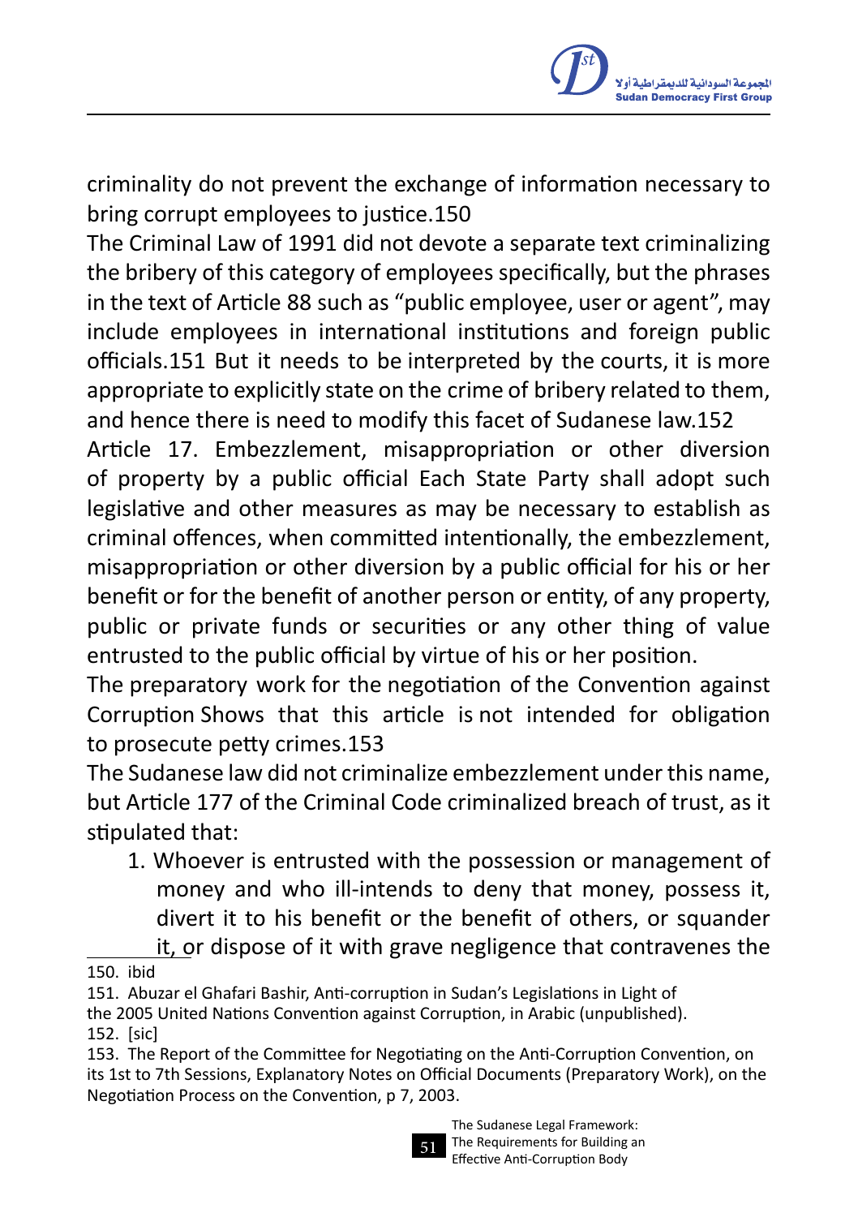criminality do not prevent the exchange of information necessary to bring corrupt employees to justice.[150]

The Criminal Law of 1991 did not devote a separate text criminalizing the bribery of this category of employees specifically, but the phrases in the text of Article 88 such as "public employee, user or agent", may include employees in international institutions and foreign public officials.[151] But it needs to be interpreted by the courts, it is more appropriate to explicitly state on the crime of bribery related to them, and hence there is need to modify this facet of Sudanese law.[152]

Article 17. Embezzlement, misappropriation or other diversion of property by a public official Each State Party shall adopt such legislative and other measures as may be necessary to establish as criminal offences, when committed intentionally, the embezzlement, misappropriation or other diversion by a public official for his or her benefit or for the benefit of another person or entity, of any property, public or private funds or securities or any other thing of value entrusted to the public official by virtue of his or her position.

The preparatory work for the negotiation of the Convention against Corruption Shows that this article is not intended for obligation to prosecute petty crimes.[153]

The Sudanese law did not criminalize embezzlement under this name, but Article 177 of the Criminal Code criminalized breach of trust, as it stipulated that:

1. Whoever is entrusted with the possession or management of money and who ill-intends to deny that money, possess it, divert it to his benefit or the benefit of others, or squander it, or dispose of it with grave negligence that contravenes the

---

150. ibid

151. Abuzar el Ghafari Bashir, Anti-corruption in Sudan's Legislations in Light of the 2005 United Nations Convention against Corruption, in Arabic (unpublished).

152. [sic]

153. The Report of the Committee for Negotiating on the Anti-Corruption Convention, on its 1st to 7th Sessions, Explanatory Notes on Official Documents (Preparatory Work), on the Negotiation Process on the Convention, p 7, 2003.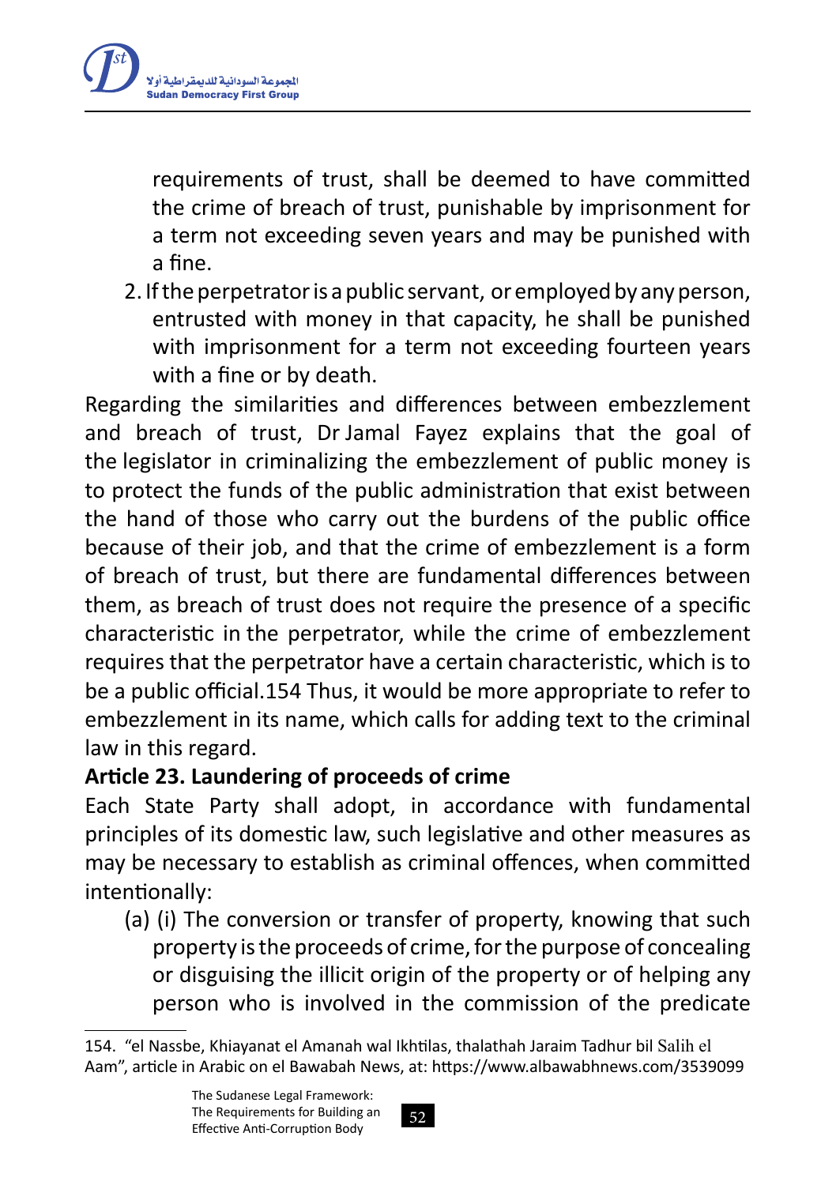requirements of trust, shall be deemed to have committed the crime of breach of trust, punishable by imprisonment for a term not exceeding seven years and may be punished with a fine.

2. If the perpetrator is a public servant, or employed by any person, entrusted with money in that capacity, he shall be punished with imprisonment for a term not exceeding fourteen years with a fine or by death.

Regarding the similarities and differences between embezzlement and breach of trust, Dr Jamal Fayez explains that the goal of the legislator in criminalizing the embezzlement of public money is to protect the funds of the public administration that exist between the hand of those who carry out the burdens of the public office because of their job, and that the crime of embezzlement is a form of breach of trust, but there are fundamental differences between them, as breach of trust does not require the presence of a specific characteristic in the perpetrator, while the crime of embezzlement requires that the perpetrator have a certain characteristic, which is to be a public official.154 Thus, it would be more appropriate to refer to embezzlement in its name, which calls for adding text to the criminal law in this regard.

**Article 23. Laundering of proceeds of crime**

Each State Party shall adopt, in accordance with fundamental principles of its domestic law, such legislative and other measures as may be necessary to establish as criminal offences, when committed intentionally:

(a) (i) The conversion or transfer of property, knowing that such property is the proceeds of crime, for the purpose of concealing or disguising the illicit origin of the property or of helping any person who is involved in the commission of the predicate

---

154. "el Nassbe, Khiayanat el Amanah wal Ikhtilas, thalathah Jaraim Tadhur bil Salih el Aam", article in Arabic on el Bawabah News, at: https://www.albawabhnews.com/3539099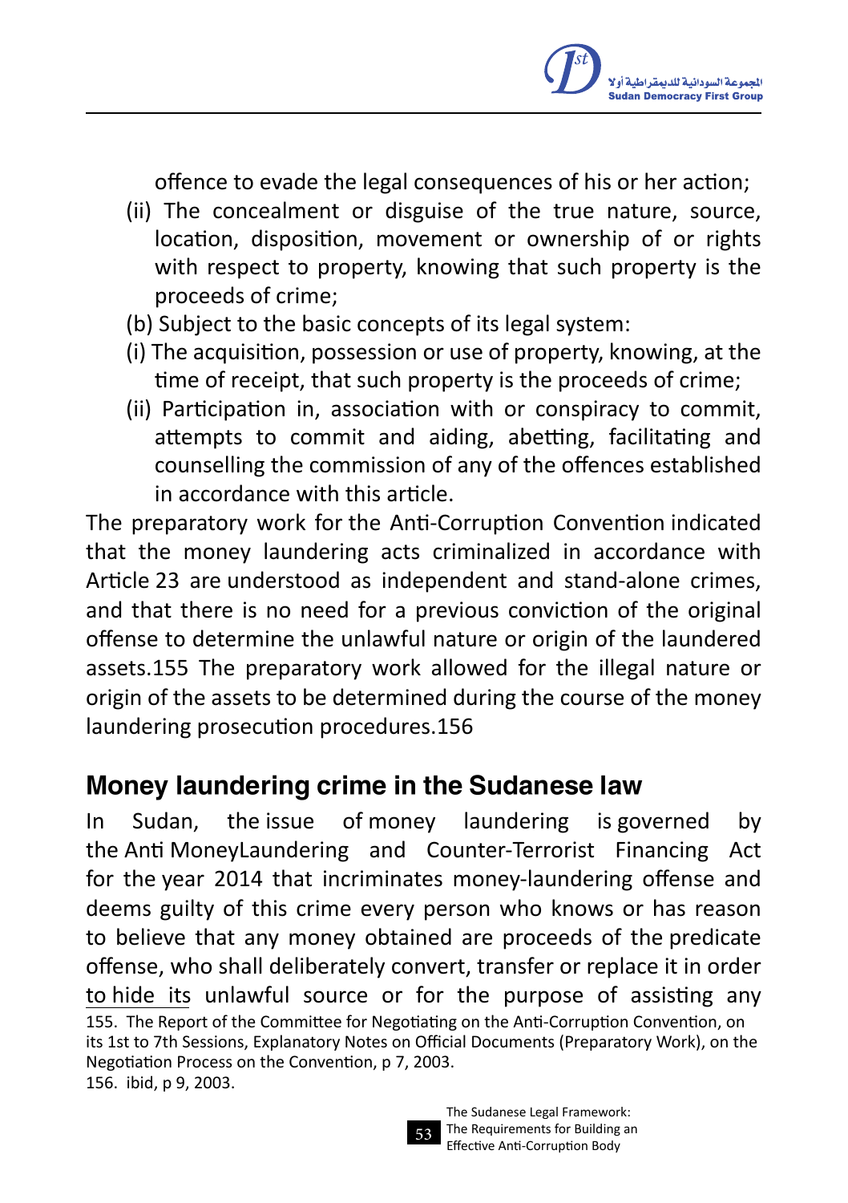offence to evade the legal consequences of his or her action;

(ii) The concealment or disguise of the true nature, source, location, disposition, movement or ownership of or rights with respect to property, knowing that such property is the proceeds of crime;

(b) Subject to the basic concepts of its legal system:

(i) The acquisition, possession or use of property, knowing, at the time of receipt, that such property is the proceeds of crime;

(ii) Participation in, association with or conspiracy to commit, attempts to commit and aiding, abetting, facilitating and counselling the commission of any of the offences established in accordance with this article.

The preparatory work for the Anti-Corruption Convention indicated that the money laundering acts criminalized in accordance with Article 23 are understood as independent and stand-alone crimes, and that there is no need for a previous conviction of the original offense to determine the unlawful nature or origin of the laundered assets.155 The preparatory work allowed for the illegal nature or origin of the assets to be determined during the course of the money laundering prosecution procedures.156

## Money laundering crime in the Sudanese law

In Sudan, the issue of money laundering is governed by the Anti MoneyLaundering and Counter-Terrorist Financing Act for the year 2014 that incriminates money-laundering offense and deems guilty of this crime every person who knows or has reason to believe that any money obtained are proceeds of the predicate offense, who shall deliberately convert, transfer or replace it in order to hide its unlawful source or for the purpose of assisting any

155. The Report of the Committee for Negotiating on the Anti-Corruption Convention, on its 1st to 7th Sessions, Explanatory Notes on Official Documents (Preparatory Work), on the Negotiation Process on the Convention, p 7, 2003.

156. ibid, p 9, 2003.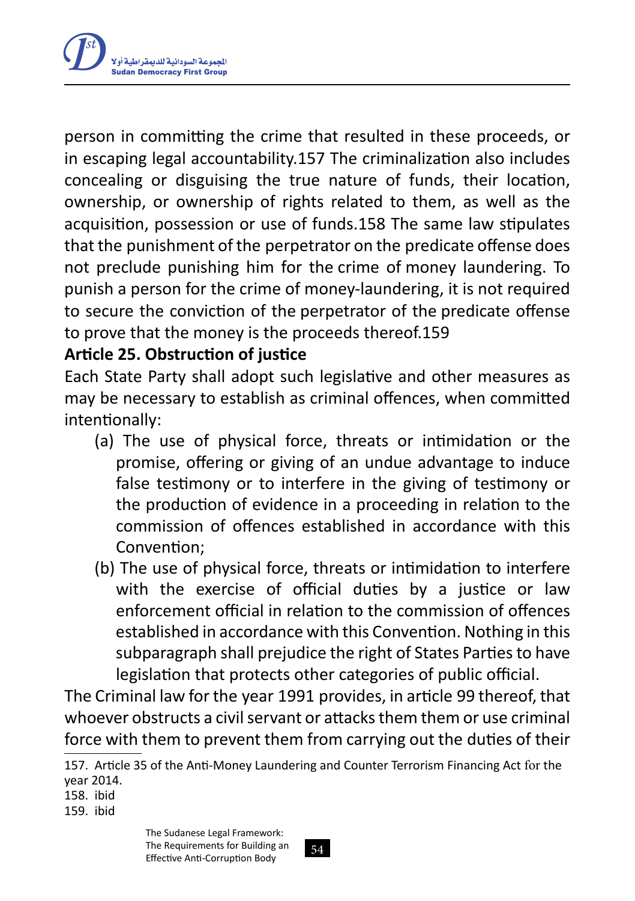person in committing the crime that resulted in these proceeds, or in escaping legal accountability.157 The criminalization also includes concealing or disguising the true nature of funds, their location, ownership, or ownership of rights related to them, as well as the acquisition, possession or use of funds.158 The same law stipulates that the punishment of the perpetrator on the predicate offense does not preclude punishing him for the crime of money laundering. To punish a person for the crime of money-laundering, it is not required to secure the conviction of the perpetrator of the predicate offense to prove that the money is the proceeds thereof.159

**Article 25. Obstruction of justice**

Each State Party shall adopt such legislative and other measures as may be necessary to establish as criminal offences, when committed intentionally:

(a) The use of physical force, threats or intimidation or the promise, offering or giving of an undue advantage to induce false testimony or to interfere in the giving of testimony or the production of evidence in a proceeding in relation to the commission of offences established in accordance with this Convention;

(b) The use of physical force, threats or intimidation to interfere with the exercise of official duties by a justice or law enforcement official in relation to the commission of offences established in accordance with this Convention. Nothing in this subparagraph shall prejudice the right of States Parties to have legislation that protects other categories of public official.

The Criminal law for the year 1991 provides, in article 99 thereof, that whoever obstructs a civil servant or attacks them them or use criminal force with them to prevent them from carrying out the duties of their

157. Article 35 of the Anti-Money Laundering and Counter Terrorism Financing Act for the year 2014.

158. ibid

159. ibid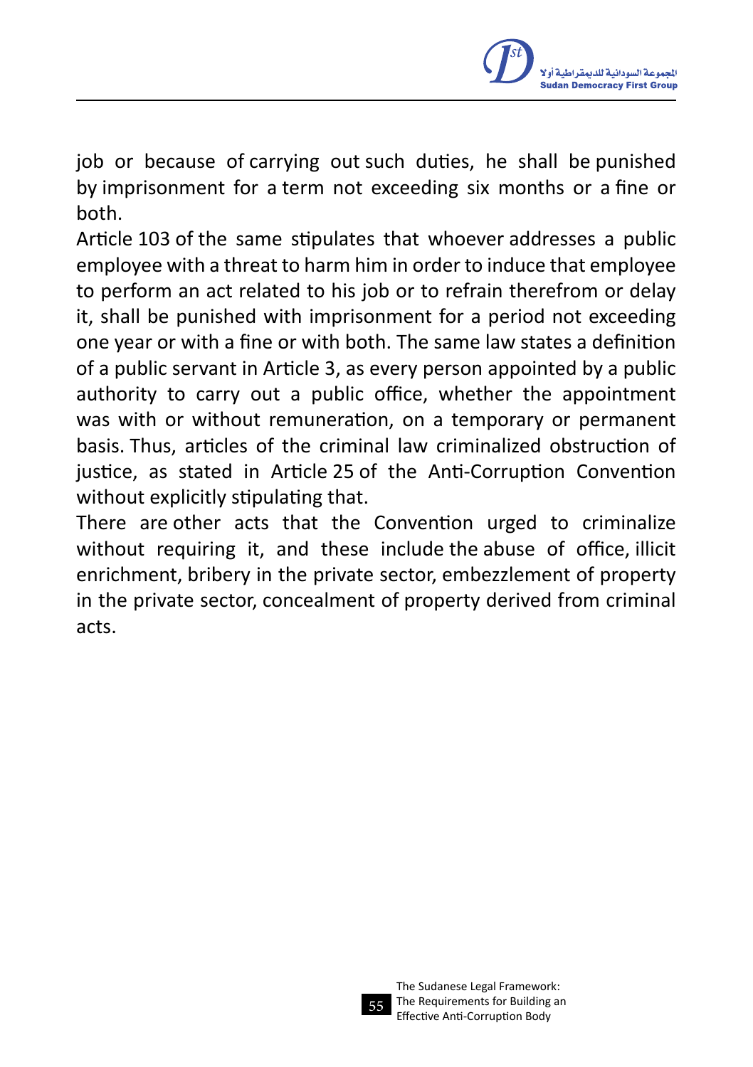job or because of carrying out such duties, he shall be punished by imprisonment for a term not exceeding six months or a fine or both.

Article 103 of the same stipulates that whoever addresses a public employee with a threat to harm him in order to induce that employee to perform an act related to his job or to refrain therefrom or delay it, shall be punished with imprisonment for a period not exceeding one year or with a fine or with both. The same law states a definition of a public servant in Article 3, as every person appointed by a public authority to carry out a public office, whether the appointment was with or without remuneration, on a temporary or permanent basis. Thus, articles of the criminal law criminalized obstruction of justice, as stated in Article 25 of the Anti-Corruption Convention without explicitly stipulating that.

There are other acts that the Convention urged to criminalize without requiring it, and these include the abuse of office, illicit enrichment, bribery in the private sector, embezzlement of property in the private sector, concealment of property derived from criminal acts.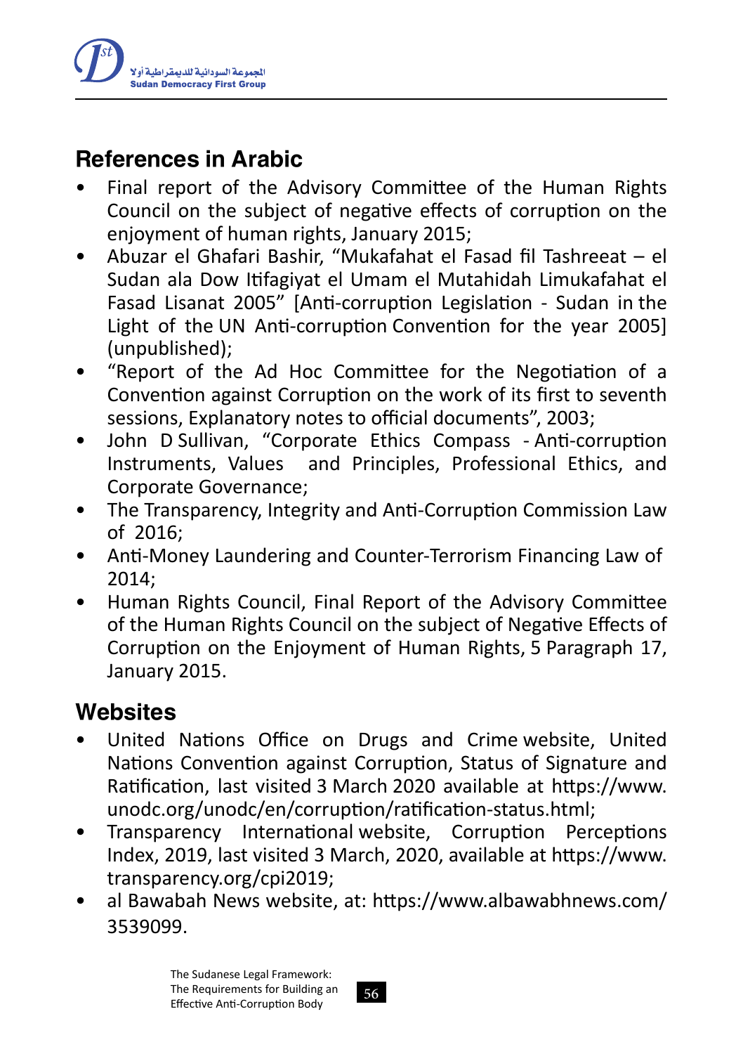## References in Arabic

- Final report of the Advisory Committee of the Human Rights Council on the subject of negative effects of corruption on the enjoyment of human rights, January 2015;
- Abuzar el Ghafari Bashir, "Mukafahat el Fasad fil Tashreeat – el Sudan ala Dow Itifagiyat el Umam el Mutahidah Limukafahat el Fasad Lisanat 2005" [Anti-corruption Legislation - Sudan in the Light of the UN Anti-corruption Convention for the year 2005] (unpublished);
- "Report of the Ad Hoc Committee for the Negotiation of a Convention against Corruption on the work of its first to seventh sessions, Explanatory notes to official documents", 2003;
- John D Sullivan, "Corporate Ethics Compass - Anti-corruption Instruments, Values and Principles, Professional Ethics, and Corporate Governance;
- The Transparency, Integrity and Anti-Corruption Commission Law of 2016;
- Anti-Money Laundering and Counter-Terrorism Financing Law of 2014;
- Human Rights Council, Final Report of the Advisory Committee of the Human Rights Council on the subject of Negative Effects of Corruption on the Enjoyment of Human Rights, 5 Paragraph 17, January 2015.

## Websites

- United Nations Office on Drugs and Crime website, United Nations Convention against Corruption, Status of Signature and Ratification, last visited 3 March 2020 available at https://www.unodc.org/unodc/en/corruption/ratification-status.html;
- Transparency International website, Corruption Perceptions Index, 2019, last visited 3 March, 2020, available at https://www.transparency.org/cpi2019;
- al Bawabah News website, at: https://www.albawabhnews.com/3539099.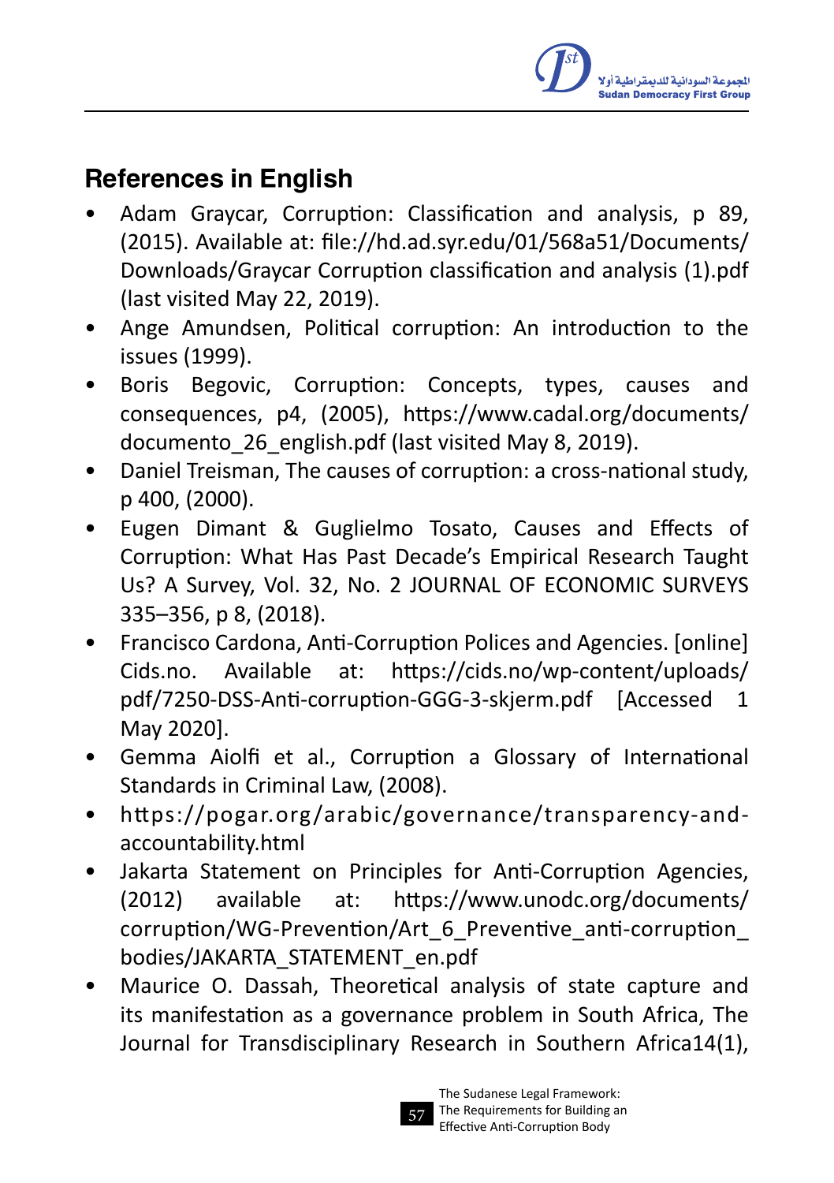## References in English

- Adam Graycar, Corruption: Classification and analysis, p 89, (2015). Available at: file://hd.ad.syr.edu/01/568a51/Documents/Downloads/Graycar Corruption classification and analysis (1).pdf (last visited May 22, 2019).
- Ange Amundsen, Political corruption: An introduction to the issues (1999).
- Boris Begovic, Corruption: Concepts, types, causes and consequences, p4, (2005), https://www.cadal.org/documents/documento_26_english.pdf (last visited May 8, 2019).
- Daniel Treisman, The causes of corruption: a cross-national study, p 400, (2000).
- Eugen Dimant & Guglielmo Tosato, Causes and Effects of Corruption: What Has Past Decade's Empirical Research Taught Us? A Survey, Vol. 32, No. 2 JOURNAL OF ECONOMIC SURVEYS 335–356, p 8, (2018).
- Francisco Cardona, Anti-Corruption Polices and Agencies. [online] Cids.no. Available at: https://cids.no/wp-content/uploads/pdf/7250-DSS-Anti-corruption-GGG-3-skjerm.pdf [Accessed 1 May 2020].
- Gemma Aiolfi et al., Corruption a Glossary of International Standards in Criminal Law, (2008).
- https://pogar.org/arabic/governance/transparency-and-accountability.html
- Jakarta Statement on Principles for Anti-Corruption Agencies, (2012) available at: https://www.unodc.org/documents/corruption/WG-Prevention/Art_6_Preventive_anti-corruption_bodies/JAKARTA_STATEMENT_en.pdf
- Maurice O. Dassah, Theoretical analysis of state capture and its manifestation as a governance problem in South Africa, The Journal for Transdisciplinary Research in Southern Africa14(1),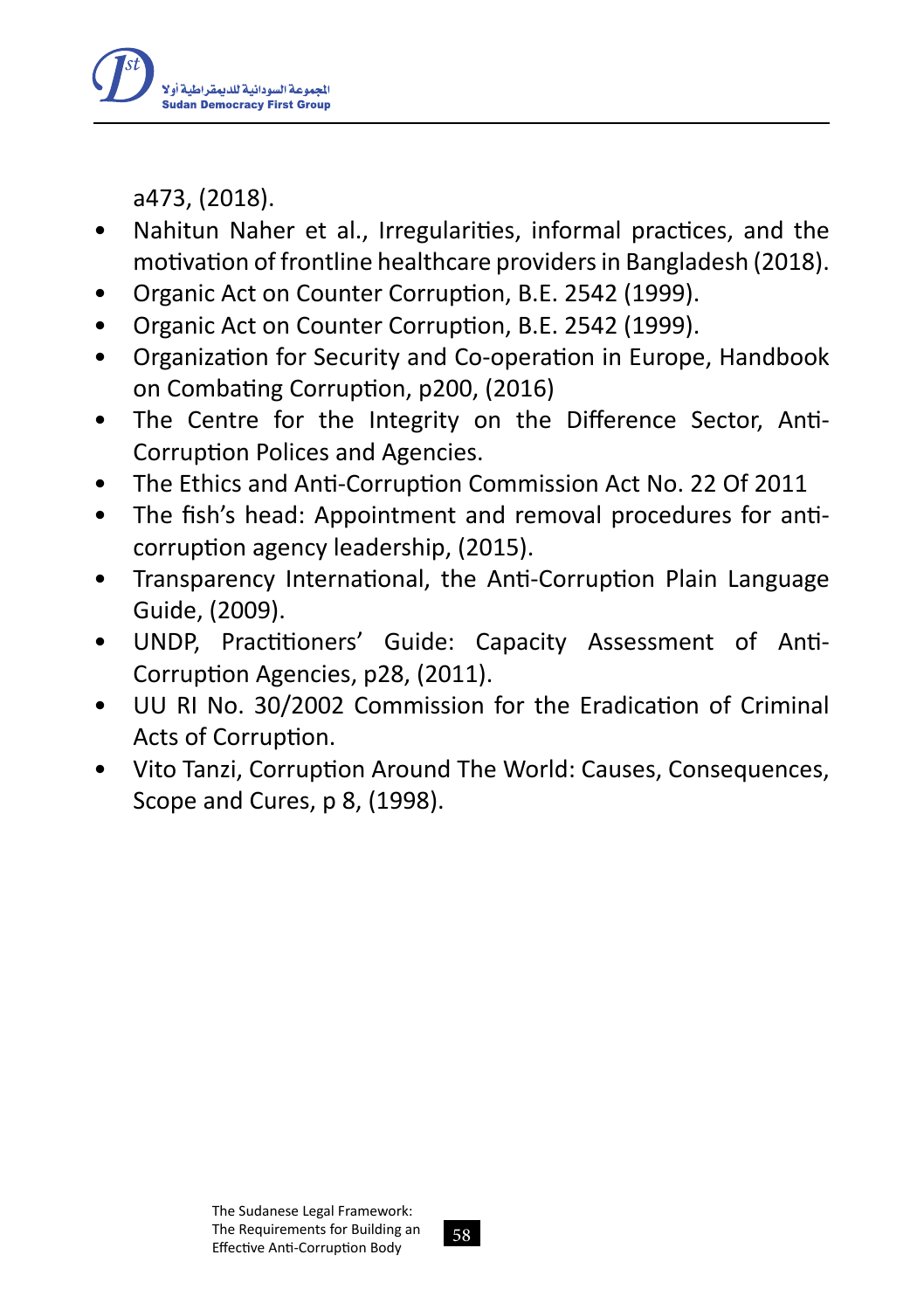a473, (2018).

- Nahitun Naher et al., Irregularities, informal practices, and the motivation of frontline healthcare providers in Bangladesh (2018).
- Organic Act on Counter Corruption, B.E. 2542 (1999).
- Organic Act on Counter Corruption, B.E. 2542 (1999).
- Organization for Security and Co-operation in Europe, Handbook on Combating Corruption, p200, (2016)
- The Centre for the Integrity on the Difference Sector, Anti-Corruption Polices and Agencies.
- The Ethics and Anti-Corruption Commission Act No. 22 Of 2011
- The fish's head: Appointment and removal procedures for anti-corruption agency leadership, (2015).
- Transparency International, the Anti-Corruption Plain Language Guide, (2009).
- UNDP, Practitioners' Guide: Capacity Assessment of Anti-Corruption Agencies, p28, (2011).
- UU RI No. 30/2002 Commission for the Eradication of Criminal Acts of Corruption.
- Vito Tanzi, Corruption Around The World: Causes, Consequences, Scope and Cures, p 8, (1998).